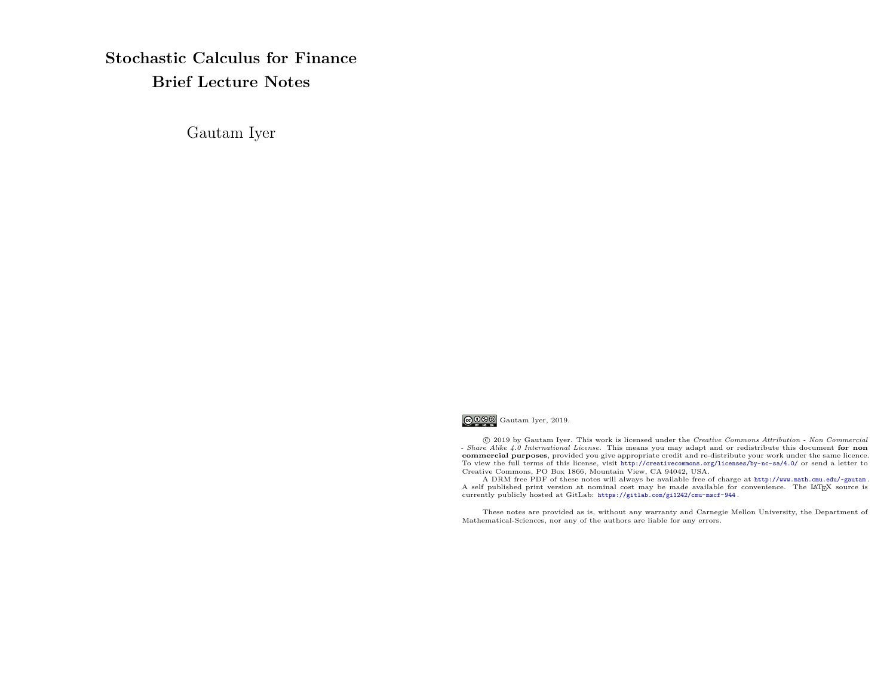# Stochastic Calculus for Finance
# Brief Lecture Notes

Gautam Iyer

Gautam Iyer, 2019.

© 2019 by Gautam Iyer. This work is licensed under the *Creative Commons Attribution - Non Commercial - Share Alike 4.0 International License.* This means you may adapt and or redistribute this document **for non commercial purposes**, provided you give appropriate credit and re-distribute your work under the same licence. To view the full terms of this license, visit http://creativecommons.org/licenses/by-nc-sa/4.0/ or send a letter to Creative Commons, PO Box 1866, Mountain View, CA 94042, USA.

A DRM free PDF of these notes will always be available free of charge at http://www.math.cmu.edu/~gautam. A self published print version at nominal cost may be made available for convenience. The LaTeX source is currently publicly hosted at GitLab: https://gitlab.com/gi1242/cmu-mscf-944.

These notes are provided as is, without any warranty and Carnegie Mellon University, the Department of Mathematical-Sciences, nor any of the authors are liable for any errors.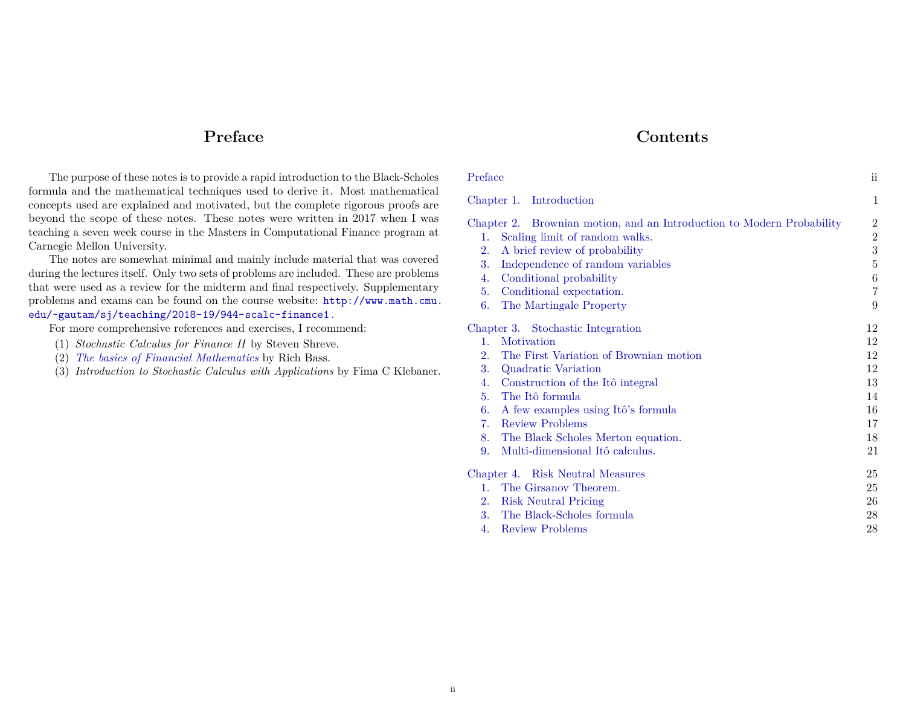# Preface

The purpose of these notes is to provide a rapid introduction to the Black-Scholes formula and the mathematical techniques used to derive it. Most mathematical concepts used are explained and motivated, but the complete rigorous proofs are beyond the scope of these notes. These notes were written in 2017 when I was teaching a seven week course in the Masters in Computational Finance program at Carnegie Mellon University.

The notes are somewhat minimal and mainly include material that was covered during the lectures itself. Only two sets of problems are included. These are problems that were used as a review for the midterm and final respectively. Supplementary problems and exams can be found on the course website: `http://www.math.cmu.edu/~gautam/sj/teaching/2018-19/944-scalc-finance1`.

For more comprehensive references and exercises, I recommend:

(1) *Stochastic Calculus for Finance II* by Steven Shreve.
(2) *The basics of Financial Mathematics* by Rich Bass.
(3) *Introduction to Stochastic Calculus with Applications* by Fima C Klebaner.

# Contents

| | |
|---|---|
| Preface | ii |
| Chapter 1. Introduction | 1 |
| Chapter 2. Brownian motion, and an Introduction to Modern Probability | 2 |
| 1. Scaling limit of random walks. | 2 |
| 2. A brief review of probability | 3 |
| 3. Independence of random variables | 5 |
| 4. Conditional probability | 6 |
| 5. Conditional expectation. | 7 |
| 6. The Martingale Property | 9 |
| Chapter 3. Stochastic Integration | 12 |
| 1. Motivation | 12 |
| 2. The First Variation of Brownian motion | 12 |
| 3. Quadratic Variation | 12 |
| 4. Construction of the Itô integral | 13 |
| 5. The Itô formula | 14 |
| 6. A few examples using Itô's formula | 16 |
| 7. Review Problems | 17 |
| 8. The Black Scholes Merton equation. | 18 |
| 9. Multi-dimensional Itô calculus. | 21 |
| Chapter 4. Risk Neutral Measures | 25 |
| 1. The Girsanov Theorem. | 25 |
| 2. Risk Neutral Pricing | 26 |
| 3. The Black-Scholes formula | 28 |
| 4. Review Problems | 28 |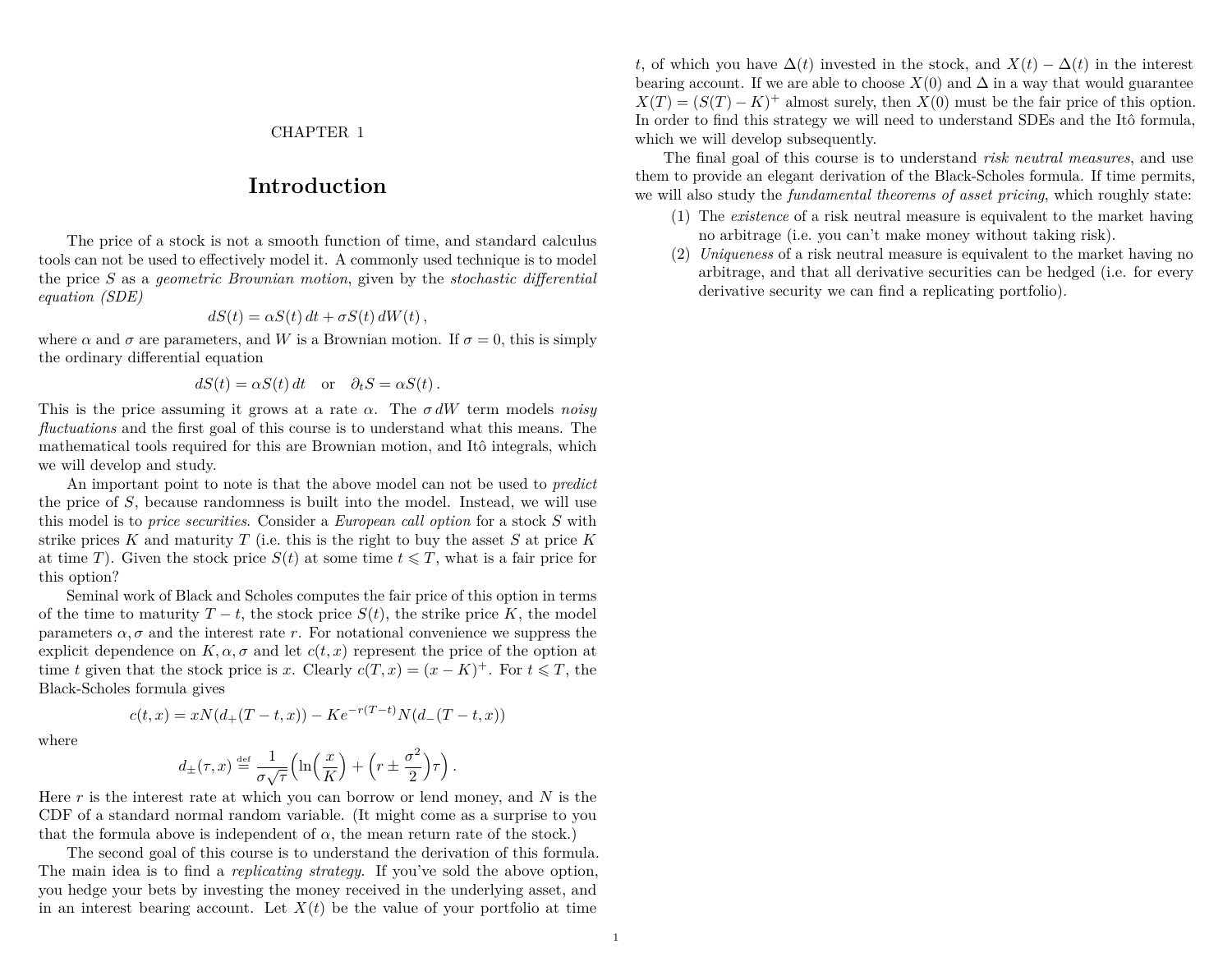# CHAPTER 1

# Introduction

The price of a stock is not a smooth function of time, and standard calculus tools can not be used to effectively model it. A commonly used technique is to model the price $S$ as a *geometric Brownian motion*, given by the *stochastic differential equation (SDE)*

$$dS(t) = \alpha S(t)\,dt + \sigma S(t)\,dW(t)\,,$$

where $\alpha$ and $\sigma$ are parameters, and $W$ is a Brownian motion. If $\sigma = 0$, this is simply the ordinary differential equation

$$dS(t) = \alpha S(t)\,dt \quad \text{or} \quad \partial_t S = \alpha S(t)\,.$$

This is the price assuming it grows at a rate $\alpha$. The $\sigma\,dW$ term models *noisy fluctuations* and the first goal of this course is to understand what this means. The mathematical tools required for this are Brownian motion, and Itô integrals, which we will develop and study.

An important point to note is that the above model can not be used to *predict* the price of $S$, because randomness is built into the model. Instead, we will use this model is to *price securities*. Consider a *European call option* for a stock $S$ with strike prices $K$ and maturity $T$ (i.e. this is the right to buy the asset $S$ at price $K$ at time $T$). Given the stock price $S(t)$ at some time $t \leqslant T$, what is a fair price for this option?

Seminal work of Black and Scholes computes the fair price of this option in terms of the time to maturity $T - t$, the stock price $S(t)$, the strike price $K$, the model parameters $\alpha, \sigma$ and the interest rate $r$. For notational convenience we suppress the explicit dependence on $K, \alpha, \sigma$ and let $c(t, x)$ represent the price of the option at time $t$ given that the stock price is $x$. Clearly $c(T, x) = (x - K)^+$. For $t \leqslant T$, the Black-Scholes formula gives

$$c(t, x) = xN(d_+(T - t, x)) - Ke^{-r(T-t)}N(d_-(T - t, x))$$

where

$$d_\pm(\tau, x) \stackrel{\text{def}}{=} \frac{1}{\sigma\sqrt{\tau}}\Big(\ln\Big(\frac{x}{K}\Big) + \Big(r \pm \frac{\sigma^2}{2}\Big)\tau\Big)\,.$$

Here $r$ is the interest rate at which you can borrow or lend money, and $N$ is the CDF of a standard normal random variable. (It might come as a surprise to you that the formula above is independent of $\alpha$, the mean return rate of the stock.)

The second goal of this course is to understand the derivation of this formula. The main idea is to find a *replicating strategy*. If you've sold the above option, you hedge your bets by investing the money received in the underlying asset, and in an interest bearing account. Let $X(t)$ be the value of your portfolio at time $t$, of which you have $\Delta(t)$ invested in the stock, and $X(t) - \Delta(t)$ in the interest bearing account. If we are able to choose $X(0)$ and $\Delta$ in a way that would guarantee $X(T) = (S(T) - K)^+$ almost surely, then $X(0)$ must be the fair price of this option. In order to find this strategy we will need to understand SDEs and the Itô formula, which we will develop subsequently.

The final goal of this course is to understand *risk neutral measures*, and use them to provide an elegant derivation of the Black-Scholes formula. If time permits, we will also study the *fundamental theorems of asset pricing*, which roughly state:

(1) The *existence* of a risk neutral measure is equivalent to the market having no arbitrage (i.e. you can't make money without taking risk).

(2) *Uniqueness* of a risk neutral measure is equivalent to the market having no arbitrage, and that all derivative securities can be hedged (i.e. for every derivative security we can find a replicating portfolio).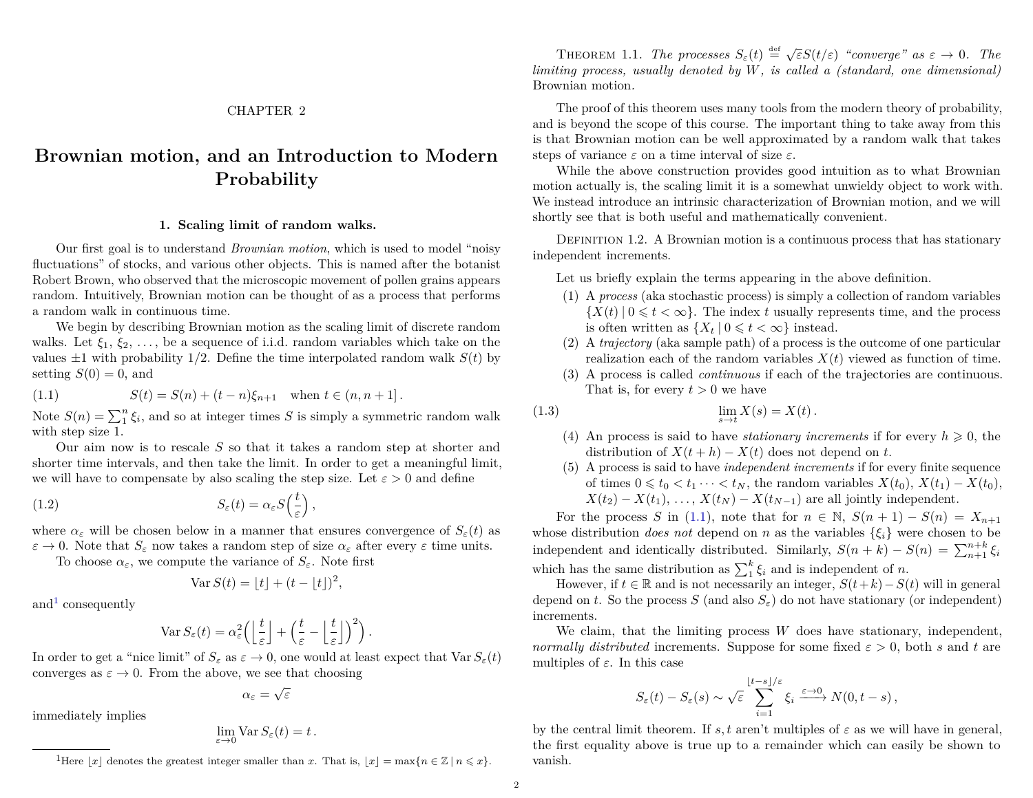# CHAPTER 2

# Brownian motion, and an Introduction to Modern Probability

## 1. Scaling limit of random walks.

Our first goal is to understand *Brownian motion*, which is used to model "noisy fluctuations" of stocks, and various other objects. This is named after the botanist Robert Brown, who observed that the microscopic movement of pollen grains appears random. Intuitively, Brownian motion can be thought of as a process that performs a random walk in continuous time.

We begin by describing Brownian motion as the scaling limit of discrete random walks. Let $\xi_1, \xi_2, \dots,$ be a sequence of i.i.d. random variables which take on the values $\pm 1$ with probability $1/2$. Define the time interpolated random walk $S(t)$ by setting $S(0) = 0$, and

$$S(t) = S(n) + (t - n)\xi_{n+1} \quad \text{when } t \in (n, n+1]\,. \tag{1.1}$$

Note $S(n) = \sum_1^n \xi_i$, and so at integer times $S$ is simply a symmetric random walk with step size 1.

Our aim now is to rescale $S$ so that it takes a random step at shorter and shorter time intervals, and then take the limit. In order to get a meaningful limit, we will have to compensate by also scaling the step size. Let $\varepsilon > 0$ and define

$$S_\varepsilon(t) = \alpha_\varepsilon S\Big(\frac{t}{\varepsilon}\Big)\,, \tag{1.2}$$

where $\alpha_\varepsilon$ will be chosen below in a manner that ensures convergence of $S_\varepsilon(t)$ as $\varepsilon \to 0$. Note that $S_\varepsilon$ now takes a random step of size $\alpha_\varepsilon$ after every $\varepsilon$ time units.

To choose $\alpha_\varepsilon$, we compute the variance of $S_\varepsilon$. Note first

$$\operatorname{Var} S(t) = \lfloor t \rfloor + (t - \lfloor t \rfloor)^2,$$

and[1] consequently

$$\operatorname{Var} S_\varepsilon(t) = \alpha_\varepsilon^2 \Big( \Big\lfloor \frac{t}{\varepsilon} \Big\rfloor + \Big( \frac{t}{\varepsilon} - \Big\lfloor \frac{t}{\varepsilon} \Big\rfloor \Big)^2 \Big)\,.$$

In order to get a "nice limit" of $S_\varepsilon$ as $\varepsilon \to 0$, one would at least expect that $\operatorname{Var} S_\varepsilon(t)$ converges as $\varepsilon \to 0$. From the above, we see that choosing

$$\alpha_\varepsilon = \sqrt{\varepsilon}$$

immediately implies

$$\lim_{\varepsilon \to 0} \operatorname{Var} S_\varepsilon(t) = t\,.$$

[1] Here $\lfloor x \rfloor$ denotes the greatest integer smaller than $x$. That is, $\lfloor x \rfloor = \max\{n \in \mathbb{Z} \mid n \leqslant x\}$.

THEOREM 1.1. *The processes $S_\varepsilon(t) \stackrel{\text{def}}{=} \sqrt{\varepsilon} S(t/\varepsilon)$ "converge" as $\varepsilon \to 0$. The limiting process, usually denoted by $W$, is called a (standard, one dimensional)* Brownian motion.

The proof of this theorem uses many tools from the modern theory of probability, and is beyond the scope of this course. The important thing to take away from this is that Brownian motion can be well approximated by a random walk that takes steps of variance $\varepsilon$ on a time interval of size $\varepsilon$.

While the above construction provides good intuition as to what Brownian motion actually is, the scaling limit it is a somewhat unwieldy object to work with. We instead introduce an intrinsic characterization of Brownian motion, and we will shortly see that is both useful and mathematically convenient.

DEFINITION 1.2. A Brownian motion is a continuous process that has stationary independent increments.

Let us briefly explain the terms appearing in the above definition.

1. A *process* (aka stochastic process) is simply a collection of random variables $\{X(t) \mid 0 \leqslant t < \infty\}$. The index $t$ usually represents time, and the process is often written as $\{X_t \mid 0 \leqslant t < \infty\}$ instead.
2. A *trajectory* (aka sample path) of a process is the outcome of one particular realization each of the random variables $X(t)$ viewed as function of time.
3. A process is called *continuous* if each of the trajectories are continuous. That is, for every $t > 0$ we have
$$\lim_{s \to t} X(s) = X(t)\,. \tag{1.3}$$
4. An process is said to have *stationary increments* if for every $h \geqslant 0$, the distribution of $X(t+h) - X(t)$ does not depend on $t$.
5. A process is said to have *independent increments* if for every finite sequence of times $0 \leqslant t_0 < t_1 \cdots < t_N$, the random variables $X(t_0)$, $X(t_1) - X(t_0)$, $X(t_2) - X(t_1)$, ..., $X(t_N) - X(t_{N-1})$ are all jointly independent.

For the process $S$ in (1.1), note that for $n \in \mathbb{N}$, $S(n+1) - S(n) = X_{n+1}$ whose distribution *does not* depend on $n$ as the variables $\{\xi_i\}$ were chosen to be independent and identically distributed. Similarly, $S(n+k) - S(n) = \sum_{n+1}^{n+k} \xi_i$ which has the same distribution as $\sum_1^k \xi_i$ and is independent of $n$.

However, if $t \in \mathbb{R}$ and is not necessarily an integer, $S(t+k) - S(t)$ will in general depend on $t$. So the process $S$ (and also $S_\varepsilon$) do not have stationary (or independent) increments.

We claim, that the limiting process $W$ does have stationary, independent, *normally distributed* increments. Suppose for some fixed $\varepsilon > 0$, both $s$ and $t$ are multiples of $\varepsilon$. In this case

$$S_\varepsilon(t) - S_\varepsilon(s) \sim \sqrt{\varepsilon} \sum_{i=1}^{\lfloor t-s \rfloor/\varepsilon} \xi_i \xrightarrow{\varepsilon \to 0} N(0, t-s)\,,$$

by the central limit theorem. If $s, t$ aren't multiples of $\varepsilon$ as we will have in general, the first equality above is true up to a remainder which can easily be shown to vanish.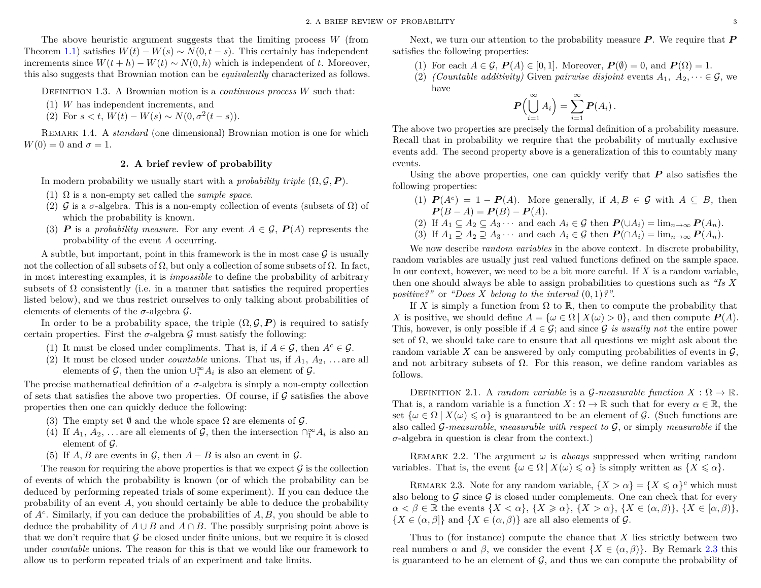The above heuristic argument suggests that the limiting process $W$ (from Theorem 1.1) satisfies $W(t) - W(s) \sim N(0, t-s)$. This certainly has independent increments since $W(t+h) - W(t) \sim N(0,h)$ which is independent of $t$. Moreover, this also suggests that Brownian motion can be *equivalently* characterized as follows.

DEFINITION 1.3. A Brownian motion is a *continuous process* $W$ such that:

1. $W$ has independent increments, and
2. For $s < t$, $W(t) - W(s) \sim N(0, \sigma^2(t-s))$.

REMARK 1.4. A *standard* (one dimensional) Brownian motion is one for which $W(0) = 0$ and $\sigma = 1$.

## 2. A brief review of probability

In modern probability we usually start with a *probability triple* $(\Omega, \mathcal{G}, \boldsymbol{P})$.

1. $\Omega$ is a non-empty set called the *sample space*.
2. $\mathcal{G}$ is a $\sigma$-algebra. This is a non-empty collection of events (subsets of $\Omega$) of which the probability is known.
3. $\boldsymbol{P}$ is a *probability measure*. For any event $A \in \mathcal{G}$, $\boldsymbol{P}(A)$ represents the probability of the event $A$ occurring.

A subtle, but important, point in this framework is the in most case $\mathcal{G}$ is usually not the collection of all subsets of $\Omega$, but only a collection of some subsets of $\Omega$. In fact, in most interesting examples, it is *impossible* to define the probability of arbitrary subsets of $\Omega$ consistently (i.e. in a manner that satisfies the required properties listed below), and we thus restrict ourselves to only talking about probabilities of elements of elements of the $\sigma$-algebra $\mathcal{G}$.

In order to be a probability space, the triple $(\Omega, \mathcal{G}, \boldsymbol{P})$ is required to satisfy certain properties. First the $\sigma$-algebra $\mathcal{G}$ must satisfy the following:

1. It must be closed under compliments. That is, if $A \in \mathcal{G}$, then $A^c \in \mathcal{G}$.
2. It must be closed under *countable* unions. That us, if $A_1, A_2, \ldots$ are all elements of $\mathcal{G}$, then the union $\cup_1^\infty A_i$ is also an element of $\mathcal{G}$.

The precise mathematical definition of a $\sigma$-algebra is simply a non-empty collection of sets that satisfies the above two properties. Of course, if $\mathcal{G}$ satisfies the above properties then one can quickly deduce the following:

3. The empty set $\emptyset$ and the whole space $\Omega$ are elements of $\mathcal{G}$.
4. If $A_1, A_2, \ldots$ are all elements of $\mathcal{G}$, then the intersection $\cap_1^\infty A_i$ is also an element of $\mathcal{G}$.
5. If $A, B$ are events in $\mathcal{G}$, then $A - B$ is also an event in $\mathcal{G}$.

The reason for requiring the above properties is that we expect $\mathcal{G}$ is the collection of events of which the probability is known (or of which the probability can be deduced by performing repeated trials of some experiment). If you can deduce the probability of an event $A$, you should certainly be able to deduce the probability of $A^c$. Similarly, if you can deduce the probabilities of $A, B$, you should be able to deduce the probability of $A \cup B$ and $A \cap B$. The possibly surprising point above is that we don't require that $\mathcal{G}$ be closed under finite unions, but we require it is closed under *countable* unions. The reason for this is that we would like our framework to allow us to perform repeated trials of an experiment and take limits.

Next, we turn our attention to the probability measure $\boldsymbol{P}$. We require that $\boldsymbol{P}$ satisfies the following properties:

1. For each $A \in \mathcal{G}$, $\boldsymbol{P}(A) \in [0,1]$. Moreover, $\boldsymbol{P}(\emptyset) = 0$, and $\boldsymbol{P}(\Omega) = 1$.
2. *(Countable additivity)* Given *pairwise disjoint* events $A_1, A_2, \cdots \in \mathcal{G}$, we have
$$\boldsymbol{P}\Big(\bigcup_{i=1}^\infty A_i\Big) = \sum_{i=1}^\infty \boldsymbol{P}(A_i)\,.$$

The above two properties are precisely the formal definition of a probability measure. Recall that in probability we require that the probability of mutually exclusive events add. The second property above is a generalization of this to countably many events.

Using the above properties, one can quickly verify that $\boldsymbol{P}$ also satisfies the following properties:

1. $\boldsymbol{P}(A^c) = 1 - \boldsymbol{P}(A)$. More generally, if $A, B \in \mathcal{G}$ with $A \subseteq B$, then $\boldsymbol{P}(B - A) = \boldsymbol{P}(B) - \boldsymbol{P}(A)$.
2. If $A_1 \subseteq A_2 \subseteq A_3 \cdots$ and each $A_i \in \mathcal{G}$ then $\boldsymbol{P}(\cup A_i) = \lim_{n\to\infty} \boldsymbol{P}(A_n)$.
3. If $A_1 \supseteq A_2 \supseteq A_3 \cdots$ and each $A_i \in \mathcal{G}$ then $\boldsymbol{P}(\cap A_i) = \lim_{n\to\infty} \boldsymbol{P}(A_n)$.

We now describe *random variables* in the above context. In discrete probability, random variables are usually just real valued functions defined on the sample space. In our context, however, we need to be a bit more careful. If $X$ is a random variable, then one should always be able to assign probabilities to questions such as *"Is $X$ positive?"* or *"Does $X$ belong to the interval $(0,1)$?"*.

If $X$ is simply a function from $\Omega$ to $\mathbb{R}$, then to compute the probability that $X$ is positive, we should define $A = \{\omega \in \Omega \mid X(\omega) > 0\}$, and then compute $\boldsymbol{P}(A)$. This, however, is only possible if $A \in \mathcal{G}$; and since $\mathcal{G}$ *is usually not* the entire power set of $\Omega$, we should take care to ensure that all questions we might ask about the random variable $X$ can be answered by only computing probabilities of events in $\mathcal{G}$, and not arbitrary subsets of $\Omega$. For this reason, we define random variables as follows.

DEFINITION 2.1. A *random variable* is a $\mathcal{G}$*-measurable function* $X : \Omega \to \mathbb{R}$. That is, a random variable is a function $X : \Omega \to \mathbb{R}$ such that for every $\alpha \in \mathbb{R}$, the set $\{\omega \in \Omega \mid X(\omega) \leqslant \alpha\}$ is guaranteed to be an element of $\mathcal{G}$. (Such functions are also called $\mathcal{G}$*-measurable*, *measurable with respect to* $\mathcal{G}$, or simply *measurable* if the $\sigma$-algebra in question is clear from the context.)

REMARK 2.2. The argument $\omega$ is *always* suppressed when writing random variables. That is, the event $\{\omega \in \Omega \mid X(\omega) \leqslant \alpha\}$ is simply written as $\{X \leqslant \alpha\}$.

REMARK 2.3. Note for any random variable, $\{X > \alpha\} = \{X \leqslant \alpha\}^c$ which must also belong to $\mathcal{G}$ since $\mathcal{G}$ is closed under complements. One can check that for every $\alpha < \beta \in \mathbb{R}$ the events $\{X < \alpha\}$, $\{X \geqslant \alpha\}$, $\{X > \alpha\}$, $\{X \in (\alpha, \beta)\}$, $\{X \in [\alpha, \beta)\}$, $\{X \in (\alpha, \beta]\}$ and $\{X \in (\alpha, \beta)\}$ are all also elements of $\mathcal{G}$.

Thus to (for instance) compute the chance that $X$ lies strictly between two real numbers $\alpha$ and $\beta$, we consider the event $\{X \in (\alpha, \beta)\}$. By Remark 2.3 this is guaranteed to be an element of $\mathcal{G}$, and thus we can compute the probability of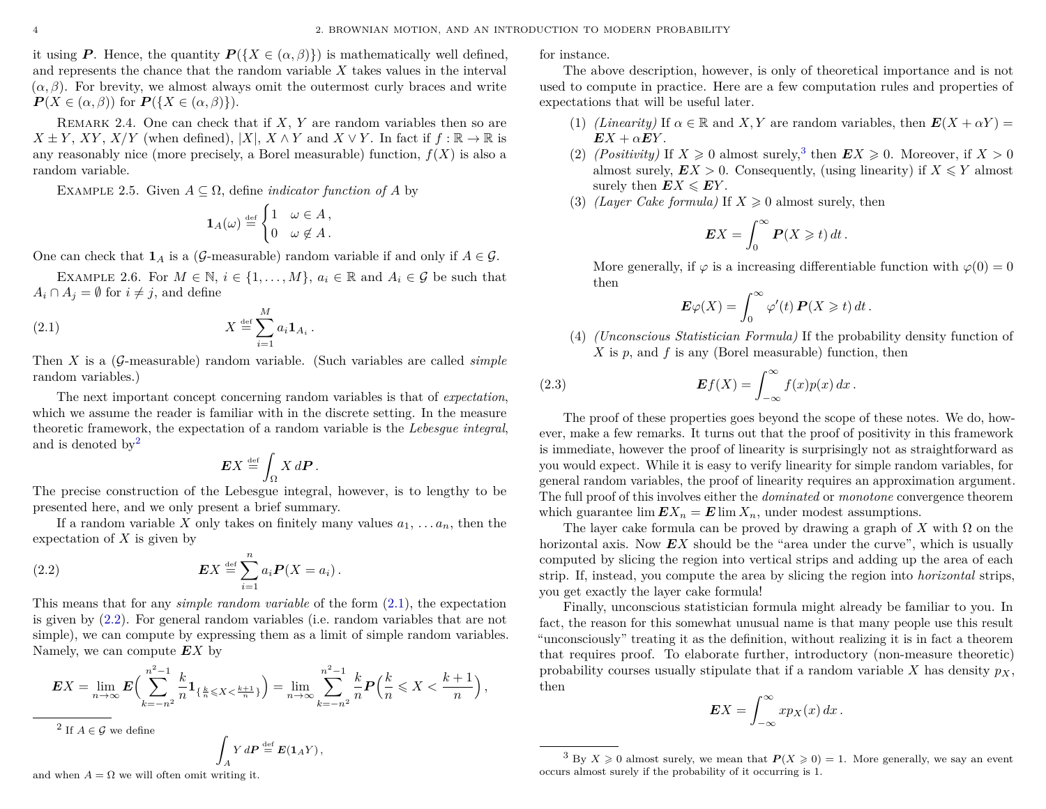it using $\boldsymbol{P}$. Hence, the quantity $\boldsymbol{P}(\{X \in (\alpha, \beta)\})$ is mathematically well defined, and represents the chance that the random variable $X$ takes values in the interval $(\alpha, \beta)$. For brevity, we almost always omit the outermost curly braces and write $\boldsymbol{P}(X \in (\alpha, \beta))$ for $\boldsymbol{P}(\{X \in (\alpha, \beta)\})$.

REMARK 2.4. One can check that if $X$, $Y$ are random variables then so are $X \pm Y$, $XY$, $X/Y$ (when defined), $|X|$, $X \wedge Y$ and $X \vee Y$. In fact if $f : \mathbb{R} \to \mathbb{R}$ is any reasonably nice (more precisely, a Borel measurable) function, $f(X)$ is also a random variable.

EXAMPLE 2.5. Given $A \subseteq \Omega$, define *indicator function of* $A$ by

$$\mathbf{1}_A(\omega) \stackrel{\text{def}}{=} \begin{cases} 1 & \omega \in A\,, \\ 0 & \omega \notin A\,. \end{cases}$$

One can check that $\mathbf{1}_A$ is a ($\mathcal{G}$-measurable) random variable if and only if $A \in \mathcal{G}$.

EXAMPLE 2.6. For $M \in \mathbb{N}$, $i \in \{1, \dots, M\}$, $a_i \in \mathbb{R}$ and $A_i \in \mathcal{G}$ be such that $A_i \cap A_j = \emptyset$ for $i \neq j$, and define

$$X \stackrel{\text{def}}{=} \sum_{i=1}^{M} a_i \mathbf{1}_{A_i}\,. \tag{2.1}$$

Then $X$ is a ($\mathcal{G}$-measurable) random variable. (Such variables are called *simple* random variables.)

The next important concept concerning random variables is that of *expectation*, which we assume the reader is familiar with in the discrete setting. In the measure theoretic framework, the expectation of a random variable is the *Lebesgue integral*, and is denoted by[2]

$$\boldsymbol{E}X \stackrel{\text{def}}{=} \int_\Omega X \, d\boldsymbol{P}\,.$$

The precise construction of the Lebesgue integral, however, is to lengthy to be presented here, and we only present a brief summary.

If a random variable $X$ only takes on finitely many values $a_1, \dots a_n$, then the expectation of $X$ is given by

$$\boldsymbol{E}X \stackrel{\text{def}}{=} \sum_{i=1}^{n} a_i \boldsymbol{P}(X = a_i)\,. \tag{2.2}$$

This means that for any *simple random variable* of the form (2.1), the expectation is given by (2.2). For general random variables (i.e. random variables that are not simple), we can compute by expressing them as a limit of simple random variables. Namely, we can compute $\boldsymbol{E}X$ by

$$\boldsymbol{E}X = \lim_{n \to \infty} \boldsymbol{E}\Big( \sum_{k=-n^2}^{n^2-1} \frac{k}{n} \mathbf{1}_{\{\frac{k}{n} \leqslant X < \frac{k+1}{n}\}} \Big) = \lim_{n \to \infty} \sum_{k=-n^2}^{n^2-1} \frac{k}{n} \boldsymbol{P}\Big( \frac{k}{n} \leqslant X < \frac{k+1}{n} \Big)\,,$$

for instance.

The above description, however, is only of theoretical importance and is not used to compute in practice. Here are a few computation rules and properties of expectations that will be useful later.

1. *(Linearity)* If $\alpha \in \mathbb{R}$ and $X, Y$ are random variables, then $\boldsymbol{E}(X + \alpha Y) = \boldsymbol{E}X + \alpha \boldsymbol{E}Y$.
2. *(Positivity)* If $X \geqslant 0$ almost surely,[3] then $\boldsymbol{E}X \geqslant 0$. Moreover, if $X > 0$ almost surely, $\boldsymbol{E}X > 0$. Consequently, (using linearity) if $X \leqslant Y$ almost surely then $\boldsymbol{E}X \leqslant \boldsymbol{E}Y$.
3. *(Layer Cake formula)* If $X \geqslant 0$ almost surely, then
$$\boldsymbol{E}X = \int_0^\infty \boldsymbol{P}(X \geqslant t)\, dt\,.$$
More generally, if $\varphi$ is a increasing differentiable function with $\varphi(0) = 0$ then
$$\boldsymbol{E}\varphi(X) = \int_0^\infty \varphi'(t)\, \boldsymbol{P}(X \geqslant t)\, dt\,.$$
4. *(Unconscious Statistician Formula)* If the probability density function of $X$ is $p$, and $f$ is any (Borel measurable) function, then
$$\boldsymbol{E}f(X) = \int_{-\infty}^{\infty} f(x) p(x)\, dx\,. \tag{2.3}$$

The proof of these properties goes beyond the scope of these notes. We do, however, make a few remarks. It turns out that the proof of positivity in this framework is immediate, however the proof of linearity is surprisingly not as straightforward as you would expect. While it is easy to verify linearity for simple random variables, for general random variables, the proof of linearity requires an approximation argument. The full proof of this involves either the *dominated* or *monotone* convergence theorem which guarantee $\lim \boldsymbol{E}X_n = \boldsymbol{E} \lim X_n$, under modest assumptions.

The layer cake formula can be proved by drawing a graph of $X$ with $\Omega$ on the horizontal axis. Now $\boldsymbol{E}X$ should be the "area under the curve", which is usually computed by slicing the region into vertical strips and adding up the area of each strip. If, instead, you compute the area by slicing the region into *horizontal* strips, you get exactly the layer cake formula!

Finally, unconscious statistician formula might already be familiar to you. In fact, the reason for this somewhat unusual name is that many people use this result "unconsciously" treating it as the definition, without realizing it is in fact a theorem that requires proof. To elaborate further, introductory (non-measure theoretic) probability courses usually stipulate that if a random variable $X$ has density $p_X$, then

$$\boldsymbol{E}X = \int_{-\infty}^{\infty} x p_X(x)\, dx\,.$$

---

[2] If $A \in \mathcal{G}$ we define
$$\int_A Y \, d\boldsymbol{P} \stackrel{\text{def}}{=} \boldsymbol{E}(\mathbf{1}_A Y)\,,$$
and when $A = \Omega$ we will often omit writing it.

[3] By $X \geqslant 0$ almost surely, we mean that $\boldsymbol{P}(X \geqslant 0) = 1$. More generally, we say an event occurs almost surely if the probability of it occurring is 1.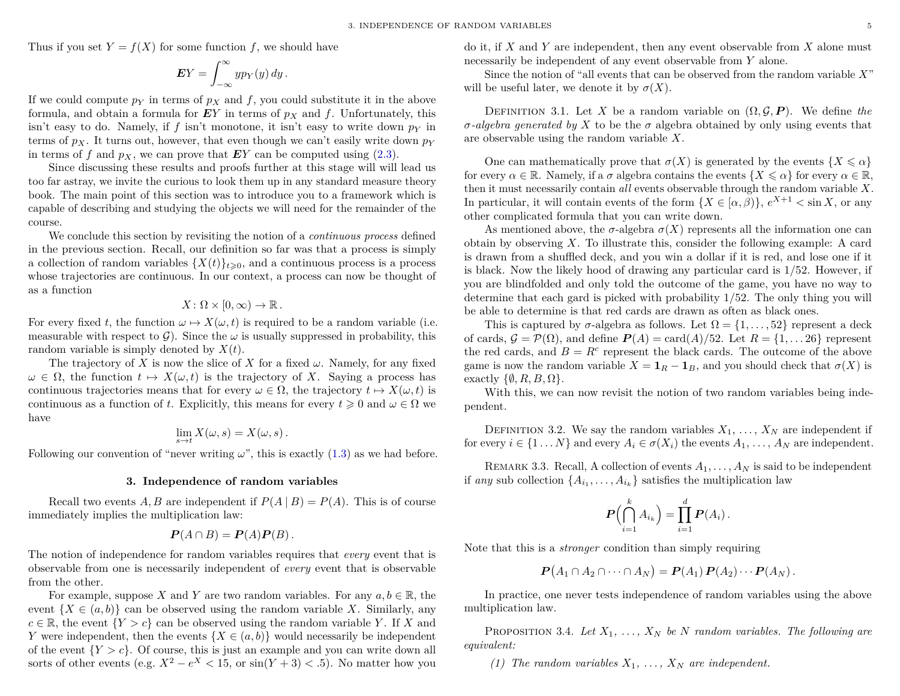Thus if you set $Y = f(X)$ for some function $f$, we should have

$$\boldsymbol{E}Y = \int_{-\infty}^{\infty} y p_Y(y)\, dy\,.$$

If we could compute $p_Y$ in terms of $p_X$ and $f$, you could substitute it in the above formula, and obtain a formula for $\boldsymbol{E}Y$ in terms of $p_X$ and $f$. Unfortunately, this isn't easy to do. Namely, if $f$ isn't monotone, it isn't easy to write down $p_Y$ in terms of $p_X$. It turns out, however, that even though we can't easily write down $p_Y$ in terms of $f$ and $p_X$, we can prove that $\boldsymbol{E}Y$ can be computed using (2.3).

Since discussing these results and proofs further at this stage will will lead us too far astray, we invite the curious to look them up in any standard measure theory book. The main point of this section was to introduce you to a framework which is capable of describing and studying the objects we will need for the remainder of the course.

We conclude this section by revisiting the notion of a *continuous process* defined in the previous section. Recall, our definition so far was that a process is simply a collection of random variables $\{X(t)\}_{t\geqslant 0}$, and a continuous process is a process whose trajectories are continuous. In our context, a process can now be thought of as a function

$$X \colon \Omega \times [0, \infty) \to \mathbb{R}\,.$$

For every fixed $t$, the function $\omega \mapsto X(\omega, t)$ is required to be a random variable (i.e. measurable with respect to $\mathcal{G}$). Since the $\omega$ is usually suppressed in probability, this random variable is simply denoted by $X(t)$.

The trajectory of $X$ is now the slice of $X$ for a fixed $\omega$. Namely, for any fixed $\omega \in \Omega$, the function $t \mapsto X(\omega, t)$ is the trajectory of $X$. Saying a process has continuous trajectories means that for every $\omega \in \Omega$, the trajectory $t \mapsto X(\omega, t)$ is continuous as a function of $t$. Explicitly, this means for every $t \geqslant 0$ and $\omega \in \Omega$ we have

$$\lim_{s \to t} X(\omega, s) = X(\omega, s)\,.$$

Following our convention of "never writing $\omega$", this is exactly (1.3) as we had before.

## 3. Independence of random variables

Recall two events $A, B$ are independent if $P(A \mid B) = P(A)$. This is of course immediately implies the multiplication law:

$$\boldsymbol{P}(A \cap B) = \boldsymbol{P}(A)\boldsymbol{P}(B)\,.$$

The notion of independence for random variables requires that *every* event that is observable from one is necessarily independent of *every* event that is observable from the other.

For example, suppose $X$ and $Y$ are two random variables. For any $a, b \in \mathbb{R}$, the event $\{X \in (a, b)\}$ can be observed using the random variable $X$. Similarly, any $c \in \mathbb{R}$, the event $\{Y > c\}$ can be observed using the random variable $Y$. If $X$ and $Y$ were independent, then the events $\{X \in (a, b)\}$ would necessarily be independent of the event $\{Y > c\}$. Of course, this is just an example and you can write down all sorts of other events (e.g. $X^2 - e^X < 15$, or $\sin(Y + 3) < .5$). No matter how you do it, if $X$ and $Y$ are independent, then any event observable from $X$ alone must necessarily be independent of any event observable from $Y$ alone.

Since the notion of "all events that can be observed from the random variable $X$" will be useful later, we denote it by $\sigma(X)$.

DEFINITION 3.1. Let $X$ be a random variable on $(\Omega, \mathcal{G}, \boldsymbol{P})$. We define *the $\sigma$-algebra generated by* $X$ to be the $\sigma$ algebra obtained by only using events that are observable using the random variable $X$.

One can mathematically prove that $\sigma(X)$ is generated by the events $\{X \leqslant \alpha\}$ for every $\alpha \in \mathbb{R}$. Namely, if a $\sigma$ algebra contains the events $\{X \leqslant \alpha\}$ for every $\alpha \in \mathbb{R}$, then it must necessarily contain *all* events observable through the random variable $X$. In particular, it will contain events of the form $\{X \in [\alpha, \beta)\}$, $e^{X+1} < \sin X$, or any other complicated formula that you can write down.

As mentioned above, the $\sigma$-algebra $\sigma(X)$ represents all the information one can obtain by observing $X$. To illustrate this, consider the following example: A card is drawn from a shuffled deck, and you win a dollar if it is red, and lose one if it is black. Now the likely hood of drawing any particular card is $1/52$. However, if you are blindfolded and only told the outcome of the game, you have no way to determine that each gard is picked with probability $1/52$. The only thing you will be able to determine is that red cards are drawn as often as black ones.

This is captured by $\sigma$-algebra as follows. Let $\Omega = \{1, \ldots, 52\}$ represent a deck of cards, $\mathcal{G} = \mathcal{P}(\Omega)$, and define $\boldsymbol{P}(A) = \operatorname{card}(A)/52$. Let $R = \{1, \ldots 26\}$ represent the red cards, and $B = R^c$ represent the black cards. The outcome of the above game is now the random variable $X = \mathbf{1}_R - \mathbf{1}_B$, and you should check that $\sigma(X)$ is exactly $\{\emptyset, R, B, \Omega\}$.

With this, we can now revisit the notion of two random variables being independent.

DEFINITION 3.2. We say the random variables $X_1, \ldots, X_N$ are independent if for every $i \in \{1 \ldots N\}$ and every $A_i \in \sigma(X_i)$ the events $A_1, \ldots, A_N$ are independent.

REMARK 3.3. Recall, A collection of events $A_1, \ldots, A_N$ is said to be independent if *any* sub collection $\{A_{i_1}, \ldots, A_{i_k}\}$ satisfies the multiplication law

$$\boldsymbol{P}\Big(\bigcap_{i=1}^{k} A_{i_k}\Big) = \prod_{i=1}^{d} \boldsymbol{P}(A_i)\,.$$

Note that this is a *stronger* condition than simply requiring

$$\boldsymbol{P}\big(A_1 \cap A_2 \cap \cdots \cap A_N\big) = \boldsymbol{P}(A_1)\,\boldsymbol{P}(A_2) \cdots \boldsymbol{P}(A_N)\,.$$

In practice, one never tests independence of random variables using the above multiplication law.

PROPOSITION 3.4. *Let $X_1, \ldots, X_N$ be $N$ random variables. The following are equivalent:*

*(1) The random variables $X_1, \ldots, X_N$ are independent.*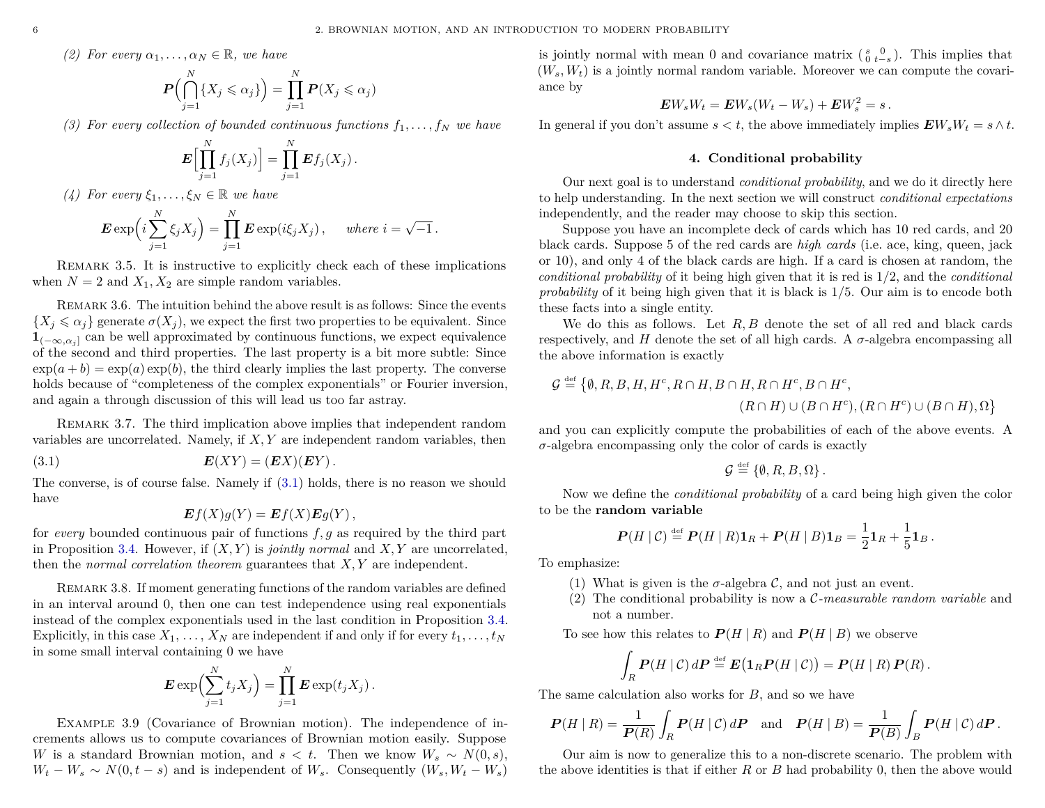*(2) For every $\alpha_1, \dots, \alpha_N \in \mathbb{R}$, we have*

$$\boldsymbol{P}\Big(\bigcap_{j=1}^N \{X_j \leqslant \alpha_j\}\Big) = \prod_{j=1}^N \boldsymbol{P}(X_j \leqslant \alpha_j)$$

*(3) For every collection of bounded continuous functions $f_1, \dots, f_N$ we have*

$$\boldsymbol{E}\Big[\prod_{j=1}^N f_j(X_j)\Big] = \prod_{j=1}^N \boldsymbol{E} f_j(X_j)\,.$$

*(4) For every $\xi_1, \dots, \xi_N \in \mathbb{R}$ we have*

$$\boldsymbol{E}\exp\Big(i\sum_{j=1}^N \xi_j X_j\Big) = \prod_{j=1}^N \boldsymbol{E}\exp(i\xi_j X_j)\,, \qquad \text{where } i = \sqrt{-1}\,.$$

Remark 3.5. It is instructive to explicitly check each of these implications when $N = 2$ and $X_1, X_2$ are simple random variables.

Remark 3.6. The intuition behind the above result is as follows: Since the events $\{X_j \leqslant \alpha_j\}$ generate $\sigma(X_j)$, we expect the first two properties to be equivalent. Since $\mathbf{1}_{(-\infty,\alpha_j]}$ can be well approximated by continuous functions, we expect equivalence of the second and third properties. The last property is a bit more subtle: Since $\exp(a+b) = \exp(a)\exp(b)$, the third clearly implies the last property. The converse holds because of "completeness of the complex exponentials" or Fourier inversion, and again a through discussion of this will lead us too far astray.

Remark 3.7. The third implication above implies that independent random variables are uncorrelated. Namely, if $X, Y$ are independent random variables, then

$$\boldsymbol{E}(XY) = (\boldsymbol{E}X)(\boldsymbol{E}Y)\,. \tag{3.1}$$

The converse, is of course false. Namely if (3.1) holds, there is no reason we should have

$$\boldsymbol{E} f(X) g(Y) = \boldsymbol{E} f(X) \boldsymbol{E} g(Y)\,,$$

for *every* bounded continuous pair of functions $f, g$ as required by the third part in Proposition 3.4. However, if $(X, Y)$ is *jointly normal* and $X, Y$ are uncorrelated, then the *normal correlation theorem* guarantees that $X, Y$ are independent.

Remark 3.8. If moment generating functions of the random variables are defined in an interval around 0, then one can test independence using real exponentials instead of the complex exponentials used in the last condition in Proposition 3.4. Explicitly, in this case $X_1, \dots, X_N$ are independent if and only if for every $t_1, \dots, t_N$ in some small interval containing 0 we have

$$\boldsymbol{E}\exp\Big(\sum_{j=1}^N t_j X_j\Big) = \prod_{j=1}^N \boldsymbol{E}\exp(t_j X_j)\,.$$

Example 3.9 (Covariance of Brownian motion). The independence of increments allows us to compute covariances of Brownian motion easily. Suppose $W$ is a standard Brownian motion, and $s < t$. Then we know $W_s \sim N(0, s)$, $W_t - W_s \sim N(0, t-s)$ and is independent of $W_s$. Consequently $(W_s, W_t - W_s)$ is jointly normal with mean 0 and covariance matrix $\begin{pmatrix} s & 0 \\ 0 & t-s \end{pmatrix}$. This implies that $(W_s, W_t)$ is a jointly normal random variable. Moreover we can compute the covariance by

$$\boldsymbol{E} W_s W_t = \boldsymbol{E} W_s (W_t - W_s) + \boldsymbol{E} W_s^2 = s\,.$$

In general if you don't assume $s < t$, the above immediately implies $\boldsymbol{E} W_s W_t = s \wedge t$.

## 4. Conditional probability

Our next goal is to understand *conditional probability*, and we do it directly here to help understanding. In the next section we will construct *conditional expectations* independently, and the reader may choose to skip this section.

Suppose you have an incomplete deck of cards which has 10 red cards, and 20 black cards. Suppose 5 of the red cards are *high cards* (i.e. ace, king, queen, jack or 10), and only 4 of the black cards are high. If a card is chosen at random, the *conditional probability* of it being high given that it is red is 1/2, and the *conditional probability* of it being high given that it is black is 1/5. Our aim is to encode both these facts into a single entity.

We do this as follows. Let $R, B$ denote the set of all red and black cards respectively, and $H$ denote the set of all high cards. A $\sigma$-algebra encompassing all the above information is exactly

$$\mathcal{G} \stackrel{\text{def}}{=} \big\{\emptyset, R, B, H, H^c, R\cap H, B\cap H, R\cap H^c, B\cap H^c, (R\cap H)\cup(B\cap H^c), (R\cap H^c)\cup(B\cap H), \Omega\big\}$$

and you can explicitly compute the probabilities of each of the above events. A $\sigma$-algebra encompassing only the color of cards is exactly

$$\mathcal{G} \stackrel{\text{def}}{=} \{\emptyset, R, B, \Omega\}\,.$$

Now we define the *conditional probability* of a card being high given the color to be the **random variable**

$$\boldsymbol{P}(H \mid \mathcal{C}) \stackrel{\text{def}}{=} \boldsymbol{P}(H \mid R)\mathbf{1}_R + \boldsymbol{P}(H \mid B)\mathbf{1}_B = \frac{1}{2}\mathbf{1}_R + \frac{1}{5}\mathbf{1}_B\,.$$

To emphasize:

1. What is given is the $\sigma$-algebra $\mathcal{C}$, and not just an event.
2. The conditional probability is now a *$\mathcal{C}$-measurable random variable* and not a number.

To see how this relates to $\boldsymbol{P}(H \mid R)$ and $\boldsymbol{P}(H \mid B)$ we observe

$$\int_R \boldsymbol{P}(H \mid \mathcal{C})\, d\boldsymbol{P} \stackrel{\text{def}}{=} \boldsymbol{E}\big(\mathbf{1}_R \boldsymbol{P}(H \mid \mathcal{C})\big) = \boldsymbol{P}(H \mid R)\, \boldsymbol{P}(R)\,.$$

The same calculation also works for $B$, and so we have

$$\boldsymbol{P}(H \mid R) = \frac{1}{\boldsymbol{P}(R)} \int_R \boldsymbol{P}(H \mid \mathcal{C})\, d\boldsymbol{P} \quad \text{and} \quad \boldsymbol{P}(H \mid B) = \frac{1}{\boldsymbol{P}(B)} \int_B \boldsymbol{P}(H \mid \mathcal{C})\, d\boldsymbol{P}\,.$$

Our aim is now to generalize this to a non-discrete scenario. The problem with the above identities is that if either $R$ or $B$ had probability 0, then the above would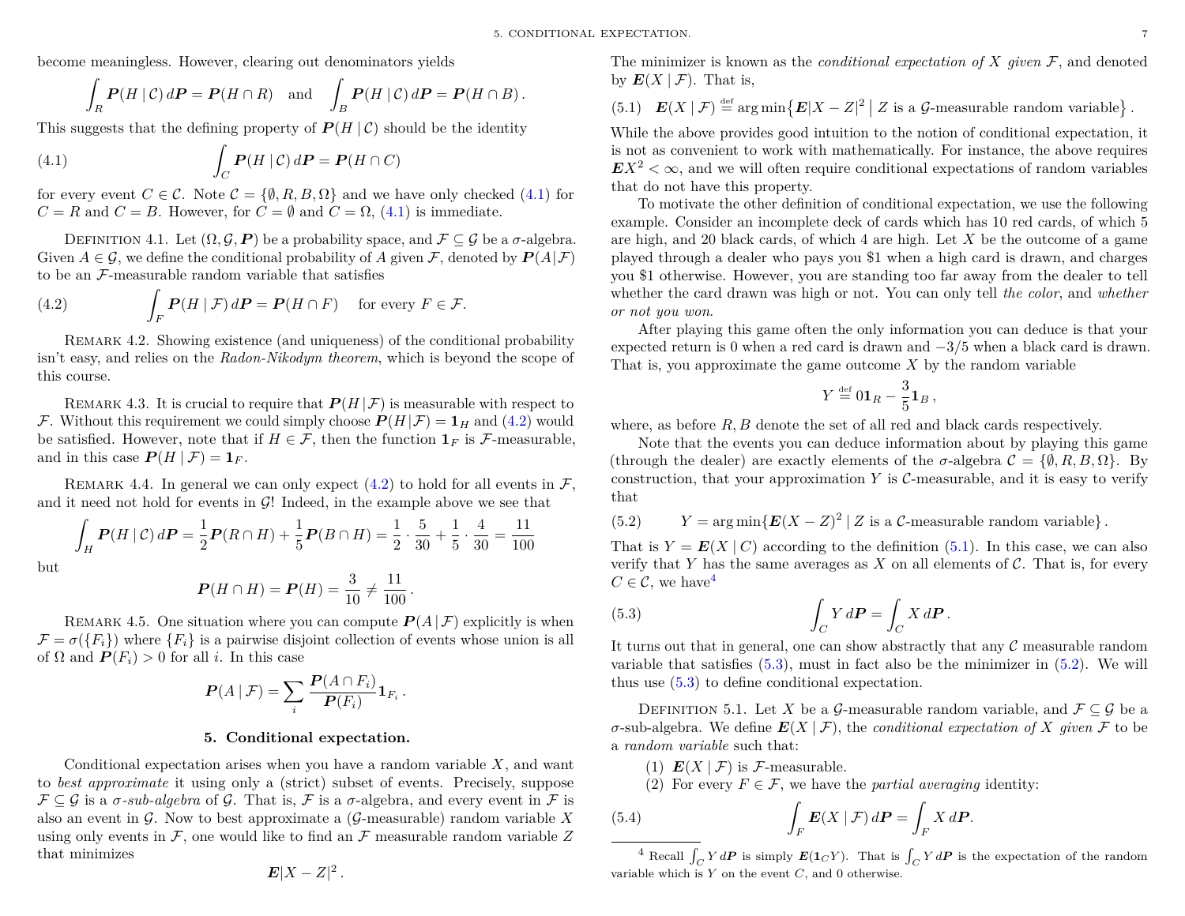become meaningless. However, clearing out denominators yields

$$\int_R \boldsymbol{P}(H \mid \mathcal{C})\, d\boldsymbol{P} = \boldsymbol{P}(H \cap R) \quad \text{and} \quad \int_B \boldsymbol{P}(H \mid \mathcal{C})\, d\boldsymbol{P} = \boldsymbol{P}(H \cap B)\,.$$

This suggests that the defining property of $\boldsymbol{P}(H \mid \mathcal{C})$ should be the identity

$$\int_C \boldsymbol{P}(H \mid \mathcal{C})\, d\boldsymbol{P} = \boldsymbol{P}(H \cap C) \tag{4.1}$$

for every event $C \in \mathcal{C}$. Note $\mathcal{C} = \{\emptyset, R, B, \Omega\}$ and we have only checked (4.1) for $C = R$ and $C = B$. However, for $C = \emptyset$ and $C = \Omega$, (4.1) is immediate.

Definition 4.1. Let $(\Omega, \mathcal{G}, \boldsymbol{P})$ be a probability space, and $\mathcal{F} \subseteq \mathcal{G}$ be a $\sigma$-algebra. Given $A \in \mathcal{G}$, we define the conditional probability of $A$ given $\mathcal{F}$, denoted by $\boldsymbol{P}(A|\mathcal{F})$ to be an $\mathcal{F}$-measurable random variable that satisfies

$$\int_F \boldsymbol{P}(H \mid \mathcal{F})\, d\boldsymbol{P} = \boldsymbol{P}(H \cap F) \quad \text{for every } F \in \mathcal{F}. \tag{4.2}$$

Remark 4.2. Showing existence (and uniqueness) of the conditional probability isn't easy, and relies on the *Radon-Nikodym theorem*, which is beyond the scope of this course.

Remark 4.3. It is crucial to require that $\boldsymbol{P}(H \mid \mathcal{F})$ is measurable with respect to $\mathcal{F}$. Without this requirement we could simply choose $\boldsymbol{P}(H|\mathcal{F}) = \mathbf{1}_H$ and (4.2) would be satisfied. However, note that if $H \in \mathcal{F}$, then the function $\mathbf{1}_F$ is $\mathcal{F}$-measurable, and in this case $\boldsymbol{P}(H \mid \mathcal{F}) = \mathbf{1}_F$.

Remark 4.4. In general we can only expect (4.2) to hold for all events in $\mathcal{F}$, and it need not hold for events in $\mathcal{G}$! Indeed, in the example above we see that

$$\int_H \boldsymbol{P}(H \mid \mathcal{C})\, d\boldsymbol{P} = \frac{1}{2}\boldsymbol{P}(R \cap H) + \frac{1}{5}\boldsymbol{P}(B \cap H) = \frac{1}{2} \cdot \frac{5}{30} + \frac{1}{5} \cdot \frac{4}{30} = \frac{11}{100}$$

but

$$\boldsymbol{P}(H \cap H) = \boldsymbol{P}(H) = \frac{3}{10} \neq \frac{11}{100}\,.$$

Remark 4.5. One situation where you can compute $\boldsymbol{P}(A \mid \mathcal{F})$ explicitly is when $\mathcal{F} = \sigma(\{F_i\})$ where $\{F_i\}$ is a pairwise disjoint collection of events whose union is all of $\Omega$ and $\boldsymbol{P}(F_i) > 0$ for all $i$. In this case

$$\boldsymbol{P}(A \mid \mathcal{F}) = \sum_i \frac{\boldsymbol{P}(A \cap F_i)}{\boldsymbol{P}(F_i)} \mathbf{1}_{F_i}\,.$$

## 5. Conditional expectation.

Conditional expectation arises when you have a random variable $X$, and want to *best approximate* it using only a (strict) subset of events. Precisely, suppose $\mathcal{F} \subseteq \mathcal{G}$ is a $\sigma$-*sub-algebra* of $\mathcal{G}$. That is, $\mathcal{F}$ is a $\sigma$-algebra, and every event in $\mathcal{F}$ is also an event in $\mathcal{G}$. Now to best approximate a ($\mathcal{G}$-measurable) random variable $X$ using only events in $\mathcal{F}$, one would like to find an $\mathcal{F}$ measurable random variable $Z$ that minimizes

$$\boldsymbol{E}|X - Z|^2\,.$$

The minimizer is known as the *conditional expectation of $X$ given* $\mathcal{F}$, and denoted by $\boldsymbol{E}(X \mid \mathcal{F})$. That is,

$$\boldsymbol{E}(X \mid \mathcal{F}) \stackrel{\text{def}}{=} \arg\min\{\boldsymbol{E}|X - Z|^2 \mid Z \text{ is a } \mathcal{G}\text{-measurable random variable}\}\,. \tag{5.1}$$

While the above provides good intuition to the notion of conditional expectation, it is not as convenient to work with mathematically. For instance, the above requires $\boldsymbol{E}X^2 < \infty$, and we will often require conditional expectations of random variables that do not have this property.

To motivate the other definition of conditional expectation, we use the following example. Consider an incomplete deck of cards which has 10 red cards, of which 5 are high, and 20 black cards, of which 4 are high. Let $X$ be the outcome of a game played through a dealer who pays you \$1 when a high card is drawn, and charges you \$1 otherwise. However, you are standing too far away from the dealer to tell whether the card drawn was high or not. You can only tell *the color*, and *whether or not you won*.

After playing this game often the only information you can deduce is that your expected return is 0 when a red card is drawn and $-3/5$ when a black card is drawn. That is, you approximate the game outcome $X$ by the random variable

$$Y \stackrel{\text{def}}{=} 0\mathbf{1}_R - \frac{3}{5}\mathbf{1}_B\,,$$

where, as before $R, B$ denote the set of all red and black cards respectively.

Note that the events you can deduce information about by playing this game (through the dealer) are exactly elements of the $\sigma$-algebra $\mathcal{C} = \{\emptyset, R, B, \Omega\}$. By construction, that your approximation $Y$ is $\mathcal{C}$-measurable, and it is easy to verify that

$$Y = \arg\min\{\boldsymbol{E}(X - Z)^2 \mid Z \text{ is a } \mathcal{C}\text{-measurable random variable}\}\,. \tag{5.2}$$

That is $Y = \boldsymbol{E}(X \mid C)$ according to the definition (5.1). In this case, we can also verify that $Y$ has the same averages as $X$ on all elements of $\mathcal{C}$. That is, for every $C \in \mathcal{C}$, we have[4]

$$\int_C Y\, d\boldsymbol{P} = \int_C X\, d\boldsymbol{P}\,. \tag{5.3}$$

It turns out that in general, one can show abstractly that any $\mathcal{C}$ measurable random variable that satisfies (5.3), must in fact also be the minimizer in (5.2). We will thus use (5.3) to define conditional expectation.

Definition 5.1. Let $X$ be a $\mathcal{G}$-measurable random variable, and $\mathcal{F} \subseteq \mathcal{G}$ be a $\sigma$-sub-algebra. We define $\boldsymbol{E}(X \mid \mathcal{F})$, the *conditional expectation of $X$ given* $\mathcal{F}$ to be a *random variable* such that:

1. $\boldsymbol{E}(X \mid \mathcal{F})$ is $\mathcal{F}$-measurable.
2. For every $F \in \mathcal{F}$, we have the *partial averaging* identity:

$$\int_F \boldsymbol{E}(X \mid \mathcal{F})\, d\boldsymbol{P} = \int_F X\, d\boldsymbol{P}. \tag{5.4}$$

[4] Recall $\int_C Y\, d\boldsymbol{P}$ is simply $\boldsymbol{E}(\mathbf{1}_C Y)$. That is $\int_C Y\, d\boldsymbol{P}$ is the expectation of the random variable which is $Y$ on the event $C$, and 0 otherwise.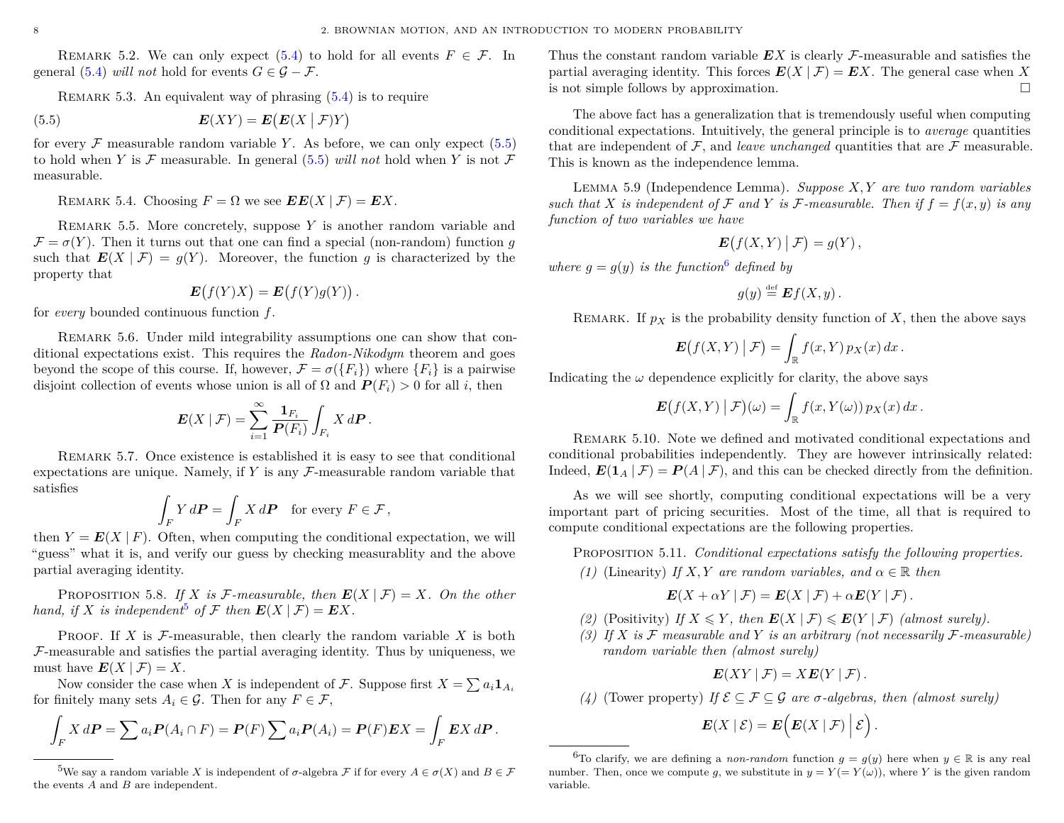REMARK 5.2. We can only expect (5.4) to hold for all events $F \in \mathcal{F}$. In general (5.4) *will not* hold for events $G \in \mathcal{G} - \mathcal{F}$.

REMARK 5.3. An equivalent way of phrasing (5.4) is to require

$$\boldsymbol{E}(XY) = \boldsymbol{E}\big(\boldsymbol{E}(X \mid \mathcal{F})Y\big) \tag{5.5}$$

for every $\mathcal{F}$ measurable random variable $Y$. As before, we can only expect (5.5) to hold when $Y$ is $\mathcal{F}$ measurable. In general (5.5) *will not* hold when $Y$ is not $\mathcal{F}$ measurable.

REMARK 5.4. Choosing $F = \Omega$ we see $\boldsymbol{E}\boldsymbol{E}(X \mid \mathcal{F}) = \boldsymbol{E}X$.

REMARK 5.5. More concretely, suppose $Y$ is another random variable and $\mathcal{F} = \sigma(Y)$. Then it turns out that one can find a special (non-random) function $g$ such that $\boldsymbol{E}(X \mid \mathcal{F}) = g(Y)$. Moreover, the function $g$ is characterized by the property that

$$\boldsymbol{E}\big(f(Y)X\big) = \boldsymbol{E}\big(f(Y)g(Y)\big).$$

for *every* bounded continuous function $f$.

REMARK 5.6. Under mild integrability assumptions one can show that conditional expectations exist. This requires the *Radon-Nikodym* theorem and goes beyond the scope of this course. If, however, $\mathcal{F} = \sigma(\{F_i\})$ where $\{F_i\}$ is a pairwise disjoint collection of events whose union is all of $\Omega$ and $\boldsymbol{P}(F_i) > 0$ for all $i$, then

$$\boldsymbol{E}(X \mid \mathcal{F}) = \sum_{i=1}^{\infty} \frac{\boldsymbol{1}_{F_i}}{\boldsymbol{P}(F_i)} \int_{F_i} X \, d\boldsymbol{P}.$$

REMARK 5.7. Once existence is established it is easy to see that conditional expectations are unique. Namely, if $Y$ is any $\mathcal{F}$-measurable random variable that satisfies

$$\int_F Y \, d\boldsymbol{P} = \int_F X \, d\boldsymbol{P} \quad \text{for every } F \in \mathcal{F},$$

then $Y = \boldsymbol{E}(X \mid F)$. Often, when computing the conditional expectation, we will "guess" what it is, and verify our guess by checking measurablity and the above partial averaging identity.

PROPOSITION 5.8. *If $X$ is $\mathcal{F}$-measurable, then $\boldsymbol{E}(X \mid \mathcal{F}) = X$. On the other hand, if $X$ is independent*[5] *of $\mathcal{F}$ then $\boldsymbol{E}(X \mid \mathcal{F}) = \boldsymbol{E}X$.*

PROOF. If $X$ is $\mathcal{F}$-measurable, then clearly the random variable $X$ is both $\mathcal{F}$-measurable and satisfies the partial averaging identity. Thus by uniqueness, we must have $\boldsymbol{E}(X \mid \mathcal{F}) = X$.

Now consider the case when $X$ is independent of $\mathcal{F}$. Suppose first $X = \sum a_i \boldsymbol{1}_{A_i}$ for finitely many sets $A_i \in \mathcal{G}$. Then for any $F \in \mathcal{F}$,

$$\int_F X \, d\boldsymbol{P} = \sum a_i \boldsymbol{P}(A_i \cap F) = \boldsymbol{P}(F) \sum a_i \boldsymbol{P}(A_i) = \boldsymbol{P}(F)\boldsymbol{E}X = \int_F \boldsymbol{E}X \, d\boldsymbol{P}.$$

Thus the constant random variable $\boldsymbol{E}X$ is clearly $\mathcal{F}$-measurable and satisfies the partial averaging identity. This forces $\boldsymbol{E}(X \mid \mathcal{F}) = \boldsymbol{E}X$. The general case when $X$ is not simple follows by approximation. ∎

The above fact has a generalization that is tremendously useful when computing conditional expectations. Intuitively, the general principle is to *average* quantities that are independent of $\mathcal{F}$, and *leave unchanged* quantities that are $\mathcal{F}$ measurable. This is known as the independence lemma.

LEMMA 5.9 (Independence Lemma). *Suppose $X, Y$ are two random variables such that $X$ is independent of $\mathcal{F}$ and $Y$ is $\mathcal{F}$-measurable. Then if $f = f(x, y)$ is any function of two variables we have*

$$\boldsymbol{E}\big(f(X,Y) \bigm| \mathcal{F}\big) = g(Y),$$

*where $g = g(y)$ is the function*[6] *defined by*

$$g(y) \stackrel{\text{def}}{=} \boldsymbol{E}f(X, y).$$

REMARK. If $p_X$ is the probability density function of $X$, then the above says

$$\boldsymbol{E}\big(f(X,Y) \bigm| \mathcal{F}\big) = \int_{\mathbb{R}} f(x, Y) \, p_X(x) \, dx.$$

Indicating the $\omega$ dependence explicitly for clarity, the above says

$$\boldsymbol{E}\big(f(X,Y) \bigm| \mathcal{F}\big)(\omega) = \int_{\mathbb{R}} f(x, Y(\omega)) \, p_X(x) \, dx.$$

REMARK 5.10. Note we defined and motivated conditional expectations and conditional probabilities independently. They are however intrinsically related: Indeed, $\boldsymbol{E}(\boldsymbol{1}_A \mid \mathcal{F}) = \boldsymbol{P}(A \mid \mathcal{F})$, and this can be checked directly from the definition.

As we will see shortly, computing conditional expectations will be a very important part of pricing securities. Most of the time, all that is required to compute conditional expectations are the following properties.

PROPOSITION 5.11. *Conditional expectations satisfy the following properties.*

*(1)* (Linearity) *If $X, Y$ are random variables, and $\alpha \in \mathbb{R}$ then*

$$\boldsymbol{E}(X + \alpha Y \mid \mathcal{F}) = \boldsymbol{E}(X \mid \mathcal{F}) + \alpha \boldsymbol{E}(Y \mid \mathcal{F}).$$

*(2)* (Positivity) *If $X \leqslant Y$, then $\boldsymbol{E}(X \mid \mathcal{F}) \leqslant \boldsymbol{E}(Y \mid \mathcal{F})$ (almost surely).*

*(3) If $X$ is $\mathcal{F}$ measurable and $Y$ is an arbitrary (not necessarily $\mathcal{F}$-measurable) random variable then (almost surely)*

$$\boldsymbol{E}(XY \mid \mathcal{F}) = X\boldsymbol{E}(Y \mid \mathcal{F}).$$

*(4)* (Tower property) *If $\mathcal{E} \subseteq \mathcal{F} \subseteq \mathcal{G}$ are $\sigma$-algebras, then (almost surely)*

$$\boldsymbol{E}(X \mid \mathcal{E}) = \boldsymbol{E}\Big(\boldsymbol{E}(X \mid \mathcal{F}) \Bigm| \mathcal{E}\Big).$$

---

[5] We say a random variable $X$ is independent of $\sigma$-algebra $\mathcal{F}$ if for every $A \in \sigma(X)$ and $B \in \mathcal{F}$ the events $A$ and $B$ are independent.

[6] To clarify, we are defining a *non-random* function $g = g(y)$ here when $y \in \mathbb{R}$ is any real number. Then, once we compute $g$, we substitute in $y = Y(= Y(\omega))$, where $Y$ is the given random variable.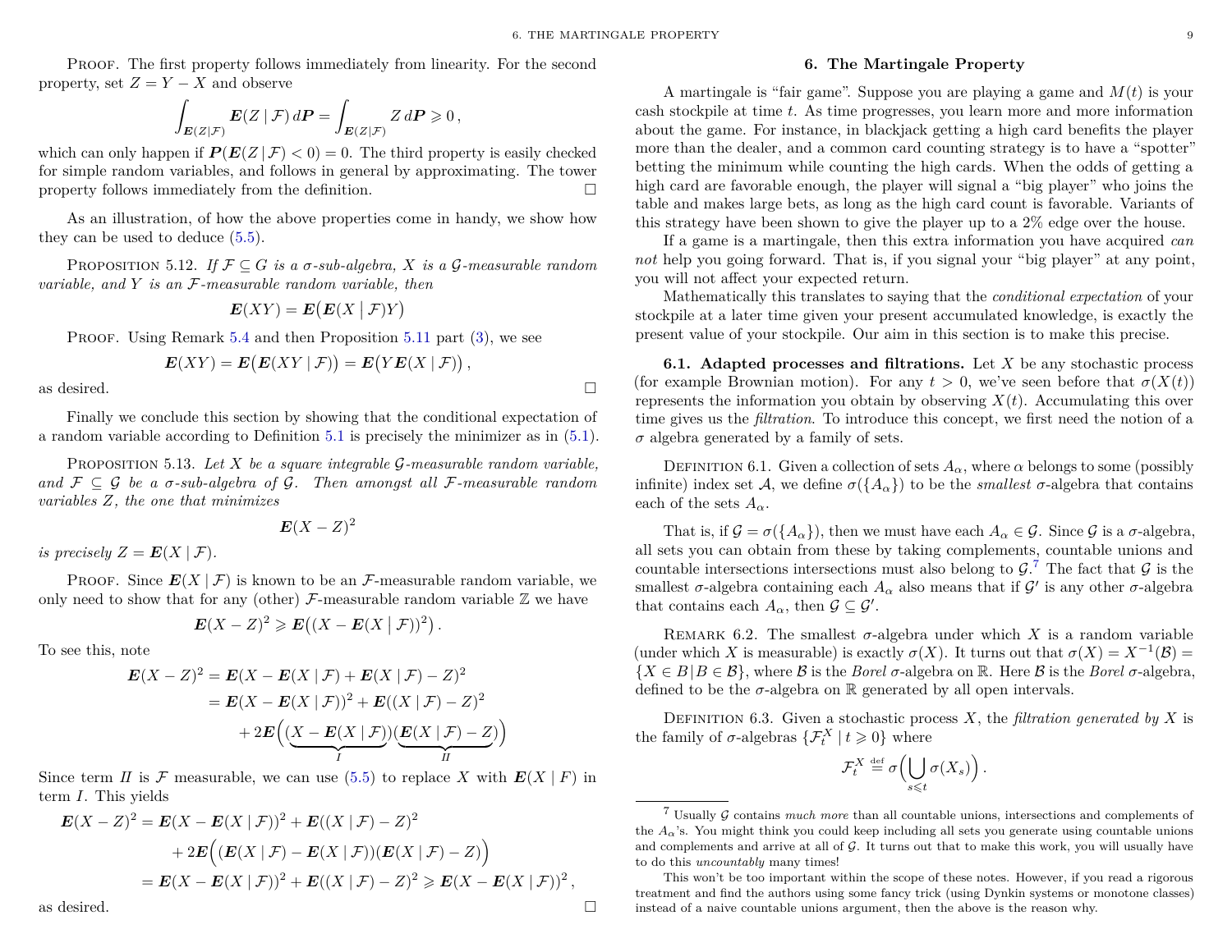**Proof.** The first property follows immediately from linearity. For the second property, set $Z = Y - X$ and observe

$$\int_{\boldsymbol{E}(Z|\mathcal{F})} \boldsymbol{E}(Z \mid \mathcal{F})\, d\boldsymbol{P} = \int_{\boldsymbol{E}(Z|\mathcal{F})} Z\, d\boldsymbol{P} \geqslant 0\,,$$

which can only happen if $\boldsymbol{P}(\boldsymbol{E}(Z \mid \mathcal{F}) < 0) = 0$. The third property is easily checked for simple random variables, and follows in general by approximating. The tower property follows immediately from the definition. □

As an illustration, of how the above properties come in handy, we show how they can be used to deduce (5.5).

**Proposition 5.12.** *If $\mathcal{F} \subseteq G$ is a σ-sub-algebra, $X$ is a $\mathcal{G}$-measurable random variable, and $Y$ is an $\mathcal{F}$-measurable random variable, then*

$$\boldsymbol{E}(XY) = \boldsymbol{E}\big(\boldsymbol{E}(X \mid \mathcal{F})Y\big)$$

**Proof.** Using Remark 5.4 and then Proposition 5.11 part (3), we see

$$\boldsymbol{E}(XY) = \boldsymbol{E}\big(\boldsymbol{E}(XY \mid \mathcal{F})\big) = \boldsymbol{E}\big(Y\boldsymbol{E}(X \mid \mathcal{F})\big)\,,$$

as desired. □

Finally we conclude this section by showing that the conditional expectation of a random variable according to Definition 5.1 is precisely the minimizer as in (5.1).

**Proposition 5.13.** *Let $X$ be a square integrable $\mathcal{G}$-measurable random variable, and $\mathcal{F} \subseteq \mathcal{G}$ be a σ-sub-algebra of $\mathcal{G}$. Then amongst all $\mathcal{F}$-measurable random variables $Z$, the one that minimizes*

$$\boldsymbol{E}(X - Z)^2$$

*is precisely $Z = \boldsymbol{E}(X \mid \mathcal{F})$.*

**Proof.** Since $\boldsymbol{E}(X \mid \mathcal{F})$ is known to be an $\mathcal{F}$-measurable random variable, we only need to show that for any (other) $\mathcal{F}$-measurable random variable $\mathbb{Z}$ we have

$$\boldsymbol{E}(X - Z)^2 \geqslant \boldsymbol{E}\big((X - \boldsymbol{E}(X \mid \mathcal{F}))^2\big)\,.$$

To see this, note

$$\begin{aligned}
\boldsymbol{E}(X - Z)^2 &= \boldsymbol{E}(X - \boldsymbol{E}(X \mid \mathcal{F}) + \boldsymbol{E}(X \mid \mathcal{F}) - Z)^2 \\
&= \boldsymbol{E}(X - \boldsymbol{E}(X \mid \mathcal{F}))^2 + \boldsymbol{E}((X \mid \mathcal{F}) - Z)^2 \\
&\quad + 2\boldsymbol{E}\Big(\underbrace{(X - \boldsymbol{E}(X \mid \mathcal{F}))}_{I}\underbrace{(\boldsymbol{E}(X \mid \mathcal{F}) - Z)}_{II}\Big)
\end{aligned}$$

Since term *II* is $\mathcal{F}$ measurable, we can use (5.5) to replace $X$ with $\boldsymbol{E}(X \mid F)$ in term *I*. This yields

$$\begin{aligned}
\boldsymbol{E}(X - Z)^2 &= \boldsymbol{E}(X - \boldsymbol{E}(X \mid \mathcal{F}))^2 + \boldsymbol{E}((X \mid \mathcal{F}) - Z)^2 \\
&\quad + 2\boldsymbol{E}\Big((\boldsymbol{E}(X \mid \mathcal{F}) - \boldsymbol{E}(X \mid \mathcal{F}))(\boldsymbol{E}(X \mid \mathcal{F}) - Z)\Big) \\
&= \boldsymbol{E}(X - \boldsymbol{E}(X \mid \mathcal{F}))^2 + \boldsymbol{E}((X \mid \mathcal{F}) - Z)^2 \geqslant \boldsymbol{E}(X - \boldsymbol{E}(X \mid \mathcal{F}))^2\,,
\end{aligned}$$

as desired. □

## 6. The Martingale Property

A martingale is "fair game". Suppose you are playing a game and $M(t)$ is your cash stockpile at time $t$. As time progresses, you learn more and more information about the game. For instance, in blackjack getting a high card benefits the player more than the dealer, and a common card counting strategy is to have a "spotter" betting the minimum while counting the high cards. When the odds of getting a high card are favorable enough, the player will signal a "big player" who joins the table and makes large bets, as long as the high card count is favorable. Variants of this strategy have been shown to give the player up to a 2% edge over the house.

If a game is a martingale, then this extra information you have acquired *can not* help you going forward. That is, if you signal your "big player" at any point, you will not affect your expected return.

Mathematically this translates to saying that the *conditional expectation* of your stockpile at a later time given your present accumulated knowledge, is exactly the present value of your stockpile. Our aim in this section is to make this precise.

### 6.1. Adapted processes and filtrations.

Let $X$ be any stochastic process (for example Brownian motion). For any $t > 0$, we've seen before that $\sigma(X(t))$ represents the information you obtain by observing $X(t)$. Accumulating this over time gives us the *filtration*. To introduce this concept, we first need the notion of a σ algebra generated by a family of sets.

**Definition 6.1.** Given a collection of sets $A_\alpha$, where $\alpha$ belongs to some (possibly infinite) index set $\mathcal{A}$, we define $\sigma(\{A_\alpha\})$ to be the *smallest* σ-algebra that contains each of the sets $A_\alpha$.

That is, if $\mathcal{G} = \sigma(\{A_\alpha\})$, then we must have each $A_\alpha \in \mathcal{G}$. Since $\mathcal{G}$ is a σ-algebra, all sets you can obtain from these by taking complements, countable unions and countable intersections intersections must also belong to $\mathcal{G}$.[7] The fact that $\mathcal{G}$ is the smallest σ-algebra containing each $A_\alpha$ also means that if $\mathcal{G}'$ is any other σ-algebra that contains each $A_\alpha$, then $\mathcal{G} \subseteq \mathcal{G}'$.

**Remark 6.2.** The smallest σ-algebra under which $X$ is a random variable (under which $X$ is measurable) is exactly $\sigma(X)$. It turns out that $\sigma(X) = X^{-1}(\mathcal{B}) = \{X \in B \,|\, B \in \mathcal{B}\}$, where $\mathcal{B}$ is the *Borel* σ-algebra on $\mathbb{R}$. Here $\mathcal{B}$ is the *Borel* σ-algebra, defined to be the σ-algebra on $\mathbb{R}$ generated by all open intervals.

**Definition 6.3.** Given a stochastic process $X$, the *filtration generated by* $X$ is the family of σ-algebras $\{\mathcal{F}_t^X \mid t \geqslant 0\}$ where

$$\mathcal{F}_t^X \stackrel{\text{def}}{=} \sigma\Big(\bigcup_{s \leqslant t} \sigma(X_s)\Big)\,.$$

---

[7] Usually $\mathcal{G}$ contains *much more* than all countable unions, intersections and complements of the $A_\alpha$'s. You might think you could keep including all sets you generate using countable unions and complements and arrive at all of $\mathcal{G}$. It turns out that to make this work, you will usually have to do this *uncountably* many times!

This won't be too important within the scope of these notes. However, if you read a rigorous treatment and find the authors using some fancy trick (using Dynkin systems or monotone classes) instead of a naive countable unions argument, then the above is the reason why.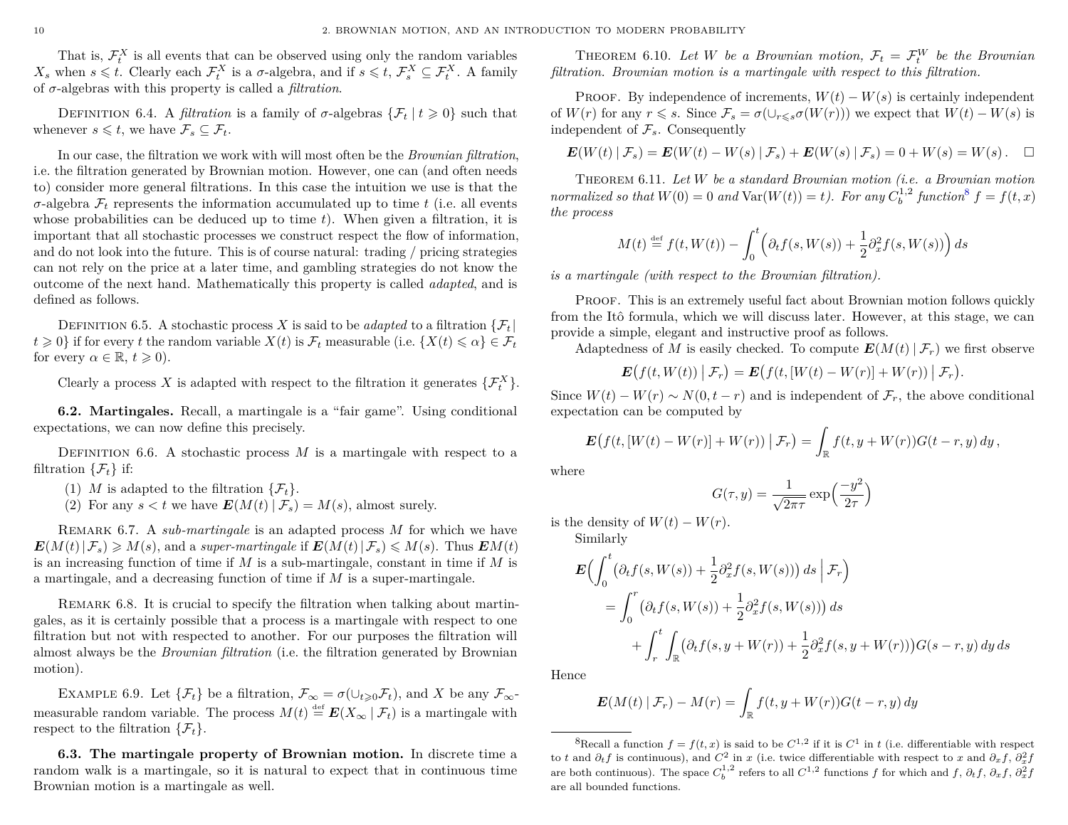That is, $\mathcal{F}_t^X$ is all events that can be observed using only the random variables $X_s$ when $s \leqslant t$. Clearly each $\mathcal{F}_t^X$ is a $\sigma$-algebra, and if $s \leqslant t$, $\mathcal{F}_s^X \subseteq \mathcal{F}_t^X$. A family of $\sigma$-algebras with this property is called a *filtration*.

Definition 6.4. A *filtration* is a family of $\sigma$-algebras $\{\mathcal{F}_t \mid t \geqslant 0\}$ such that whenever $s \leqslant t$, we have $\mathcal{F}_s \subseteq \mathcal{F}_t$.

In our case, the filtration we work with will most often be the *Brownian filtration*, i.e. the filtration generated by Brownian motion. However, one can (and often needs to) consider more general filtrations. In this case the intuition we use is that the $\sigma$-algebra $\mathcal{F}_t$ represents the information accumulated up to time $t$ (i.e. all events whose probabilities can be deduced up to time $t$). When given a filtration, it is important that all stochastic processes we construct respect the flow of information, and do not look into the future. This is of course natural: trading / pricing strategies can not rely on the price at a later time, and gambling strategies do not know the outcome of the next hand. Mathematically this property is called *adapted*, and is defined as follows.

Definition 6.5. A stochastic process $X$ is said to be *adapted* to a filtration $\{\mathcal{F}_t \mid t \geqslant 0\}$ if for every $t$ the random variable $X(t)$ is $\mathcal{F}_t$ measurable (i.e. $\{X(t) \leqslant \alpha\} \in \mathcal{F}_t$ for every $\alpha \in \mathbb{R}$, $t \geqslant 0$).

Clearly a process $X$ is adapted with respect to the filtration it generates $\{\mathcal{F}_t^X\}$.

**6.2. Martingales.** Recall, a martingale is a "fair game". Using conditional expectations, we can now define this precisely.

Definition 6.6. A stochastic process $M$ is a martingale with respect to a filtration $\{\mathcal{F}_t\}$ if:

(1) $M$ is adapted to the filtration $\{\mathcal{F}_t\}$.
(2) For any $s < t$ we have $\boldsymbol{E}(M(t) \mid \mathcal{F}_s) = M(s)$, almost surely.

Remark 6.7. A *sub-martingale* is an adapted process $M$ for which we have $\boldsymbol{E}(M(t) \mid \mathcal{F}_s) \geqslant M(s)$, and a *super-martingale* if $\boldsymbol{E}(M(t) \mid \mathcal{F}_s) \leqslant M(s)$. Thus $\boldsymbol{E}M(t)$ is an increasing function of time if $M$ is a sub-martingale, constant in time if $M$ is a martingale, and a decreasing function of time if $M$ is a super-martingale.

Remark 6.8. It is crucial to specify the filtration when talking about martingales, as it is certainly possible that a process is a martingale with respect to one filtration but not with respected to another. For our purposes the filtration will almost always be the *Brownian filtration* (i.e. the filtration generated by Brownian motion).

Example 6.9. Let $\{\mathcal{F}_t\}$ be a filtration, $\mathcal{F}_\infty = \sigma(\cup_{t \geqslant 0} \mathcal{F}_t)$, and $X$ be any $\mathcal{F}_\infty$-measurable random variable. The process $M(t) \stackrel{\text{def}}{=} \boldsymbol{E}(X_\infty \mid \mathcal{F}_t)$ is a martingale with respect to the filtration $\{\mathcal{F}_t\}$.

**6.3. The martingale property of Brownian motion.** In discrete time a random walk is a martingale, so it is natural to expect that in continuous time Brownian motion is a martingale as well.

Theorem 6.10. *Let $W$ be a Brownian motion, $\mathcal{F}_t = \mathcal{F}_t^W$ be the Brownian filtration. Brownian motion is a martingale with respect to this filtration.*

Proof. By independence of increments, $W(t) - W(s)$ is certainly independent of $W(r)$ for any $r \leqslant s$. Since $\mathcal{F}_s = \sigma(\cup_{r \leqslant s} \sigma(W(r)))$ we expect that $W(t) - W(s)$ is independent of $\mathcal{F}_s$. Consequently

$$\boldsymbol{E}(W(t) \mid \mathcal{F}_s) = \boldsymbol{E}(W(t) - W(s) \mid \mathcal{F}_s) + \boldsymbol{E}(W(s) \mid \mathcal{F}_s) = 0 + W(s) = W(s). \quad \square$$

Theorem 6.11. *Let $W$ be a standard Brownian motion (i.e. a Brownian motion normalized so that $W(0) = 0$ and $\operatorname{Var}(W(t)) = t$). For any $C_b^{1,2}$ function[8] $f = f(t, x)$ the process*

$$M(t) \stackrel{\text{def}}{=} f(t, W(t)) - \int_0^t \Big( \partial_t f(s, W(s)) + \frac{1}{2} \partial_x^2 f(s, W(s)) \Big) \, ds$$

*is a martingale (with respect to the Brownian filtration).*

Proof. This is an extremely useful fact about Brownian motion follows quickly from the Itô formula, which we will discuss later. However, at this stage, we can provide a simple, elegant and instructive proof as follows.

Adaptedness of $M$ is easily checked. To compute $\boldsymbol{E}(M(t) \mid \mathcal{F}_r)$ we first observe

$$\boldsymbol{E}\big(f(t, W(t)) \bigm| \mathcal{F}_r\big) = \boldsymbol{E}\big(f(t, [W(t) - W(r)] + W(r)) \bigm| \mathcal{F}_r\big).$$

Since $W(t) - W(r) \sim N(0, t - r)$ and is independent of $\mathcal{F}_r$, the above conditional expectation can be computed by

$$\boldsymbol{E}\big(f(t, [W(t) - W(r)] + W(r)) \bigm| \mathcal{F}_r\big) = \int_{\mathbb{R}} f(t, y + W(r)) G(t - r, y) \, dy \,,$$

where

$$G(\tau, y) = \frac{1}{\sqrt{2\pi\tau}} \exp\Big(\frac{-y^2}{2\tau}\Big)$$

is the density of $W(t) - W(r)$.

Similarly

$$\begin{aligned}
\boldsymbol{E}\Big(\int_0^t \big(\partial_t f(s, W(s)) + \frac{1}{2}\partial_x^2 f(s, W(s))\big) \, ds \Bigm| \mathcal{F}_r\Big) \\
= \int_0^r \big(\partial_t f(s, W(s)) + \frac{1}{2}\partial_x^2 f(s, W(s))\big) \, ds \\
+ \int_r^t \int_{\mathbb{R}} \big(\partial_t f(s, y + W(r)) + \frac{1}{2}\partial_x^2 f(s, y + W(r))\big) G(s - r, y) \, dy \, ds
\end{aligned}$$

Hence

$$\boldsymbol{E}(M(t) \mid \mathcal{F}_r) - M(r) = \int_{\mathbb{R}} f(t, y + W(r)) G(t - r, y) \, dy$$

---

[8] Recall a function $f = f(t, x)$ is said to be $C^{1,2}$ if it is $C^1$ in $t$ (i.e. differentiable with respect to $t$ and $\partial_t f$ is continuous), and $C^2$ in $x$ (i.e. twice differentiable with respect to $x$ and $\partial_x f$, $\partial_x^2 f$ are both continuous). The space $C_b^{1,2}$ refers to all $C^{1,2}$ functions $f$ for which and $f$, $\partial_t f$, $\partial_x f$, $\partial_x^2 f$ are all bounded functions.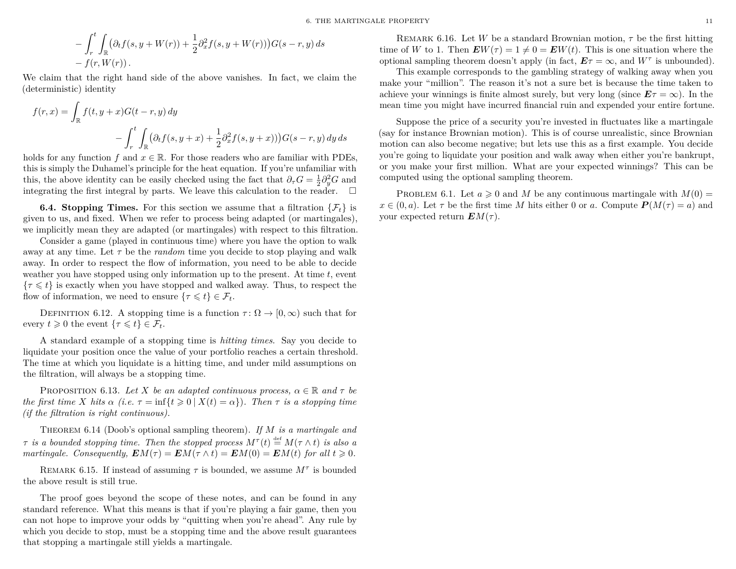$$
\begin{aligned}
&- \int_r^t \int_{\mathbb{R}} \big(\partial_t f(s, y + W(r)) + \frac{1}{2}\partial_x^2 f(s, y + W(r))\big) G(s - r, y)\, ds \\
&- f(r, W(r))\,.
\end{aligned}
$$

We claim that the right hand side of the above vanishes. In fact, we claim the (deterministic) identity

$$
\begin{aligned}
f(r, x) = \int_{\mathbb{R}} f(t, y + x) G(t - r, y)\, dy \\
- \int_r^t \int_{\mathbb{R}} \big(\partial_t f(s, y + x) + \frac{1}{2}\partial_x^2 f(s, y + x)\big) G(s - r, y)\, dy\, ds
\end{aligned}
$$

holds for any function $f$ and $x \in \mathbb{R}$. For those readers who are familiar with PDEs, this is simply the Duhamel's principle for the heat equation. If you're unfamiliar with this, the above identity can be easily checked using the fact that $\partial_\tau G = \frac{1}{2}\partial_y^2 G$ and integrating the first integral by parts. We leave this calculation to the reader. $\square$

**6.4. Stopping Times.** For this section we assume that a filtration $\{\mathcal{F}_t\}$ is given to us, and fixed. When we refer to process being adapted (or martingales), we implicitly mean they are adapted (or martingales) with respect to this filtration.

Consider a game (played in continuous time) where you have the option to walk away at any time. Let $\tau$ be the *random* time you decide to stop playing and walk away. In order to respect the flow of information, you need to be able to decide weather you have stopped using only information up to the present. At time $t$, event $\{\tau \leqslant t\}$ is exactly when you have stopped and walked away. Thus, to respect the flow of information, we need to ensure $\{\tau \leqslant t\} \in \mathcal{F}_t$.

Definition 6.12. A stopping time is a function $\tau\colon \Omega \to [0, \infty)$ such that for every $t \geqslant 0$ the event $\{\tau \leqslant t\} \in \mathcal{F}_t$.

A standard example of a stopping time is *hitting times*. Say you decide to liquidate your position once the value of your portfolio reaches a certain threshold. The time at which you liquidate is a hitting time, and under mild assumptions on the filtration, will always be a stopping time.

Proposition 6.13. *Let $X$ be an adapted continuous process, $\alpha \in \mathbb{R}$ and $\tau$ be the first time $X$ hits $\alpha$ (i.e. $\tau = \inf\{t \geqslant 0 \mid X(t) = \alpha\}$). Then $\tau$ is a stopping time (if the filtration is right continuous).*

Theorem 6.14 (Doob's optional sampling theorem). *If $M$ is a martingale and $\tau$ is a bounded stopping time. Then the stopped process $M^\tau(t) \stackrel{\text{def}}{=} M(\tau \wedge t)$ is also a martingale. Consequently, $\boldsymbol{E}M(\tau) = \boldsymbol{E}M(\tau \wedge t) = \boldsymbol{E}M(0) = \boldsymbol{E}M(t)$ for all $t \geqslant 0$.*

Remark 6.15. If instead of assuming $\tau$ is bounded, we assume $M^\tau$ is bounded the above result is still true.

The proof goes beyond the scope of these notes, and can be found in any standard reference. What this means is that if you're playing a fair game, then you can not hope to improve your odds by "quitting when you're ahead". Any rule by which you decide to stop, must be a stopping time and the above result guarantees that stopping a martingale still yields a martingale.

Remark 6.16. Let $W$ be a standard Brownian motion, $\tau$ be the first hitting time of $W$ to 1. Then $\boldsymbol{E}W(\tau) = 1 \neq 0 = \boldsymbol{E}W(t)$. This is one situation where the optional sampling theorem doesn't apply (in fact, $\boldsymbol{E}\tau = \infty$, and $W^\tau$ is unbounded).

This example corresponds to the gambling strategy of walking away when you make your "million". The reason it's not a sure bet is because the time taken to achieve your winnings is finite almost surely, but very long (since $\boldsymbol{E}\tau = \infty$). In the mean time you might have incurred financial ruin and expended your entire fortune.

Suppose the price of a security you're invested in fluctuates like a martingale (say for instance Brownian motion). This is of course unrealistic, since Brownian motion can also become negative; but lets use this as a first example. You decide you're going to liquidate your position and walk away when either you're bankrupt, or you make your first million. What are your expected winnings? This can be computed using the optional sampling theorem.

Problem 6.1. Let $a \geqslant 0$ and $M$ be any continuous martingale with $M(0) = x \in (0, a)$. Let $\tau$ be the first time $M$ hits either 0 or $a$. Compute $\boldsymbol{P}(M(\tau) = a)$ and your expected return $\boldsymbol{E}M(\tau)$.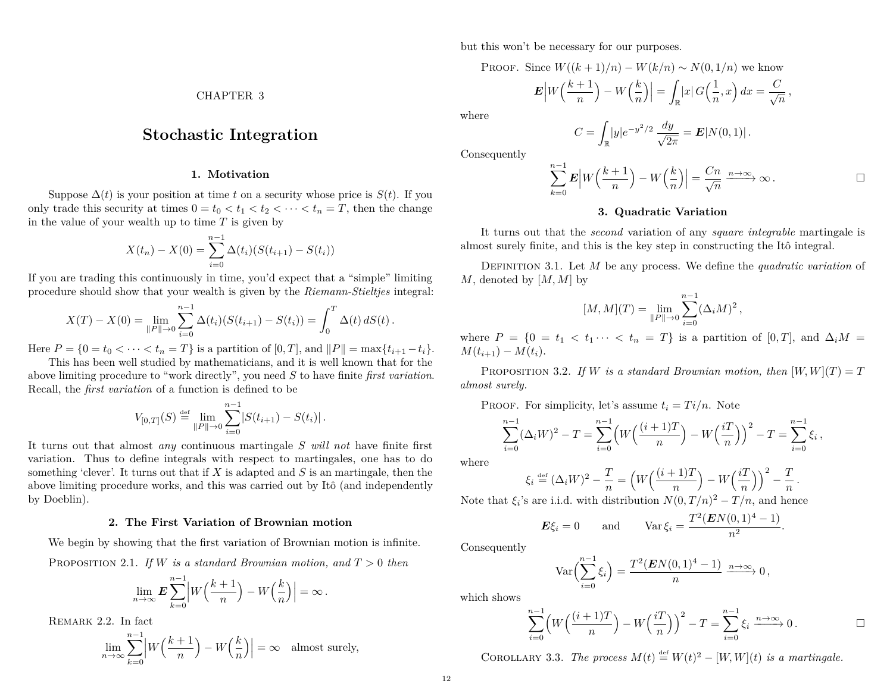# CHAPTER 3

# Stochastic Integration

## 1. Motivation

Suppose $\Delta(t)$ is your position at time $t$ on a security whose price is $S(t)$. If you only trade this security at times $0 = t_0 < t_1 < t_2 < \cdots < t_n = T$, then the change in the value of your wealth up to time $T$ is given by

$$X(t_n) - X(0) = \sum_{i=0}^{n-1} \Delta(t_i)(S(t_{i+1}) - S(t_i))$$

If you are trading this continuously in time, you'd expect that a "simple" limiting procedure should show that your wealth is given by the *Riemann-Stieltjes* integral:

$$X(T) - X(0) = \lim_{\|P\| \to 0} \sum_{i=0}^{n-1} \Delta(t_i)(S(t_{i+1}) - S(t_i)) = \int_0^T \Delta(t)\, dS(t)\,.$$

Here $P = \{0 = t_0 < \cdots < t_n = T\}$ is a partition of $[0,T]$, and $\|P\| = \max\{t_{i+1} - t_i\}$.

This has been well studied by mathematicians, and it is well known that for the above limiting procedure to "work directly", you need $S$ to have finite *first variation*. Recall, the *first variation* of a function is defined to be

$$V_{[0,T]}(S) \stackrel{\text{def}}{=} \lim_{\|P\| \to 0} \sum_{i=0}^{n-1} |S(t_{i+1}) - S(t_i)|\,.$$

It turns out that almost *any* continuous martingale $S$ *will not* have finite first variation. Thus to define integrals with respect to martingales, one has to do something 'clever'. It turns out that if $X$ is adapted and $S$ is an martingale, then the above limiting procedure works, and this was carried out by Itô (and independently by Doeblin).

## 2. The First Variation of Brownian motion

We begin by showing that the first variation of Brownian motion is infinite.

Proposition 2.1. *If $W$ is a standard Brownian motion, and $T > 0$ then*

$$\lim_{n \to \infty} \boldsymbol{E} \sum_{k=0}^{n-1} \Big| W\Big(\frac{k+1}{n}\Big) - W\Big(\frac{k}{n}\Big) \Big| = \infty\,.$$

Remark 2.2. In fact

$$\lim_{n \to \infty} \sum_{k=0}^{n-1} \Big| W\Big(\frac{k+1}{n}\Big) - W\Big(\frac{k}{n}\Big) \Big| = \infty \quad \text{almost surely,}$$

but this won't be necessary for our purposes.

Proof. Since $W((k+1)/n) - W(k/n) \sim N(0, 1/n)$ we know

$$\boldsymbol{E} \Big| W\Big(\frac{k+1}{n}\Big) - W\Big(\frac{k}{n}\Big) \Big| = \int_{\mathbb{R}} |x|\, G\Big(\frac{1}{n}, x\Big)\, dx = \frac{C}{\sqrt{n}}\,,$$

where

$$C = \int_{\mathbb{R}} |y| e^{-y^2/2} \frac{dy}{\sqrt{2\pi}} = \boldsymbol{E}|N(0,1)|\,.$$

Consequently

$$\sum_{k=0}^{n-1} \boldsymbol{E} \Big| W\Big(\frac{k+1}{n}\Big) - W\Big(\frac{k}{n}\Big) \Big| = \frac{Cn}{\sqrt{n}} \xrightarrow{n \to \infty} \infty\,. \qquad \square$$

## 3. Quadratic Variation

It turns out that the *second* variation of any *square integrable* martingale is almost surely finite, and this is the key step in constructing the Itô integral.

Definition 3.1. Let $M$ be any process. We define the *quadratic variation* of $M$, denoted by $[M, M]$ by

$$[M, M](T) = \lim_{\|P\| \to 0} \sum_{i=0}^{n-1} (\Delta_i M)^2\,,$$

where $P = \{0 = t_1 < t_1 \cdots < t_n = T\}$ is a partition of $[0,T]$, and $\Delta_i M = M(t_{i+1}) - M(t_i)$.

Proposition 3.2. *If $W$ is a standard Brownian motion, then $[W, W](T) = T$ almost surely.*

Proof. For simplicity, let's assume $t_i = Ti/n$. Note

$$\sum_{i=0}^{n-1} (\Delta_i W)^2 - T = \sum_{i=0}^{n-1} \Big( W\Big(\frac{(i+1)T}{n}\Big) - W\Big(\frac{iT}{n}\Big) \Big)^2 - T = \sum_{i=0}^{n-1} \xi_i\,,$$

where

$$\xi_i \stackrel{\text{def}}{=} (\Delta_i W)^2 - \frac{T}{n} = \Big( W\Big(\frac{(i+1)T}{n}\Big) - W\Big(\frac{iT}{n}\Big) \Big)^2 - \frac{T}{n}\,.$$

Note that $\xi_i$'s are i.i.d. with distribution $N(0, T/n)^2 - T/n$, and hence

$$\boldsymbol{E}\xi_i = 0 \qquad \text{and} \qquad \operatorname{Var} \xi_i = \frac{T^2(\boldsymbol{E}N(0,1)^4 - 1)}{n^2}.$$

Consequently

$$\operatorname{Var}\Big( \sum_{i=0}^{n-1} \xi_i \Big) = \frac{T^2(\boldsymbol{E}N(0,1)^4 - 1)}{n} \xrightarrow{n \to \infty} 0\,,$$

which shows

$$\sum_{i=0}^{n-1} \Big( W\Big(\frac{(i+1)T}{n}\Big) - W\Big(\frac{iT}{n}\Big) \Big)^2 - T = \sum_{i=0}^{n-1} \xi_i \xrightarrow{n \to \infty} 0\,. \qquad \square$$

Corollary 3.3. *The process $M(t) \stackrel{\text{def}}{=} W(t)^2 - [W, W](t)$ is a martingale.*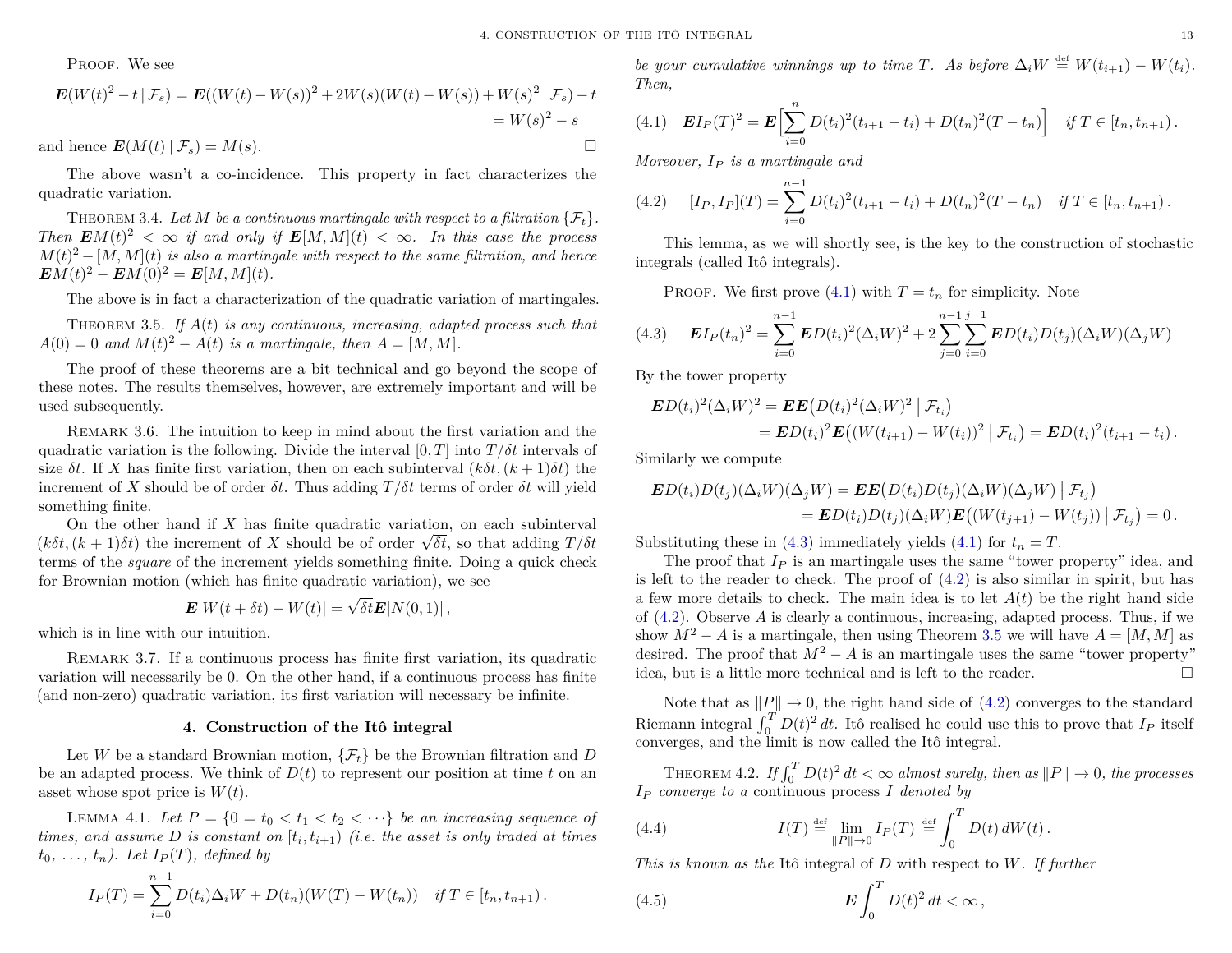PROOF. We see

$$\boldsymbol{E}(W(t)^2 - t \mid \mathcal{F}_s) = \boldsymbol{E}((W(t)-W(s))^2 + 2W(s)(W(t)-W(s)) + W(s)^2 \mid \mathcal{F}_s) - t$$
$$= W(s)^2 - s$$

and hence $\boldsymbol{E}(M(t) \mid \mathcal{F}_s) = M(s)$. ☐

The above wasn't a co-incidence. This property in fact characterizes the quadratic variation.

THEOREM 3.4. *Let $M$ be a continuous martingale with respect to a filtration $\{\mathcal{F}_t\}$. Then $\boldsymbol{E}M(t)^2 < \infty$ if and only if $\boldsymbol{E}[M,M](t) < \infty$. In this case the process $M(t)^2 - [M,M](t)$ is also a martingale with respect to the same filtration, and hence $\boldsymbol{E}M(t)^2 - \boldsymbol{E}M(0)^2 = \boldsymbol{E}[M,M](t)$.*

The above is in fact a characterization of the quadratic variation of martingales.

THEOREM 3.5. *If $A(t)$ is any continuous, increasing, adapted process such that $A(0) = 0$ and $M(t)^2 - A(t)$ is a martingale, then $A = [M,M]$.*

The proof of these theorems are a bit technical and go beyond the scope of these notes. The results themselves, however, are extremely important and will be used subsequently.

REMARK 3.6. The intuition to keep in mind about the first variation and the quadratic variation is the following. Divide the interval $[0,T]$ into $T/\delta t$ intervals of size $\delta t$. If $X$ has finite first variation, then on each subinterval $(k\delta t, (k+1)\delta t)$ the increment of $X$ should be of order $\delta t$. Thus adding $T/\delta t$ terms of order $\delta t$ will yield something finite.

On the other hand if $X$ has finite quadratic variation, on each subinterval $(k\delta t, (k+1)\delta t)$ the increment of $X$ should be of order $\sqrt{\delta t}$, so that adding $T/\delta t$ terms of the *square* of the increment yields something finite. Doing a quick check for Brownian motion (which has finite quadratic variation), we see

$$\boldsymbol{E}|W(t+\delta t) - W(t)| = \sqrt{\delta t}\,\boldsymbol{E}|N(0,1)|\,,$$

which is in line with our intuition.

REMARK 3.7. If a continuous process has finite first variation, its quadratic variation will necessarily be 0. On the other hand, if a continuous process has finite (and non-zero) quadratic variation, its first variation will necessary be infinite.

## 4. Construction of the Itô integral

Let $W$ be a standard Brownian motion, $\{\mathcal{F}_t\}$ be the Brownian filtration and $D$ be an adapted process. We think of $D(t)$ to represent our position at time $t$ on an asset whose spot price is $W(t)$.

LEMMA 4.1. *Let $P = \{0 = t_0 < t_1 < t_2 < \cdots\}$ be an increasing sequence of times, and assume $D$ is constant on $[t_i, t_{i+1})$ (i.e. the asset is only traded at times $t_0, \ldots, t_n$). Let $I_P(T)$, defined by*

$$I_P(T) = \sum_{i=0}^{n-1} D(t_i)\Delta_i W + D(t_n)(W(T) - W(t_n)) \quad \text{if } T \in [t_n, t_{n+1})\,.$$

*be your cumulative winnings up to time $T$. As before $\Delta_i W \stackrel{\text{def}}{=} W(t_{i+1}) - W(t_i)$. Then,*

$$\boldsymbol{E}I_P(T)^2 = \boldsymbol{E}\Big[\sum_{i=0}^{n} D(t_i)^2(t_{i+1} - t_i) + D(t_n)^2(T - t_n)\Big] \quad \text{if } T \in [t_n, t_{n+1})\,. \tag{4.1}$$

*Moreover, $I_P$ is a martingale and*

$$[I_P, I_P](T) = \sum_{i=0}^{n-1} D(t_i)^2(t_{i+1} - t_i) + D(t_n)^2(T - t_n) \quad \text{if } T \in [t_n, t_{n+1})\,. \tag{4.2}$$

This lemma, as we will shortly see, is the key to the construction of stochastic integrals (called Itô integrals).

PROOF. We first prove (4.1) with $T = t_n$ for simplicity. Note

$$\boldsymbol{E}I_P(t_n)^2 = \sum_{i=0}^{n-1} \boldsymbol{E}D(t_i)^2(\Delta_i W)^2 + 2\sum_{j=0}^{n-1}\sum_{i=0}^{j-1} \boldsymbol{E}D(t_i)D(t_j)(\Delta_i W)(\Delta_j W) \tag{4.3}$$

By the tower property

$$\boldsymbol{E}D(t_i)^2(\Delta_i W)^2 = \boldsymbol{E}\boldsymbol{E}\big(D(t_i)^2(\Delta_i W)^2 \;\big|\; \mathcal{F}_{t_i}\big)$$
$$= \boldsymbol{E}D(t_i)^2\boldsymbol{E}\big((W(t_{i+1}) - W(t_i))^2 \;\big|\; \mathcal{F}_{t_i}\big) = \boldsymbol{E}D(t_i)^2(t_{i+1} - t_i)\,.$$

Similarly we compute

$$\boldsymbol{E}D(t_i)D(t_j)(\Delta_i W)(\Delta_j W) = \boldsymbol{E}\boldsymbol{E}\big(D(t_i)D(t_j)(\Delta_i W)(\Delta_j W) \;\big|\; \mathcal{F}_{t_j}\big)$$
$$= \boldsymbol{E}D(t_i)D(t_j)(\Delta_i W)\boldsymbol{E}\big((W(t_{j+1}) - W(t_j)) \;\big|\; \mathcal{F}_{t_j}\big) = 0\,.$$

Substituting these in (4.3) immediately yields (4.1) for $t_n = T$.

The proof that $I_P$ is an martingale uses the same "tower property" idea, and is left to the reader to check. The proof of (4.2) is also similar in spirit, but has a few more details to check. The main idea is to let $A(t)$ be the right hand side of (4.2). Observe $A$ is clearly a continuous, increasing, adapted process. Thus, if we show $M^2 - A$ is a martingale, then using Theorem 3.5 we will have $A = [M,M]$ as desired. The proof that $M^2 - A$ is an martingale uses the same "tower property" idea, but is a little more technical and is left to the reader. ☐

Note that as $\|P\| \to 0$, the right hand side of (4.2) converges to the standard Riemann integral $\int_0^T D(t)^2\,dt$. Itô realised he could use this to prove that $I_P$ itself converges, and the limit is now called the Itô integral.

THEOREM 4.2. *If $\int_0^T D(t)^2\,dt < \infty$ almost surely, then as $\|P\| \to 0$, the processes $I_P$ converge to a* continuous process *$I$ denoted by*

$$I(T) \stackrel{\text{def}}{=} \lim_{\|P\|\to 0} I_P(T) \stackrel{\text{def}}{=} \int_0^T D(t)\,dW(t)\,. \tag{4.4}$$

*This is known as the* Itô integral *of $D$ with respect to $W$. If further*

$$\boldsymbol{E}\int_0^T D(t)^2\,dt < \infty\,, \tag{4.5}$$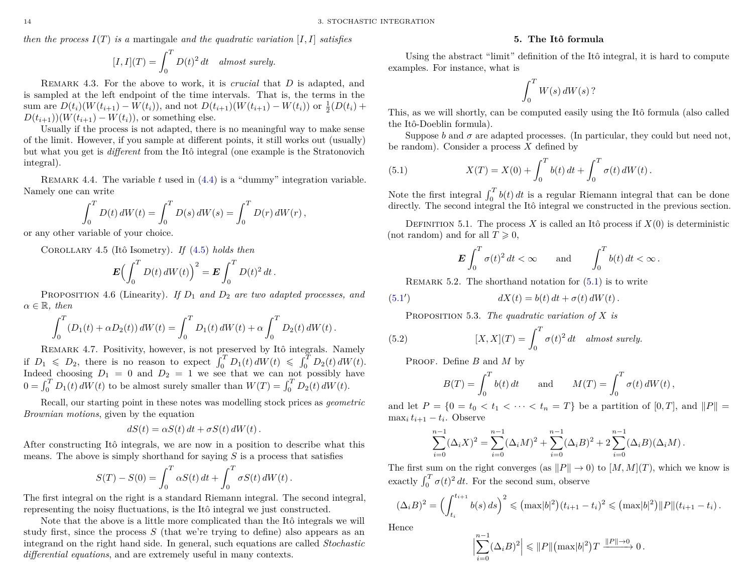*then the process $I(T)$ is a* martingale *and the quadratic variation $[I, I]$ satisfies*

$$[I, I](T) = \int_0^T D(t)^2 \, dt \quad \textit{almost surely.}$$

Remark 4.3. For the above to work, it is *crucial* that $D$ is adapted, and is sampled at the left endpoint of the time intervals. That is, the terms in the sum are $D(t_i)(W(t_{i+1}) - W(t_i))$, and not $D(t_{i+1})(W(t_{i+1}) - W(t_i))$ or $\frac{1}{2}(D(t_i) + D(t_{i+1}))(W(t_{i+1}) - W(t_i))$, or something else.

Usually if the process is not adapted, there is no meaningful way to make sense of the limit. However, if you sample at different points, it still works out (usually) but what you get is *different* from the Itô integral (one example is the Stratonovich integral).

Remark 4.4. The variable $t$ used in (4.4) is a "dummy" integration variable. Namely one can write

$$\int_0^T D(t) \, dW(t) = \int_0^T D(s) \, dW(s) = \int_0^T D(r) \, dW(r) \,,$$

or any other variable of your choice.

Corollary 4.5 (Itô Isometry). *If (4.5) holds then*

$$\boldsymbol{E}\Big(\int_0^T D(t) \, dW(t)\Big)^2 = \boldsymbol{E}\int_0^T D(t)^2 \, dt \,.$$

Proposition 4.6 (Linearity). *If $D_1$ and $D_2$ are two adapted processes, and $\alpha \in \mathbb{R}$, then*

$$\int_0^T (D_1(t) + \alpha D_2(t)) \, dW(t) = \int_0^T D_1(t) \, dW(t) + \alpha \int_0^T D_2(t) \, dW(t) \,.$$

Remark 4.7. Positivity, however, is not preserved by Itô integrals. Namely if $D_1 \leqslant D_2$, there is no reason to expect $\int_0^T D_1(t) \, dW(t) \leqslant \int_0^T D_2(t) \, dW(t)$. Indeed choosing $D_1 = 0$ and $D_2 = 1$ we see that we can not possibly have $0 = \int_0^T D_1(t) \, dW(t)$ to be almost surely smaller than $W(T) = \int_0^T D_2(t) \, dW(t)$.

Recall, our starting point in these notes was modelling stock prices as *geometric Brownian motions*, given by the equation

$$dS(t) = \alpha S(t) \, dt + \sigma S(t) \, dW(t) \,.$$

After constructing Itô integrals, we are now in a position to describe what this means. The above is simply shorthand for saying $S$ is a process that satisfies

$$S(T) - S(0) = \int_0^T \alpha S(t) \, dt + \int_0^T \sigma S(t) \, dW(t) \,.$$

The first integral on the right is a standard Riemann integral. The second integral, representing the noisy fluctuations, is the Itô integral we just constructed.

Note that the above is a little more complicated than the Itô integrals we will study first, since the process $S$ (that we're trying to define) also appears as an integrand on the right hand side. In general, such equations are called *Stochastic differential equations*, and are extremely useful in many contexts.

## 5. The Itô formula

Using the abstract "limit" definition of the Itô integral, it is hard to compute examples. For instance, what is

$$\int_0^T W(s) \, dW(s) \, ?$$

This, as we will shortly, can be computed easily using the Itô formula (also called the Itô-Doeblin formula).

Suppose $b$ and $\sigma$ are adapted processes. (In particular, they could but need not, be random). Consider a process $X$ defined by

$$X(T) = X(0) + \int_0^T b(t) \, dt + \int_0^T \sigma(t) \, dW(t) \,. \tag{5.1}$$

Note the first integral $\int_0^T b(t) \, dt$ is a regular Riemann integral that can be done directly. The second integral the Itô integral we constructed in the previous section.

Definition 5.1. The process $X$ is called an Itô process if $X(0)$ is deterministic (not random) and for all $T \geqslant 0$,

$$\boldsymbol{E}\int_0^T \sigma(t)^2 \, dt < \infty \qquad \text{and} \qquad \int_0^T b(t) \, dt < \infty \,.$$

Remark 5.2. The shorthand notation for (5.1) is to write

$$dX(t) = b(t) \, dt + \sigma(t) \, dW(t) \,. \tag{5.1$'$}$$

Proposition 5.3. *The quadratic variation of $X$ is*

$$[X, X](T) = \int_0^T \sigma(t)^2 \, dt \quad \textit{almost surely.} \tag{5.2}$$

Proof. Define $B$ and $M$ by

$$B(T) = \int_0^T b(t) \, dt \qquad \text{and} \qquad M(T) = \int_0^T \sigma(t) \, dW(t) \,,$$

and let $P = \{0 = t_0 < t_1 < \cdots < t_n = T\}$ be a partition of $[0, T]$, and $\|P\| = \max_i t_{i+1} - t_i$. Observe

$$\sum_{i=0}^{n-1} (\Delta_i X)^2 = \sum_{i=0}^{n-1} (\Delta_i M)^2 + \sum_{i=0}^{n-1} (\Delta_i B)^2 + 2 \sum_{i=0}^{n-1} (\Delta_i B)(\Delta_i M) \,.$$

The first sum on the right converges (as $\|P\| \to 0$) to $[M, M](T)$, which we know is exactly $\int_0^T \sigma(t)^2 \, dt$. For the second sum, observe

$$(\Delta_i B)^2 = \Big(\int_{t_i}^{t_{i+1}} b(s) \, ds\Big)^2 \leqslant \big(\max|b|^2\big)(t_{i+1} - t_i)^2 \leqslant \big(\max|b|^2\big)\|P\|(t_{i+1} - t_i) \,.$$

Hence

$$\Big|\sum_{i=0}^{n-1} (\Delta_i B)^2\Big| \leqslant \|P\|\big(\max|b|^2\big)T \xrightarrow{\|P\| \to 0} 0 \,.$$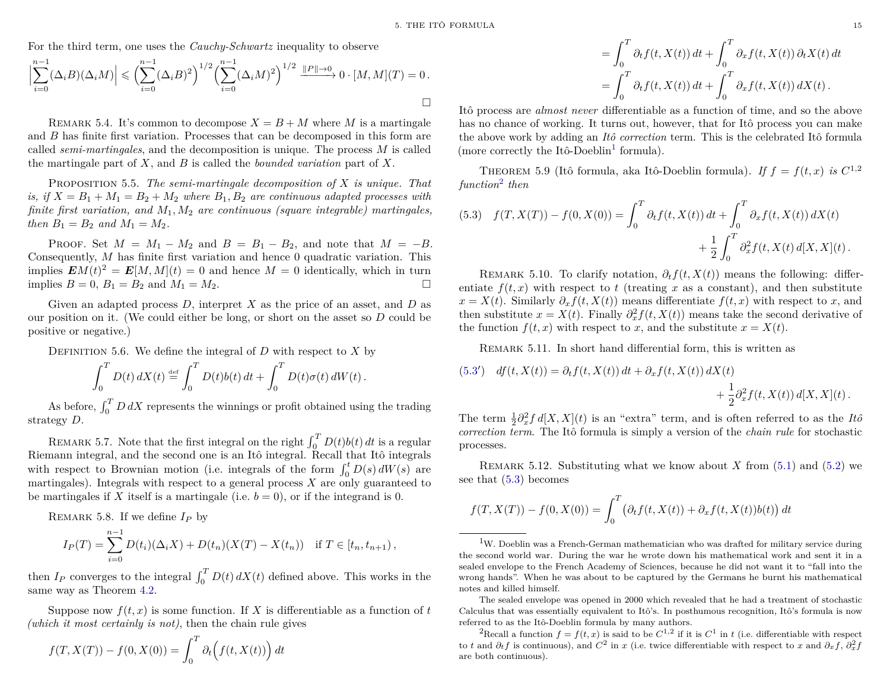For the third term, one uses the *Cauchy-Schwartz* inequality to observe

$$\Big|\sum_{i=0}^{n-1}(\Delta_i B)(\Delta_i M)\Big| \leqslant \Big(\sum_{i=0}^{n-1}(\Delta_i B)^2\Big)^{1/2}\Big(\sum_{i=0}^{n-1}(\Delta_i M)^2\Big)^{1/2} \xrightarrow{\|P\|\to 0} 0\cdot[M,M](T) = 0\,.$$

□

REMARK 5.4. It's common to decompose $X = B + M$ where $M$ is a martingale and $B$ has finite first variation. Processes that can be decomposed in this form are called *semi-martingales*, and the decomposition is unique. The process $M$ is called the martingale part of $X$, and $B$ is called the *bounded variation* part of $X$.

PROPOSITION 5.5. *The semi-martingale decomposition of $X$ is unique. That is, if $X = B_1 + M_1 = B_2 + M_2$ where $B_1, B_2$ are continuous adapted processes with finite first variation, and $M_1, M_2$ are continuous (square integrable) martingales, then $B_1 = B_2$ and $M_1 = M_2$.*

PROOF. Set $M = M_1 - M_2$ and $B = B_1 - B_2$, and note that $M = -B$. Consequently, $M$ has finite first variation and hence 0 quadratic variation. This implies $\boldsymbol{E}M(t)^2 = \boldsymbol{E}[M,M](t) = 0$ and hence $M = 0$ identically, which in turn implies $B = 0$, $B_1 = B_2$ and $M_1 = M_2$. □

Given an adapted process $D$, interpret $X$ as the price of an asset, and $D$ as our position on it. (We could either be long, or short on the asset so $D$ could be positive or negative.)

DEFINITION 5.6. We define the integral of $D$ with respect to $X$ by

$$\int_0^T D(t)\,dX(t) \stackrel{\text{def}}{=} \int_0^T D(t)b(t)\,dt + \int_0^T D(t)\sigma(t)\,dW(t)\,.$$

As before, $\int_0^T D\,dX$ represents the winnings or profit obtained using the trading strategy $D$.

REMARK 5.7. Note that the first integral on the right $\int_0^T D(t)b(t)\,dt$ is a regular Riemann integral, and the second one is an Itô integral. Recall that Itô integrals with respect to Brownian motion (i.e. integrals of the form $\int_0^t D(s)\,dW(s)$ are martingales). Integrals with respect to a general process $X$ are only guaranteed to be martingales if $X$ itself is a martingale (i.e. $b = 0$), or if the integrand is 0.

REMARK 5.8. If we define $I_P$ by

$$I_P(T) = \sum_{i=0}^{n-1} D(t_i)(\Delta_i X) + D(t_n)(X(T) - X(t_n)) \quad \text{if } T \in [t_n, t_{n+1})\,,$$

then $I_P$ converges to the integral $\int_0^T D(t)\,dX(t)$ defined above. This works in the same way as Theorem 4.2.

Suppose now $f(t,x)$ is some function. If $X$ is differentiable as a function of $t$ *(which it most certainly is not)*, then the chain rule gives

$$\begin{aligned}
f(T, X(T)) - f(0, X(0)) &= \int_0^T \partial_t\Big(f(t, X(t))\Big)\,dt\\
&= \int_0^T \partial_t f(t, X(t))\,dt + \int_0^T \partial_x f(t, X(t))\,\partial_t X(t)\,dt\\
&= \int_0^T \partial_t f(t, X(t))\,dt + \int_0^T \partial_x f(t, X(t))\,dX(t)\,.
\end{aligned}$$

Itô process are *almost never* differentiable as a function of time, and so the above has no chance of working. It turns out, however, that for Itô process you can make the above work by adding an *Itô correction* term. This is the celebrated Itô formula (more correctly the Itô-Doeblin[1] formula).

THEOREM 5.9 (Itô formula, aka Itô-Doeblin formula). *If $f = f(t,x)$ is $C^{1,2}$ function[2] then*

$$f(T, X(T)) - f(0, X(0)) = \int_0^T \partial_t f(t, X(t))\,dt + \int_0^T \partial_x f(t, X(t))\,dX(t) + \frac{1}{2}\int_0^T \partial_x^2 f(t, X(t)\,d[X,X](t)\,. \tag{5.3}$$

REMARK 5.10. To clarify notation, $\partial_t f(t, X(t))$ means the following: differentiate $f(t,x)$ with respect to $t$ (treating $x$ as a constant), and then substitute $x = X(t)$. Similarly $\partial_x f(t, X(t))$ means differentiate $f(t,x)$ with respect to $x$, and then substitute $x = X(t)$. Finally $\partial_x^2 f(t, X(t))$ means take the second derivative of the function $f(t,x)$ with respect to $x$, and the substitute $x = X(t)$.

REMARK 5.11. In short hand differential form, this is written as

$$df(t, X(t)) = \partial_t f(t, X(t))\,dt + \partial_x f(t, X(t))\,dX(t) + \frac{1}{2}\partial_x^2 f(t, X(t))\,d[X,X](t)\,. \tag{5.3'}$$

The term $\frac{1}{2}\partial_x^2 f\,d[X,X](t)$ is an "extra" term, and is often referred to as the *Itô correction term*. The Itô formula is simply a version of the *chain rule* for stochastic processes.

REMARK 5.12. Substituting what we know about $X$ from (5.1) and (5.2) we see that (5.3) becomes

$$f(T, X(T)) - f(0, X(0)) = \int_0^T \big(\partial_t f(t, X(t)) + \partial_x f(t, X(t))b(t)\big)\,dt$$

---

[1] W. Doeblin was a French-German mathematician who was drafted for military service during the second world war. During the war he wrote down his mathematical work and sent it in a sealed envelope to the French Academy of Sciences, because he did not want it to "fall into the wrong hands". When he was about to be captured by the Germans he burnt his mathematical notes and killed himself.

The sealed envelope was opened in 2000 which revealed that he had a treatment of stochastic Calculus that was essentially equivalent to Itô's. In posthumous recognition, Itô's formula is now referred to as the Itô-Doeblin formula by many authors.

[2] Recall a function $f = f(t,x)$ is said to be $C^{1,2}$ if it is $C^1$ in $t$ (i.e. differentiable with respect to $t$ and $\partial_t f$ is continuous), and $C^2$ in $x$ (i.e. twice differentiable with respect to $x$ and $\partial_x f$, $\partial_x^2 f$ are both continuous).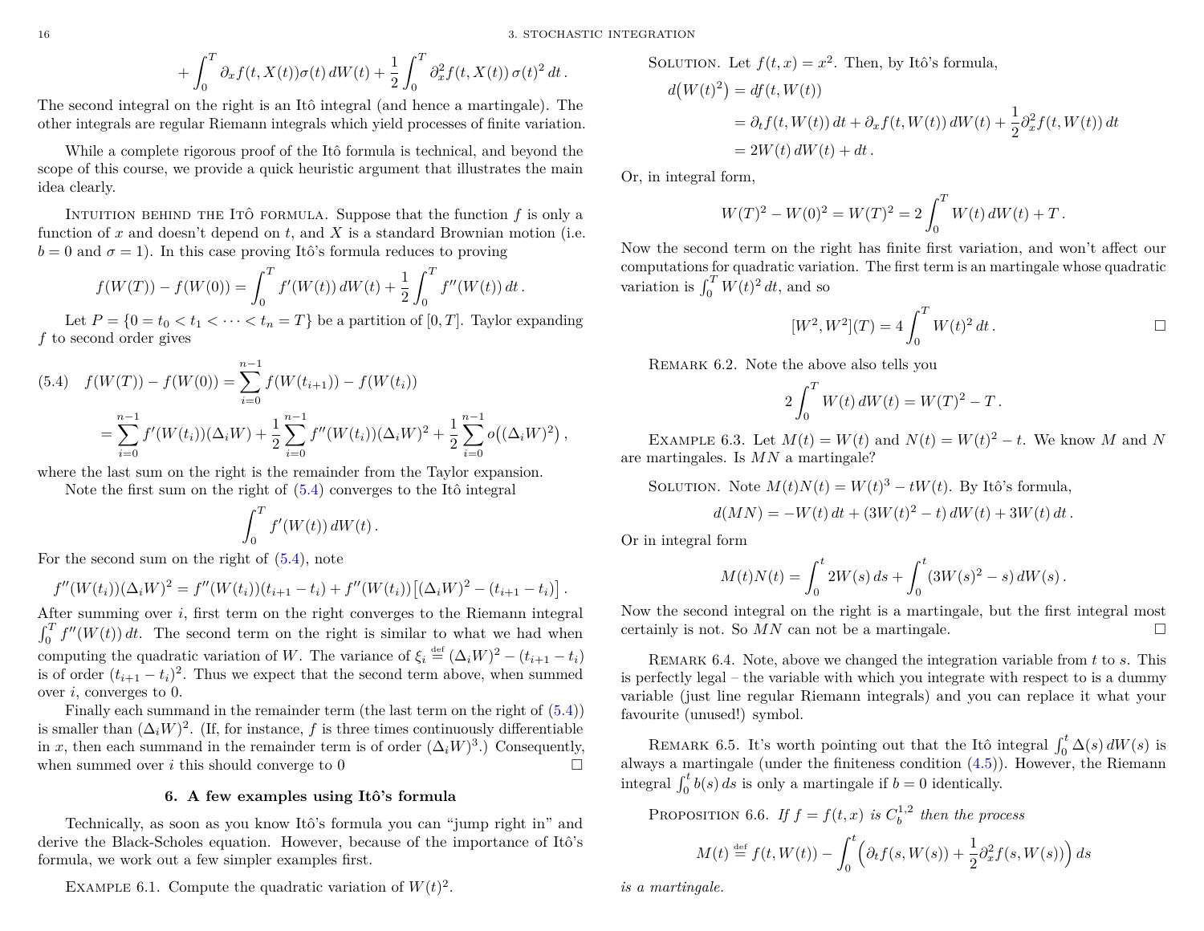$$+ \int_0^T \partial_x f(t, X(t))\sigma(t)\, dW(t) + \frac{1}{2}\int_0^T \partial_x^2 f(t, X(t))\, \sigma(t)^2\, dt\,.$$

The second integral on the right is an Itô integral (and hence a martingale). The other integrals are regular Riemann integrals which yield processes of finite variation.

While a complete rigorous proof of the Itô formula is technical, and beyond the scope of this course, we provide a quick heuristic argument that illustrates the main idea clearly.

Intuition behind the Itô formula. Suppose that the function $f$ is only a function of $x$ and doesn't depend on $t$, and $X$ is a standard Brownian motion (i.e. $b = 0$ and $\sigma = 1$). In this case proving Itô's formula reduces to proving

$$f(W(T)) - f(W(0)) = \int_0^T f'(W(t))\, dW(t) + \frac{1}{2}\int_0^T f''(W(t))\, dt\,.$$

Let $P = \{0 = t_0 < t_1 < \cdots < t_n = T\}$ be a partition of $[0, T]$. Taylor expanding $f$ to second order gives

$$(5.4) \quad f(W(T)) - f(W(0)) = \sum_{i=0}^{n-1} f(W(t_{i+1})) - f(W(t_i))$$
$$= \sum_{i=0}^{n-1} f'(W(t_i))(\Delta_i W) + \frac{1}{2}\sum_{i=0}^{n-1} f''(W(t_i))(\Delta_i W)^2 + \frac{1}{2}\sum_{i=0}^{n-1} o\big((\Delta_i W)^2\big)\,,$$

where the last sum on the right is the remainder from the Taylor expansion.

Note the first sum on the right of (5.4) converges to the Itô integral

$$\int_0^T f'(W(t))\, dW(t)\,.$$

For the second sum on the right of (5.4), note

$$f''(W(t_i))(\Delta_i W)^2 = f''(W(t_i))(t_{i+1} - t_i) + f''(W(t_i))\big[(\Delta_i W)^2 - (t_{i+1} - t_i)\big]\,.$$

After summing over $i$, first term on the right converges to the Riemann integral $\int_0^T f''(W(t))\, dt$. The second term on the right is similar to what we had when computing the quadratic variation of $W$. The variance of $\xi_i \stackrel{\text{def}}{=} (\Delta_i W)^2 - (t_{i+1} - t_i)$ is of order $(t_{i+1} - t_i)^2$. Thus we expect that the second term above, when summed over $i$, converges to 0.

Finally each summand in the remainder term (the last term on the right of (5.4)) is smaller than $(\Delta_i W)^2$. (If, for instance, $f$ is three times continuously differentiable in $x$, then each summand in the remainder term is of order $(\Delta_i W)^3$.) Consequently, when summed over $i$ this should converge to 0 □

## 6. A few examples using Itô's formula

Technically, as soon as you know Itô's formula you can "jump right in" and derive the Black-Scholes equation. However, because of the importance of Itô's formula, we work out a few simpler examples first.

Example 6.1. Compute the quadratic variation of $W(t)^2$.

Solution. Let $f(t, x) = x^2$. Then, by Itô's formula,

$$\begin{aligned} d\big(W(t)^2\big) &= df(t, W(t)) \\ &= \partial_t f(t, W(t))\, dt + \partial_x f(t, W(t))\, dW(t) + \frac{1}{2}\partial_x^2 f(t, W(t))\, dt \\ &= 2W(t)\, dW(t) + dt\,. \end{aligned}$$

Or, in integral form,

$$W(T)^2 - W(0)^2 = W(T)^2 = 2\int_0^T W(t)\, dW(t) + T\,.$$

Now the second term on the right has finite first variation, and won't affect our computations for quadratic variation. The first term is an martingale whose quadratic variation is $\int_0^T W(t)^2\, dt$, and so

$$[W^2, W^2](T) = 4\int_0^T W(t)^2\, dt\,.$$

□

Remark 6.2. Note the above also tells you

$$2\int_0^T W(t)\, dW(t) = W(T)^2 - T\,.$$

Example 6.3. Let $M(t) = W(t)$ and $N(t) = W(t)^2 - t$. We know $M$ and $N$ are martingales. Is $MN$ a martingale?

Solution. Note $M(t)N(t) = W(t)^3 - tW(t)$. By Itô's formula,

$$d(MN) = -W(t)\, dt + (3W(t)^2 - t)\, dW(t) + 3W(t)\, dt\,.$$

Or in integral form

$$M(t)N(t) = \int_0^t 2W(s)\, ds + \int_0^t (3W(s)^2 - s)\, dW(s)\,.$$

Now the second integral on the right is a martingale, but the first integral most certainly is not. So $MN$ can not be a martingale. □

Remark 6.4. Note, above we changed the integration variable from $t$ to $s$. This is perfectly legal – the variable with which you integrate with respect to is a dummy variable (just line regular Riemann integrals) and you can replace it what your favourite (unused!) symbol.

Remark 6.5. It's worth pointing out that the Itô integral $\int_0^t \Delta(s)\, dW(s)$ is always a martingale (under the finiteness condition (4.5)). However, the Riemann integral $\int_0^t b(s)\, ds$ is only a martingale if $b = 0$ identically.

Proposition 6.6. *If $f = f(t, x)$ is $C_b^{1,2}$ then the process*

$$M(t) \stackrel{\text{def}}{=} f(t, W(t)) - \int_0^t \Big(\partial_t f(s, W(s)) + \frac{1}{2}\partial_x^2 f(s, W(s))\Big)\, ds$$

*is a martingale.*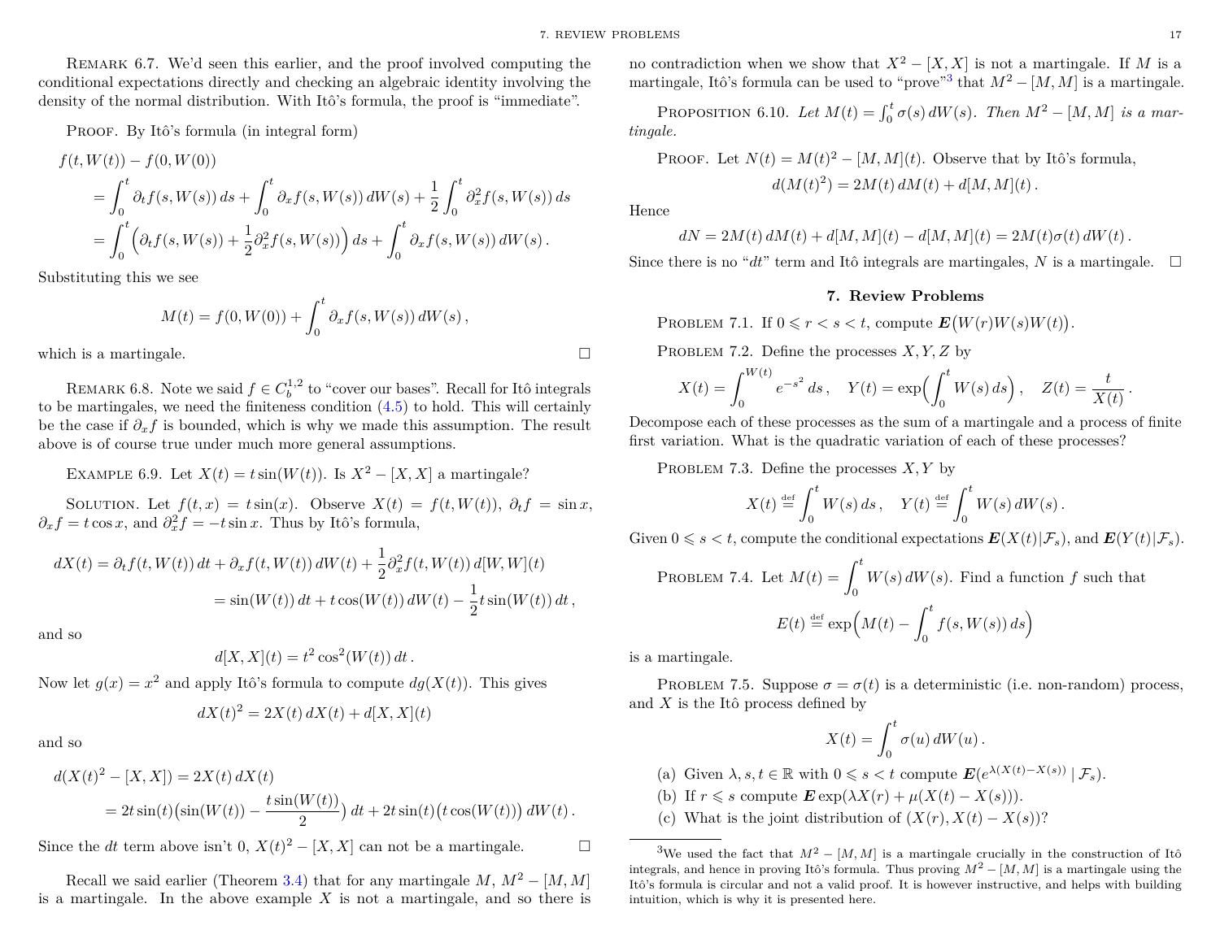REMARK 6.7. We'd seen this earlier, and the proof involved computing the conditional expectations directly and checking an algebraic identity involving the density of the normal distribution. With Itô's formula, the proof is "immediate".

PROOF. By Itô's formula (in integral form)

$$\begin{aligned}
f(t, W(t)) &- f(0, W(0)) \\
&= \int_0^t \partial_t f(s, W(s))\, ds + \int_0^t \partial_x f(s, W(s))\, dW(s) + \frac{1}{2}\int_0^t \partial_x^2 f(s, W(s))\, ds \\
&= \int_0^t \Big(\partial_t f(s, W(s)) + \frac{1}{2}\partial_x^2 f(s, W(s))\Big)\, ds + \int_0^t \partial_x f(s, W(s))\, dW(s)\,.
\end{aligned}$$

Substituting this we see

$$M(t) = f(0, W(0)) + \int_0^t \partial_x f(s, W(s))\, dW(s)\,,$$

which is a martingale. □

REMARK 6.8. Note we said $f \in C_b^{1,2}$ to "cover our bases". Recall for Itô integrals to be martingales, we need the finiteness condition (4.5) to hold. This will certainly be the case if $\partial_x f$ is bounded, which is why we made this assumption. The result above is of course true under much more general assumptions.

EXAMPLE 6.9. Let $X(t) = t\sin(W(t))$. Is $X^2 - [X, X]$ a martingale?

SOLUTION. Let $f(t, x) = t\sin(x)$. Observe $X(t) = f(t, W(t))$, $\partial_t f = \sin x$, $\partial_x f = t\cos x$, and $\partial_x^2 f = -t\sin x$. Thus by Itô's formula,

$$\begin{aligned}
dX(t) &= \partial_t f(t, W(t))\, dt + \partial_x f(t, W(t))\, dW(t) + \frac{1}{2}\partial_x^2 f(t, W(t))\, d[W, W](t) \\
&= \sin(W(t))\, dt + t\cos(W(t))\, dW(t) - \frac{1}{2} t\sin(W(t))\, dt\,,
\end{aligned}$$

and so

$$d[X, X](t) = t^2\cos^2(W(t))\, dt\,.$$

Now let $g(x) = x^2$ and apply Itô's formula to compute $dg(X(t))$. This gives

$$dX(t)^2 = 2X(t)\, dX(t) + d[X, X](t)$$

and so

$$\begin{aligned}
d(X(t)^2 - [X, X]) &= 2X(t)\, dX(t) \\
&= 2t\sin(t)\big(\sin(W(t)) - \frac{t\sin(W(t))}{2}\big)\, dt + 2t\sin(t)\big(t\cos(W(t))\big)\, dW(t)\,.
\end{aligned}$$

Since the $dt$ term above isn't 0, $X(t)^2 - [X, X]$ can not be a martingale. □

Recall we said earlier (Theorem 3.4) that for any martingale $M$, $M^2 - [M, M]$ is a martingale. In the above example $X$ is not a martingale, and so there is no contradiction when we show that $X^2 - [X, X]$ is not a martingale. If $M$ is a martingale, Itô's formula can be used to "prove"[3] that $M^2 - [M, M]$ is a martingale.

PROPOSITION 6.10. *Let* $M(t) = \int_0^t \sigma(s)\, dW(s)$. *Then* $M^2 - [M, M]$ *is a martingale.*

PROOF. Let $N(t) = M(t)^2 - [M, M](t)$. Observe that by Itô's formula,

$$d(M(t)^2) = 2M(t)\, dM(t) + d[M, M](t)\,.$$

Hence

$$dN = 2M(t)\, dM(t) + d[M, M](t) - d[M, M](t) = 2M(t)\sigma(t)\, dW(t)\,.$$

Since there is no "$dt$" term and Itô integrals are martingales, $N$ is a martingale. □

## 7. Review Problems

PROBLEM 7.1. If $0 \leqslant r < s < t$, compute $\boldsymbol{E}\big(W(r)W(s)W(t)\big)$.

PROBLEM 7.2. Define the processes $X, Y, Z$ by

$$X(t) = \int_0^{W(t)} e^{-s^2}\, ds\,, \quad Y(t) = \exp\Big(\int_0^t W(s)\, ds\Big)\,, \quad Z(t) = \frac{t}{X(t)}\,.$$

Decompose each of these processes as the sum of a martingale and a process of finite first variation. What is the quadratic variation of each of these processes?

PROBLEM 7.3. Define the processes $X, Y$ by

$$X(t) \stackrel{\text{def}}{=} \int_0^t W(s)\, ds\,, \quad Y(t) \stackrel{\text{def}}{=} \int_0^t W(s)\, dW(s)\,.$$

Given $0 \leqslant s < t$, compute the conditional expectations $\boldsymbol{E}(X(t)|\mathcal{F}_s)$, and $\boldsymbol{E}(Y(t)|\mathcal{F}_s)$.

PROBLEM 7.4. Let $M(t) = \int_0^t W(s)\, dW(s)$. Find a function $f$ such that

$$E(t) \stackrel{\text{def}}{=} \exp\Big(M(t) - \int_0^t f(s, W(s))\, ds\Big)$$

is a martingale.

PROBLEM 7.5. Suppose $\sigma = \sigma(t)$ is a deterministic (i.e. non-random) process, and $X$ is the Itô process defined by

$$X(t) = \int_0^t \sigma(u)\, dW(u)\,.$$

(a) Given $\lambda, s, t \in \mathbb{R}$ with $0 \leqslant s < t$ compute $\boldsymbol{E}(e^{\lambda(X(t) - X(s))} \mid \mathcal{F}_s)$.
(b) If $r \leqslant s$ compute $\boldsymbol{E}\exp(\lambda X(r) + \mu(X(t) - X(s)))$.
(c) What is the joint distribution of $(X(r), X(t) - X(s))$?

---

[3] We used the fact that $M^2 - [M, M]$ is a martingale crucially in the construction of Itô integrals, and hence in proving Itô's formula. Thus proving $M^2 - [M, M]$ is a martingale using the Itô's formula is circular and not a valid proof. It is however instructive, and helps with building intuition, which is why it is presented here.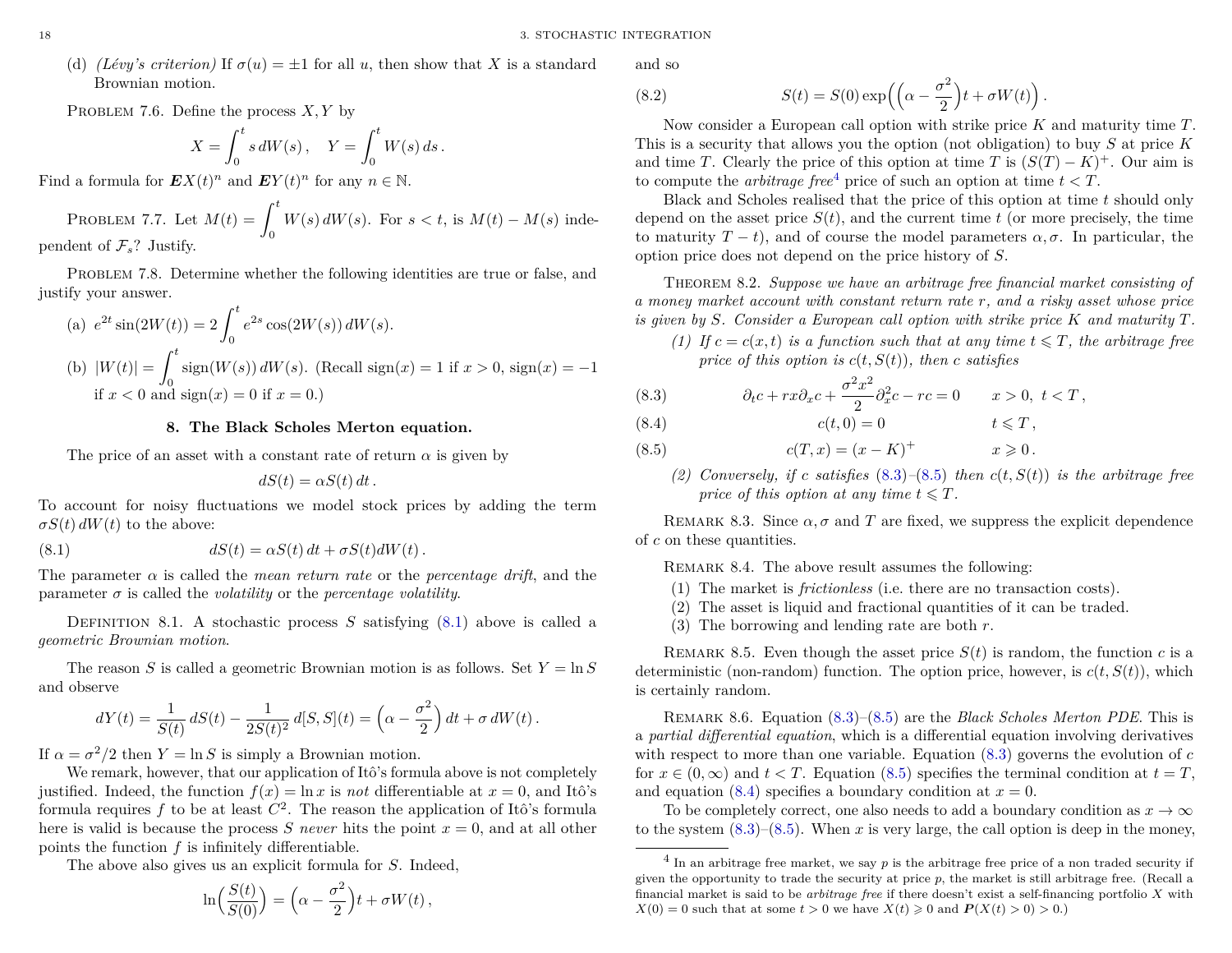(d) *(Lévy's criterion)* If $\sigma(u) = \pm 1$ for all $u$, then show that $X$ is a standard Brownian motion.

PROBLEM 7.6. Define the process $X, Y$ by

$$X = \int_0^t s \, dW(s) \,, \quad Y = \int_0^t W(s) \, ds \,.$$

Find a formula for $\boldsymbol{E}X(t)^n$ and $\boldsymbol{E}Y(t)^n$ for any $n \in \mathbb{N}$.

PROBLEM 7.7. Let $M(t) = \int_0^t W(s) \, dW(s)$. For $s < t$, is $M(t) - M(s)$ independent of $\mathcal{F}_s$? Justify.

PROBLEM 7.8. Determine whether the following identities are true or false, and justify your answer.

(a) $e^{2t} \sin(2W(t)) = 2 \int_0^t e^{2s} \cos(2W(s)) \, dW(s)$.

(b) $|W(t)| = \int_0^t \operatorname{sign}(W(s)) \, dW(s)$. (Recall $\operatorname{sign}(x) = 1$ if $x > 0$, $\operatorname{sign}(x) = -1$ if $x < 0$ and $\operatorname{sign}(x) = 0$ if $x = 0$.)

## 8. The Black Scholes Merton equation.

The price of an asset with a constant rate of return $\alpha$ is given by

$$dS(t) = \alpha S(t) \, dt \,.$$

To account for noisy fluctuations we model stock prices by adding the term $\sigma S(t) \, dW(t)$ to the above:

$$dS(t) = \alpha S(t) \, dt + \sigma S(t) dW(t) \,. \tag{8.1}$$

The parameter $\alpha$ is called the *mean return rate* or the *percentage drift*, and the parameter $\sigma$ is called the *volatility* or the *percentage volatility*.

DEFINITION 8.1. A stochastic process $S$ satisfying (8.1) above is called a *geometric Brownian motion*.

The reason $S$ is called a geometric Brownian motion is as follows. Set $Y = \ln S$ and observe

$$dY(t) = \frac{1}{S(t)} \, dS(t) - \frac{1}{2S(t)^2} \, d[S, S](t) = \Big( \alpha - \frac{\sigma^2}{2} \Big) \, dt + \sigma \, dW(t) \,.$$

If $\alpha = \sigma^2/2$ then $Y = \ln S$ is simply a Brownian motion.

We remark, however, that our application of Itô's formula above is not completely justified. Indeed, the function $f(x) = \ln x$ is *not* differentiable at $x = 0$, and Itô's formula requires $f$ to be at least $C^2$. The reason the application of Itô's formula here is valid is because the process $S$ *never* hits the point $x = 0$, and at all other points the function $f$ is infinitely differentiable.

The above also gives us an explicit formula for $S$. Indeed,

$$\ln\Big( \frac{S(t)}{S(0)} \Big) = \Big( \alpha - \frac{\sigma^2}{2} \Big) t + \sigma W(t) \,,$$

and so

$$S(t) = S(0) \exp\Big( \Big( \alpha - \frac{\sigma^2}{2} \Big) t + \sigma W(t) \Big) \,. \tag{8.2}$$

Now consider a European call option with strike price $K$ and maturity time $T$. This is a security that allows you the option (not obligation) to buy $S$ at price $K$ and time $T$. Clearly the price of this option at time $T$ is $(S(T) - K)^+$. Our aim is to compute the *arbitrage free*[4] price of such an option at time $t < T$.

Black and Scholes realised that the price of this option at time $t$ should only depend on the asset price $S(t)$, and the current time $t$ (or more precisely, the time to maturity $T - t$), and of course the model parameters $\alpha, \sigma$. In particular, the option price does not depend on the price history of $S$.

THEOREM 8.2. *Suppose we have an arbitrage free financial market consisting of a money market account with constant return rate $r$, and a risky asset whose price is given by $S$. Consider a European call option with strike price $K$ and maturity $T$.*

*(1) If $c = c(x, t)$ is a function such that at any time $t \leqslant T$, the arbitrage free price of this option is $c(t, S(t))$, then $c$ satisfies*

$$\partial_t c + r x \partial_x c + \frac{\sigma^2 x^2}{2} \partial_x^2 c - r c = 0 \qquad x > 0, \ t < T \,, \tag{8.3}$$

$$c(t, 0) = 0 \qquad t \leqslant T \,, \tag{8.4}$$

$$c(T, x) = (x - K)^+ \qquad x \geqslant 0 \,. \tag{8.5}$$

*(2) Conversely, if $c$ satisfies (8.3)–(8.5) then $c(t, S(t))$ is the arbitrage free price of this option at any time $t \leqslant T$.*

REMARK 8.3. Since $\alpha, \sigma$ and $T$ are fixed, we suppress the explicit dependence of $c$ on these quantities.

REMARK 8.4. The above result assumes the following:

1. The market is *frictionless* (i.e. there are no transaction costs).
2. The asset is liquid and fractional quantities of it can be traded.
3. The borrowing and lending rate are both $r$.

REMARK 8.5. Even though the asset price $S(t)$ is random, the function $c$ is a deterministic (non-random) function. The option price, however, is $c(t, S(t))$, which is certainly random.

REMARK 8.6. Equation (8.3)–(8.5) are the *Black Scholes Merton PDE*. This is a *partial differential equation*, which is a differential equation involving derivatives with respect to more than one variable. Equation (8.3) governs the evolution of $c$ for $x \in (0, \infty)$ and $t < T$. Equation (8.5) specifies the terminal condition at $t = T$, and equation (8.4) specifies a boundary condition at $x = 0$.

To be completely correct, one also needs to add a boundary condition as $x \to \infty$ to the system (8.3)–(8.5). When $x$ is very large, the call option is deep in the money,

[4] In an arbitrage free market, we say $p$ is the arbitrage free price of a non traded security if given the opportunity to trade the security at price $p$, the market is still arbitrage free. (Recall a financial market is said to be *arbitrage free* if there doesn't exist a self-financing portfolio $X$ with $X(0) = 0$ such that at some $t > 0$ we have $X(t) \geqslant 0$ and $\boldsymbol{P}(X(t) > 0) > 0$.)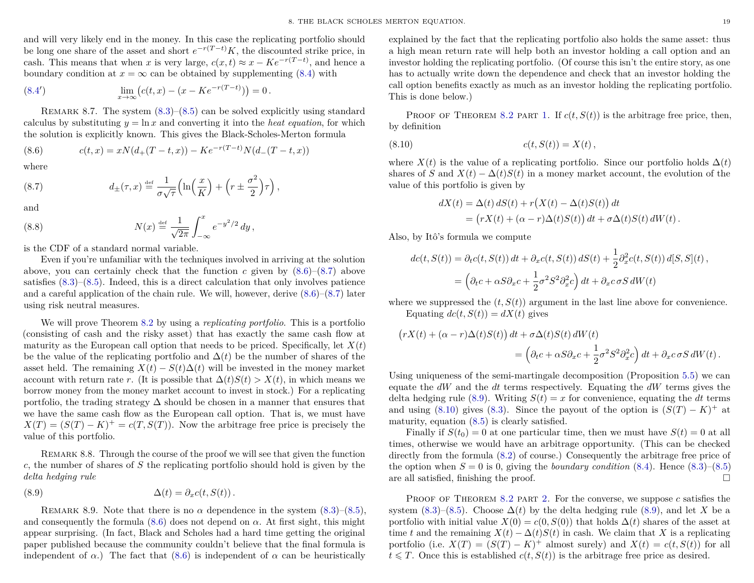and will very likely end in the money. In this case the replicating portfolio should be long one share of the asset and short $e^{-r(T-t)}K$, the discounted strike price, in cash. This means that when $x$ is very large, $c(x,t) \approx x - Ke^{-r(T-t)}$, and hence a boundary condition at $x = \infty$ can be obtained by supplementing (8.4) with

$$\lim_{x\to\infty} \big(c(t,x) - (x - Ke^{-r(T-t)})\big) = 0\,. \tag{8.4$'$}$$

Remark 8.7. The system (8.3)–(8.5) can be solved explicitly using standard calculus by substituting $y = \ln x$ and converting it into the *heat equation*, for which the solution is explicitly known. This gives the Black-Scholes-Merton formula

$$c(t,x) = xN(d_+(T-t,x)) - Ke^{-r(T-t)}N(d_-(T-t,x)) \tag{8.6}$$

where

$$d_\pm(\tau,x) \stackrel{\text{def}}{=} \frac{1}{\sigma\sqrt{\tau}}\Big(\ln\Big(\frac{x}{K}\Big) + \Big(r \pm \frac{\sigma^2}{2}\Big)\tau\Big)\,, \tag{8.7}$$

and

$$N(x) \stackrel{\text{def}}{=} \frac{1}{\sqrt{2\pi}}\int_{-\infty}^{x} e^{-y^2/2}\,dy\,, \tag{8.8}$$

is the CDF of a standard normal variable.

Even if you're unfamiliar with the techniques involved in arriving at the solution above, you can certainly check that the function $c$ given by (8.6)–(8.7) above satisfies (8.3)–(8.5). Indeed, this is a direct calculation that only involves patience and a careful application of the chain rule. We will, however, derive (8.6)–(8.7) later using risk neutral measures.

We will prove Theorem 8.2 by using a *replicating portfolio*. This is a portfolio (consisting of cash and the risky asset) that has exactly the same cash flow at maturity as the European call option that needs to be priced. Specifically, let $X(t)$ be the value of the replicating portfolio and $\Delta(t)$ be the number of shares of the asset held. The remaining $X(t) - S(t)\Delta(t)$ will be invested in the money market account with return rate $r$. (It is possible that $\Delta(t)S(t) > X(t)$, in which means we borrow money from the money market account to invest in stock.) For a replicating portfolio, the trading strategy $\Delta$ should be chosen in a manner that ensures that we have the same cash flow as the European call option. That is, we must have $X(T) = (S(T) - K)^+ = c(T, S(T))$. Now the arbitrage free price is precisely the value of this portfolio.

Remark 8.8. Through the course of the proof we will see that given the function $c$, the number of shares of $S$ the replicating portfolio should hold is given by the *delta hedging rule*

$$\Delta(t) = \partial_x c(t, S(t))\,. \tag{8.9}$$

Remark 8.9. Note that there is no $\alpha$ dependence in the system (8.3)–(8.5), and consequently the formula (8.6) does not depend on $\alpha$. At first sight, this might appear surprising. (In fact, Black and Scholes had a hard time getting the original paper published because the community couldn't believe that the final formula is independent of $\alpha$.) The fact that (8.6) is independent of $\alpha$ can be heuristically explained by the fact that the replicating portfolio also holds the same asset: thus a high mean return rate will help both an investor holding a call option and an investor holding the replicating portfolio. (Of course this isn't the entire story, as one has to actually write down the dependence and check that an investor holding the call option benefits exactly as much as an investor holding the replicating portfolio. This is done below.)

Proof of Theorem 8.2 part 1. If $c(t, S(t))$ is the arbitrage free price, then, by definition

$$c(t, S(t)) = X(t)\,, \tag{8.10}$$

where $X(t)$ is the value of a replicating portfolio. Since our portfolio holds $\Delta(t)$ shares of $S$ and $X(t) - \Delta(t)S(t)$ in a money market account, the evolution of the value of this portfolio is given by

$$\begin{aligned}
dX(t) &= \Delta(t)\,dS(t) + r\big(X(t) - \Delta(t)S(t)\big)\,dt \\
&= \big(rX(t) + (\alpha - r)\Delta(t)S(t)\big)\,dt + \sigma\Delta(t)S(t)\,dW(t)\,.
\end{aligned}$$

Also, by Itô's formula we compute

$$\begin{aligned}
dc(t, S(t)) &= \partial_t c(t,S(t))\,dt + \partial_x c(t,S(t))\,dS(t) + \frac{1}{2}\partial_x^2 c(t,S(t))\,d[S,S](t)\,, \\
&= \Big(\partial_t c + \alpha S \partial_x c + \frac{1}{2}\sigma^2 S^2 \partial_x^2 c\Big)\,dt + \partial_x c\,\sigma S\,dW(t)
\end{aligned}$$

where we suppressed the $(t, S(t))$ argument in the last line above for convenience.

Equating $dc(t, S(t)) = dX(t)$ gives

$$\begin{aligned}
\big(rX(t) &+ (\alpha - r)\Delta(t)S(t)\big)\,dt + \sigma\Delta(t)S(t)\,dW(t) \\
&= \Big(\partial_t c + \alpha S \partial_x c + \frac{1}{2}\sigma^2 S^2 \partial_x^2 c\Big)\,dt + \partial_x c\,\sigma S\,dW(t)\,.
\end{aligned}$$

Using uniqueness of the semi-martingale decomposition (Proposition 5.5) we can equate the $dW$ and the $dt$ terms respectively. Equating the $dW$ terms gives the delta hedging rule (8.9). Writing $S(t) = x$ for convenience, equating the $dt$ terms and using (8.10) gives (8.3). Since the payout of the option is $(S(T) - K)^+$ at maturity, equation (8.5) is clearly satisfied.

Finally if $S(t_0) = 0$ at one particular time, then we must have $S(t) = 0$ at all times, otherwise we would have an arbitrage opportunity. (This can be checked directly from the formula (8.2) of course.) Consequently the arbitrage free price of the option when $S = 0$ is 0, giving the *boundary condition* (8.4). Hence (8.3)–(8.5) are all satisfied, finishing the proof. □

Proof of Theorem 8.2 part 2. For the converse, we suppose $c$ satisfies the system (8.3)–(8.5). Choose $\Delta(t)$ by the delta hedging rule (8.9), and let $X$ be a portfolio with initial value $X(0) = c(0, S(0))$ that holds $\Delta(t)$ shares of the asset at time $t$ and the remaining $X(t) - \Delta(t)S(t)$ in cash. We claim that $X$ is a replicating portfolio (i.e. $X(T) = (S(T) - K)^+$ almost surely) and $X(t) = c(t, S(t))$ for all $t \leqslant T$. Once this is established $c(t, S(t))$ is the arbitrage free price as desired.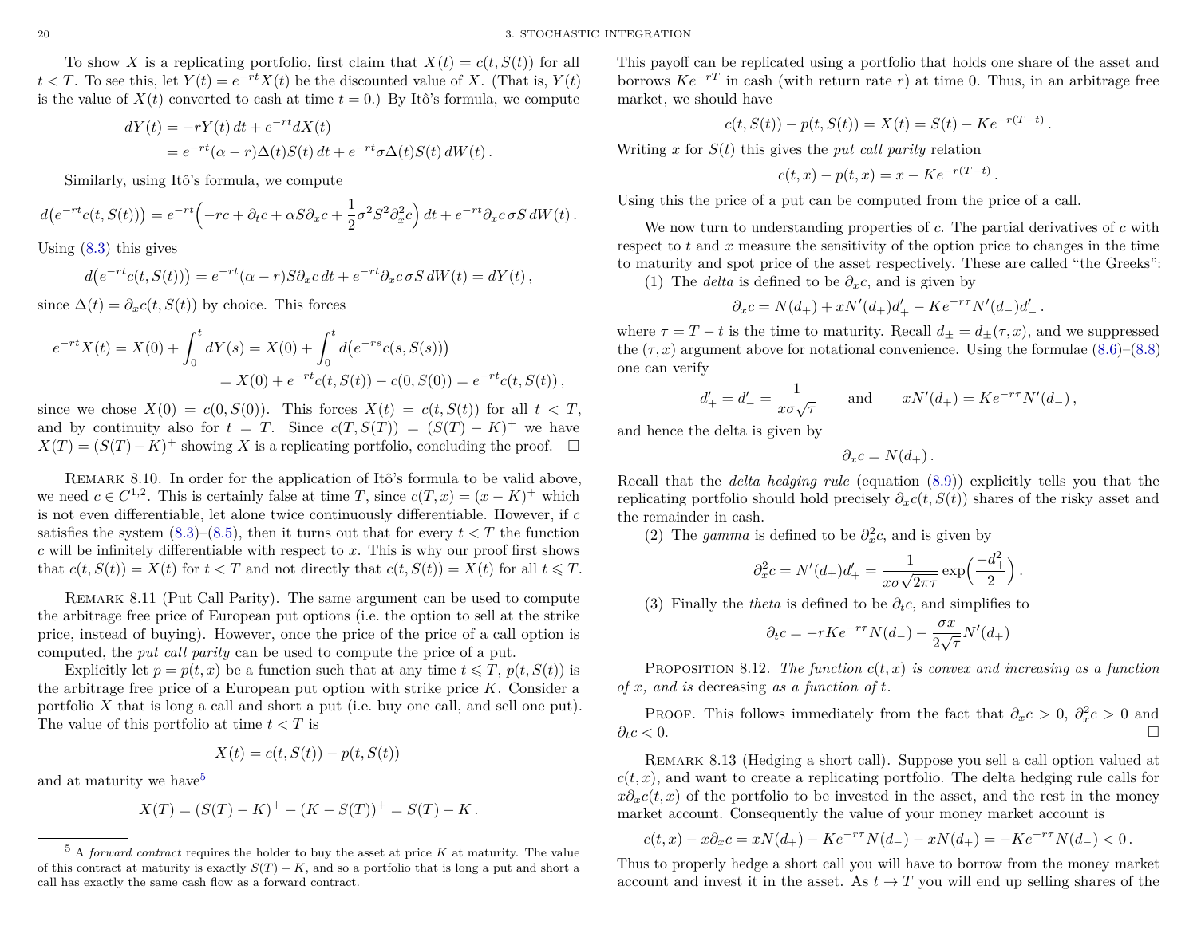To show $X$ is a replicating portfolio, first claim that $X(t) = c(t, S(t))$ for all $t < T$. To see this, let $Y(t) = e^{-rt}X(t)$ be the discounted value of $X$. (That is, $Y(t)$ is the value of $X(t)$ converted to cash at time $t = 0$.) By Itô's formula, we compute

$$\begin{aligned} dY(t) &= -rY(t)\,dt + e^{-rt}dX(t) \\ &= e^{-rt}(\alpha - r)\Delta(t)S(t)\,dt + e^{-rt}\sigma\Delta(t)S(t)\,dW(t)\,. \end{aligned}$$

Similarly, using Itô's formula, we compute

$$d\big(e^{-rt}c(t, S(t))\big) = e^{-rt}\Big(-rc + \partial_t c + \alpha S\partial_x c + \frac{1}{2}\sigma^2 S^2 \partial_x^2 c\Big)\,dt + e^{-rt}\partial_x c\,\sigma S\,dW(t)\,.$$

Using (8.3) this gives

$$d\big(e^{-rt}c(t, S(t))\big) = e^{-rt}(\alpha - r)S\partial_x c\,dt + e^{-rt}\partial_x c\,\sigma S\,dW(t) = dY(t)\,,$$

since $\Delta(t) = \partial_x c(t, S(t))$ by choice. This forces

$$\begin{aligned} e^{-rt}X(t) = X(0) + \int_0^t dY(s) &= X(0) + \int_0^t d\big(e^{-rs}c(s, S(s))\big) \\ &= X(0) + e^{-rt}c(t, S(t)) - c(0, S(0)) = e^{-rt}c(t, S(t))\,, \end{aligned}$$

since we chose $X(0) = c(0, S(0))$. This forces $X(t) = c(t, S(t))$ for all $t < T$, and by continuity also for $t = T$. Since $c(T, S(T)) = (S(T) - K)^+$ we have $X(T) = (S(T) - K)^+$ showing $X$ is a replicating portfolio, concluding the proof. $\square$

Remark 8.10. In order for the application of Itô's formula to be valid above, we need $c \in C^{1,2}$. This is certainly false at time $T$, since $c(T, x) = (x - K)^+$ which is not even differentiable, let alone twice continuously differentiable. However, if $c$ satisfies the system (8.3)–(8.5), then it turns out that for every $t < T$ the function $c$ will be infinitely differentiable with respect to $x$. This is why our proof first shows that $c(t, S(t)) = X(t)$ for $t < T$ and not directly that $c(t, S(t)) = X(t)$ for all $t \leqslant T$.

Remark 8.11 (Put Call Parity). The same argument can be used to compute the arbitrage free price of European put options (i.e. the option to sell at the strike price, instead of buying). However, once the price of the price of a call option is computed, the *put call parity* can be used to compute the price of a put.

Explicitly let $p = p(t, x)$ be a function such that at any time $t \leqslant T$, $p(t, S(t))$ is the arbitrage free price of a European put option with strike price $K$. Consider a portfolio $X$ that is long a call and short a put (i.e. buy one call, and sell one put). The value of this portfolio at time $t < T$ is

$$X(t) = c(t, S(t)) - p(t, S(t))$$

and at maturity we have[5]

$$X(T) = (S(T) - K)^+ - (K - S(T))^+ = S(T) - K\,.$$

This payoff can be replicated using a portfolio that holds one share of the asset and borrows $Ke^{-rT}$ in cash (with return rate $r$) at time 0. Thus, in an arbitrage free market, we should have

$$c(t, S(t)) - p(t, S(t)) = X(t) = S(t) - Ke^{-r(T-t)}\,.$$

Writing $x$ for $S(t)$ this gives the *put call parity* relation

$$c(t, x) - p(t, x) = x - Ke^{-r(T-t)}\,.$$

Using this the price of a put can be computed from the price of a call.

We now turn to understanding properties of $c$. The partial derivatives of $c$ with respect to $t$ and $x$ measure the sensitivity of the option price to changes in the time to maturity and spot price of the asset respectively. These are called "the Greeks":

(1) The *delta* is defined to be $\partial_x c$, and is given by

$$\partial_x c = N(d_+) + xN'(d_+)d'_+ - Ke^{-r\tau}N'(d_-)d'_-\,.$$

where $\tau = T - t$ is the time to maturity. Recall $d_\pm = d_\pm(\tau, x)$, and we suppressed the $(\tau, x)$ argument above for notational convenience. Using the formulae (8.6)–(8.8) one can verify

$$d'_+ = d'_- = \frac{1}{x\sigma\sqrt{\tau}} \qquad \text{and} \qquad xN'(d_+) = Ke^{-r\tau}N'(d_-)\,,$$

and hence the delta is given by

$$\partial_x c = N(d_+)\,.$$

Recall that the *delta hedging rule* (equation (8.9)) explicitly tells you that the replicating portfolio should hold precisely $\partial_x c(t, S(t))$ shares of the risky asset and the remainder in cash.

(2) The *gamma* is defined to be $\partial_x^2 c$, and is given by

$$\partial_x^2 c = N'(d_+)d'_+ = \frac{1}{x\sigma\sqrt{2\pi\tau}}\exp\Big(\frac{-d_+^2}{2}\Big)\,.$$

(3) Finally the *theta* is defined to be $\partial_t c$, and simplifies to

$$\partial_t c = -rKe^{-r\tau}N(d_-) - \frac{\sigma x}{2\sqrt{\tau}}N'(d_+)$$

Proposition 8.12. *The function $c(t, x)$ is convex and increasing as a function of $x$, and is* decreasing *as a function of $t$.*

Proof. This follows immediately from the fact that $\partial_x c > 0$, $\partial_x^2 c > 0$ and $\partial_t c < 0$. $\square$

Remark 8.13 (Hedging a short call). Suppose you sell a call option valued at $c(t, x)$, and want to create a replicating portfolio. The delta hedging rule calls for $x\partial_x c(t, x)$ of the portfolio to be invested in the asset, and the rest in the money market account. Consequently the value of your money market account is

$$c(t, x) - x\partial_x c = xN(d_+) - Ke^{-r\tau}N(d_-) - xN(d_+) = -Ke^{-r\tau}N(d_-) < 0\,.$$

Thus to properly hedge a short call you will have to borrow from the money market account and invest it in the asset. As $t \to T$ you will end up selling shares of the

---

[5] A *forward contract* requires the holder to buy the asset at price $K$ at maturity. The value of this contract at maturity is exactly $S(T) - K$, and so a portfolio that is long a put and short a call has exactly the same cash flow as a forward contract.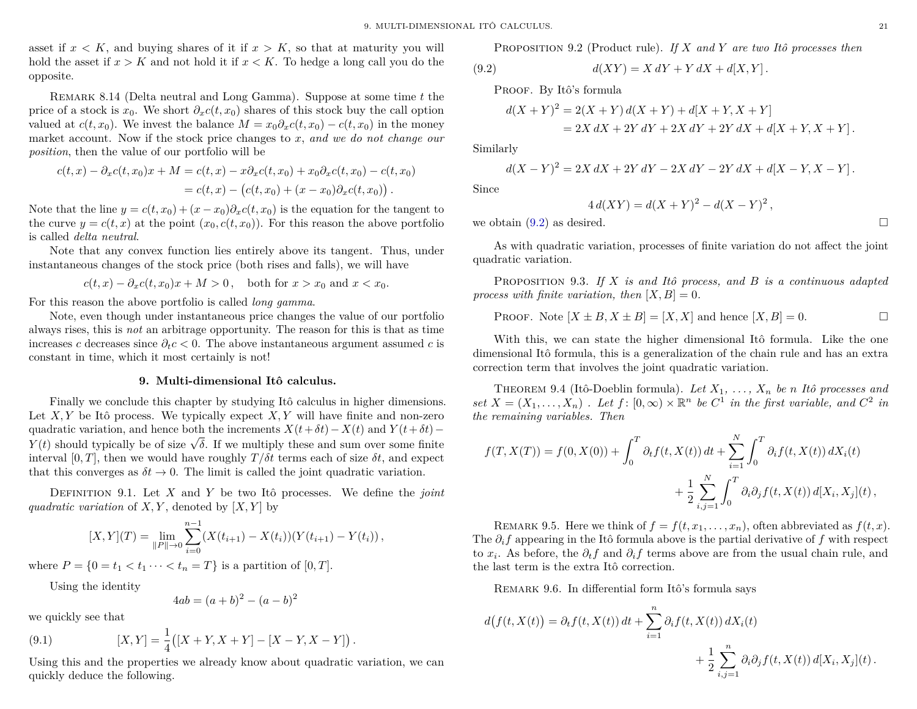asset if $x < K$, and buying shares of it if $x > K$, so that at maturity you will hold the asset if $x > K$ and not hold it if $x < K$. To hedge a long call you do the opposite.

REMARK 8.14 (Delta neutral and Long Gamma). Suppose at some time $t$ the price of a stock is $x_0$. We short $\partial_x c(t, x_0)$ shares of this stock buy the call option valued at $c(t, x_0)$. We invest the balance $M = x_0 \partial_x c(t, x_0) - c(t, x_0)$ in the money market account. Now if the stock price changes to $x$, *and we do not change our position*, then the value of our portfolio will be

$$\begin{aligned} c(t,x) - \partial_x c(t,x_0)x + M &= c(t,x) - x\partial_x c(t,x_0) + x_0 \partial_x c(t,x_0) - c(t,x_0) \\ &= c(t,x) - \big(c(t,x_0) + (x - x_0)\partial_x c(t,x_0)\big) . \end{aligned}$$

Note that the line $y = c(t, x_0) + (x - x_0)\partial_x c(t, x_0)$ is the equation for the tangent to the curve $y = c(t, x)$ at the point $(x_0, c(t, x_0))$. For this reason the above portfolio is called *delta neutral*.

Note that any convex function lies entirely above its tangent. Thus, under instantaneous changes of the stock price (both rises and falls), we will have

$$c(t,x) - \partial_x c(t,x_0)x + M > 0 , \quad \text{both for } x > x_0 \text{ and } x < x_0.$$

For this reason the above portfolio is called *long gamma*.

Note, even though under instantaneous price changes the value of our portfolio always rises, this is *not* an arbitrage opportunity. The reason for this is that as time increases $c$ decreases since $\partial_t c < 0$. The above instantaneous argument assumed $c$ is constant in time, which it most certainly is not!

## 9. Multi-dimensional Itô calculus.

Finally we conclude this chapter by studying Itô calculus in higher dimensions. Let $X, Y$ be Itô process. We typically expect $X, Y$ will have finite and non-zero quadratic variation, and hence both the increments $X(t+\delta t) - X(t)$ and $Y(t+\delta t) - Y(t)$ should typically be of size $\sqrt{\delta}$. If we multiply these and sum over some finite interval $[0, T]$, then we would have roughly $T/\delta t$ terms each of size $\delta t$, and expect that this converges as $\delta t \to 0$. The limit is called the joint quadratic variation.

DEFINITION 9.1. Let $X$ and $Y$ be two Itô processes. We define the *joint quadratic variation* of $X, Y$, denoted by $[X, Y]$ by

$$[X,Y](T) = \lim_{\|P\| \to 0} \sum_{i=0}^{n-1} (X(t_{i+1}) - X(t_i))(Y(t_{i+1}) - Y(t_i)) ,$$

where $P = \{0 = t_1 < t_1 \cdots < t_n = T\}$ is a partition of $[0, T]$.

Using the identity

$$4ab = (a+b)^2 - (a-b)^2$$

we quickly see that

$$[X,Y] = \frac{1}{4}\big([X+Y, X+Y] - [X-Y, X-Y]\big) . \tag{9.1}$$

Using this and the properties we already know about quadratic variation, we can quickly deduce the following.

PROPOSITION 9.2 (Product rule). *If $X$ and $Y$ are two Itô processes then*

$$d(XY) = X\,dY + Y\,dX + d[X,Y] . \tag{9.2}$$

PROOF. By Itô's formula

$$\begin{aligned} d(X+Y)^2 &= 2(X+Y)\,d(X+Y) + d[X+Y, X+Y] \\ &= 2X\,dX + 2Y\,dY + 2X\,dY + 2Y\,dX + d[X+Y, X+Y] . \end{aligned}$$

Similarly

$$d(X-Y)^2 = 2X\,dX + 2Y\,dY - 2X\,dY - 2Y\,dX + d[X-Y, X-Y] .$$

Since

$$4\,d(XY) = d(X+Y)^2 - d(X-Y)^2 ,$$

we obtain (9.2) as desired. ∎

As with quadratic variation, processes of finite variation do not affect the joint quadratic variation.

PROPOSITION 9.3. *If $X$ is and Itô process, and $B$ is a continuous adapted process with finite variation, then $[X, B] = 0$.*

PROOF. Note $[X \pm B, X \pm B] = [X, X]$ and hence $[X, B] = 0$. ∎

With this, we can state the higher dimensional Itô formula. Like the one dimensional Itô formula, this is a generalization of the chain rule and has an extra correction term that involves the joint quadratic variation.

THEOREM 9.4 (Itô-Doeblin formula). *Let $X_1, \ldots, X_n$ be $n$ Itô processes and set $X = (X_1, \ldots, X_n)$ . Let $f\colon [0, \infty) \times \mathbb{R}^n$ be $C^1$ in the first variable, and $C^2$ in the remaining variables. Then*

$$\begin{aligned} f(T, X(T)) = f(0, X(0)) + \int_0^T \partial_t f(t, X(t))\,dt + \sum_{i=1}^N \int_0^T \partial_i f(t, X(t))\,dX_i(t) \\ + \frac{1}{2} \sum_{i,j=1}^N \int_0^T \partial_i \partial_j f(t, X(t))\,d[X_i, X_j](t) , \end{aligned}$$

REMARK 9.5. Here we think of $f = f(t, x_1, \ldots, x_n)$, often abbreviated as $f(t, x)$. The $\partial_i f$ appearing in the Itô formula above is the partial derivative of $f$ with respect to $x_i$. As before, the $\partial_t f$ and $\partial_i f$ terms above are from the usual chain rule, and the last term is the extra Itô correction.

REMARK 9.6. In differential form Itô's formula says

$$\begin{aligned} d\big(f(t, X(t)\big) = \partial_t f(t, X(t))\,dt + \sum_{i=1}^n \partial_i f(t, X(t))\,dX_i(t) \\ + \frac{1}{2} \sum_{i,j=1}^n \partial_i \partial_j f(t, X(t))\,d[X_i, X_j](t) . \end{aligned}$$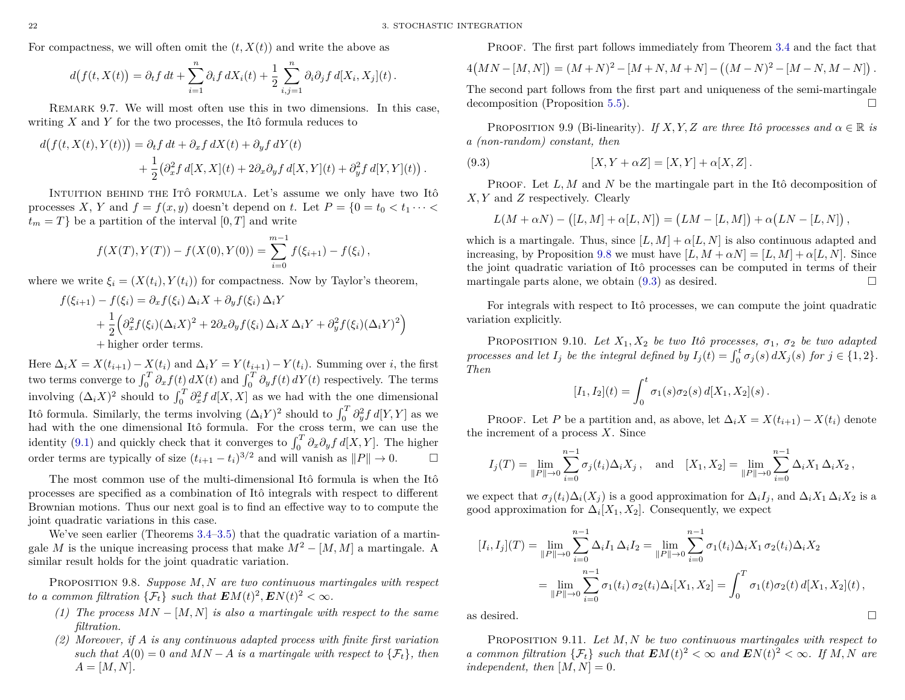For compactness, we will often omit the $(t, X(t))$ and write the above as

$$d\big(f(t, X(t)\big) = \partial_t f\, dt + \sum_{i=1}^{n} \partial_i f\, dX_i(t) + \frac{1}{2}\sum_{i,j=1}^{n} \partial_i \partial_j f\, d[X_i, X_j](t)\,.$$

REMARK 9.7. We will most often use this in two dimensions. In this case, writing $X$ and $Y$ for the two processes, the Itô formula reduces to

$$\begin{aligned} d\big(f(t, X(t), Y(t))\big) &= \partial_t f\, dt + \partial_x f\, dX(t) + \partial_y f\, dY(t) \\ &\quad + \frac{1}{2}\big(\partial_x^2 f\, d[X,X](t) + 2\partial_x\partial_y f\, d[X,Y](t) + \partial_y^2 f\, d[Y,Y](t)\big)\,. \end{aligned}$$

INTUITION BEHIND THE ITÔ FORMULA. Let's assume we only have two Itô processes $X$, $Y$ and $f = f(x,y)$ doesn't depend on $t$. Let $P = \{0 = t_0 < t_1 \cdots < t_m = T\}$ be a partition of the interval $[0,T]$ and write

$$f(X(T), Y(T)) - f(X(0), Y(0)) = \sum_{i=0}^{m-1} f(\xi_{i+1}) - f(\xi_i)\,,$$

where we write $\xi_i = (X(t_i), Y(t_i))$ for compactness. Now by Taylor's theorem,

$$\begin{aligned} f(\xi_{i+1}) - f(\xi_i) &= \partial_x f(\xi_i)\,\Delta_i X + \partial_y f(\xi_i)\,\Delta_i Y \\ &\quad + \frac{1}{2}\Big(\partial_x^2 f(\xi_i)(\Delta_i X)^2 + 2\partial_x\partial_y f(\xi_i)\,\Delta_i X\,\Delta_i Y + \partial_y^2 f(\xi_i)(\Delta_i Y)^2\Big) \\ &\quad + \text{higher order terms.} \end{aligned}$$

Here $\Delta_i X = X(t_{i+1}) - X(t_i)$ and $\Delta_i Y = Y(t_{i+1}) - Y(t_i)$. Summing over $i$, the first two terms converge to $\int_0^T \partial_x f(t)\, dX(t)$ and $\int_0^T \partial_y f(t)\, dY(t)$ respectively. The terms involving $(\Delta_i X)^2$ should to $\int_0^T \partial_x^2 f\, d[X,X]$ as we had with the one dimensional Itô formula. Similarly, the terms involving $(\Delta_i Y)^2$ should to $\int_0^T \partial_y^2 f\, d[Y,Y]$ as we had with the one dimensional Itô formula. For the cross term, we can use the identity (9.1) and quickly check that it converges to $\int_0^T \partial_x\partial_y f\, d[X,Y]$. The higher order terms are typically of size $(t_{i+1} - t_i)^{3/2}$ and will vanish as $\|P\| \to 0$. $\square$

The most common use of the multi-dimensional Itô formula is when the Itô processes are specified as a combination of Itô integrals with respect to different Brownian motions. Thus our next goal is to find an effective way to to compute the joint quadratic variations in this case.

We've seen earlier (Theorems 3.4–3.5) that the quadratic variation of a martingale $M$ is the unique increasing process that make $M^2 - [M,M]$ a martingale. A similar result holds for the joint quadratic variation.

PROPOSITION 9.8. *Suppose $M, N$ are two continuous martingales with respect to a common filtration $\{\mathcal{F}_t\}$ such that $\boldsymbol{E}M(t)^2, \boldsymbol{E}N(t)^2 < \infty$.*

*(1) The process $MN - [M,N]$ is also a martingale with respect to the same filtration.*
*(2) Moreover, if $A$ is any continuous adapted process with finite first variation such that $A(0) = 0$ and $MN - A$ is a martingale with respect to $\{\mathcal{F}_t\}$, then $A = [M,N]$.*

PROOF. The first part follows immediately from Theorem 3.4 and the fact that

$$4\big(MN - [M,N]\big) = (M+N)^2 - [M+N, M+N] - \big((M-N)^2 - [M-N, M-N]\big)\,.$$

The second part follows from the first part and uniqueness of the semi-martingale decomposition (Proposition 5.5). $\square$

PROPOSITION 9.9 (Bi-linearity). *If $X, Y, Z$ are three Itô processes and $\alpha \in \mathbb{R}$ is a (non-random) constant, then*

$$[X, Y + \alpha Z] = [X,Y] + \alpha[X,Z]\,. \tag{9.3}$$

PROOF. Let $L, M$ and $N$ be the martingale part in the Itô decomposition of $X, Y$ and $Z$ respectively. Clearly

$$L(M + \alpha N) - \big([L,M] + \alpha[L,N]\big) = \big(LM - [L,M]\big) + \alpha\big(LN - [L,N]\big)\,,$$

which is a martingale. Thus, since $[L,M] + \alpha[L,N]$ is also continuous adapted and increasing, by Proposition 9.8 we must have $[L, M + \alpha N] = [L,M] + \alpha[L,N]$. Since the joint quadratic variation of Itô processes can be computed in terms of their martingale parts alone, we obtain (9.3) as desired. $\square$

For integrals with respect to Itô processes, we can compute the joint quadratic variation explicitly.

PROPOSITION 9.10. *Let $X_1, X_2$ be two Itô processes, $\sigma_1$, $\sigma_2$ be two adapted processes and let $I_j$ be the integral defined by $I_j(t) = \int_0^t \sigma_j(s)\, dX_j(s)$ for $j \in \{1,2\}$. Then*

$$[I_1, I_2](t) = \int_0^t \sigma_1(s)\sigma_2(s)\, d[X_1, X_2](s)\,.$$

PROOF. Let $P$ be a partition and, as above, let $\Delta_i X = X(t_{i+1}) - X(t_i)$ denote the increment of a process $X$. Since

$$I_j(T) = \lim_{\|P\|\to 0} \sum_{i=0}^{n-1} \sigma_j(t_i)\Delta_i X_j\,, \quad \text{and} \quad [X_1, X_2] = \lim_{\|P\|\to 0} \sum_{i=0}^{n-1} \Delta_i X_1\,\Delta_i X_2\,,$$

we expect that $\sigma_j(t_i)\Delta_i(X_j)$ is a good approximation for $\Delta_i I_j$, and $\Delta_i X_1\,\Delta_i X_2$ is a good approximation for $\Delta_i[X_1, X_2]$. Consequently, we expect

$$\begin{aligned} [I_i, I_j](T) &= \lim_{\|P\|\to 0} \sum_{i=0}^{n-1} \Delta_i I_1\,\Delta_i I_2 = \lim_{\|P\|\to 0} \sum_{i=0}^{n-1} \sigma_1(t_i)\Delta_i X_1\,\sigma_2(t_i)\Delta_i X_2 \\ &= \lim_{\|P\|\to 0} \sum_{i=0}^{n-1} \sigma_1(t_i)\,\sigma_2(t_i)\Delta_i[X_1, X_2] = \int_0^T \sigma_1(t)\sigma_2(t)\, d[X_1, X_2](t)\,, \end{aligned}$$

as desired. $\square$

PROPOSITION 9.11. *Let $M, N$ be two continuous martingales with respect to a common filtration $\{\mathcal{F}_t\}$ such that $\boldsymbol{E}M(t)^2 < \infty$ and $\boldsymbol{E}N(t)^2 < \infty$. If $M, N$ are independent, then $[M,N] = 0$.*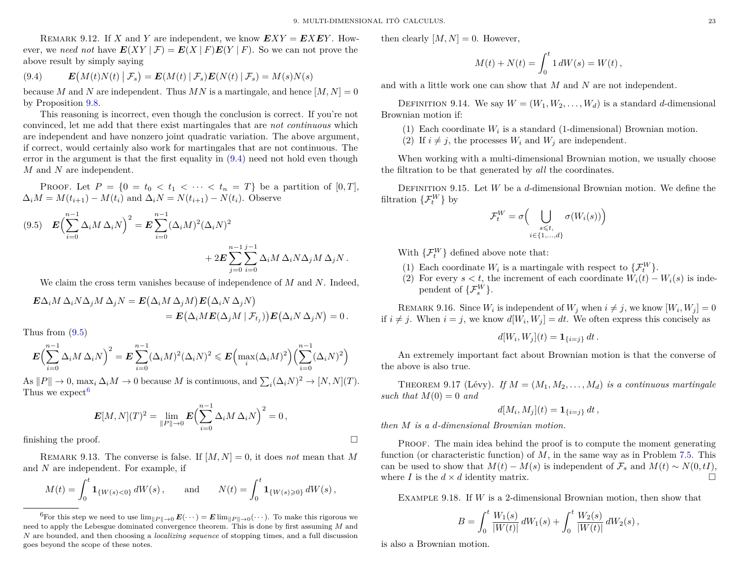REMARK 9.12. If $X$ and $Y$ are independent, we know $\boldsymbol{E}XY = \boldsymbol{E}X\boldsymbol{E}Y$. However, we *need not* have $\boldsymbol{E}(XY \mid \mathcal{F}) = \boldsymbol{E}(X \mid F)\boldsymbol{E}(Y \mid F)$. So we can not prove the above result by simply saying

$$\boldsymbol{E}\big(M(t)N(t) \bigm| \mathcal{F}_s\big) = \boldsymbol{E}(M(t) \mid \mathcal{F}_s)\boldsymbol{E}(N(t) \mid \mathcal{F}_s) = M(s)N(s) \tag{9.4}$$

because $M$ and $N$ are independent. Thus $MN$ is a martingale, and hence $[M,N] = 0$ by Proposition 9.8.

This reasoning is incorrect, even though the conclusion is correct. If you're not convinced, let me add that there exist martingales that are *not continuous* which are independent and have nonzero joint quadratic variation. The above argument, if correct, would certainly also work for martingales that are not continuous. The error in the argument is that the first equality in (9.4) need not hold even though $M$ and $N$ are independent.

PROOF. Let $P = \{0 = t_0 < t_1 < \cdots < t_n = T\}$ be a partition of $[0,T]$, $\Delta_i M = M(t_{i+1}) - M(t_i)$ and $\Delta_i N = N(t_{i+1}) - N(t_i)$. Observe

$$\boldsymbol{E}\Big(\sum_{i=0}^{n-1} \Delta_i M\, \Delta_i N\Big)^2 = \boldsymbol{E}\sum_{i=0}^{n-1}(\Delta_i M)^2(\Delta_i N)^2 + 2\boldsymbol{E}\sum_{j=0}^{n-1}\sum_{i=0}^{j-1}\Delta_i M\,\Delta_i N \Delta_j M\,\Delta_j N\,. \tag{9.5}$$

We claim the cross term vanishes because of independence of $M$ and $N$. Indeed,

$$\begin{aligned}\boldsymbol{E}\Delta_i M\,\Delta_i N \Delta_j M\,\Delta_j N &= \boldsymbol{E}\big(\Delta_i M\,\Delta_j M\big)\boldsymbol{E}\big(\Delta_i N\,\Delta_j N\big)\\ &= \boldsymbol{E}\big(\Delta_i M \boldsymbol{E}(\Delta_j M \mid \mathcal{F}_{t_j})\big)\boldsymbol{E}\big(\Delta_i N\,\Delta_j N\big) = 0\,.\end{aligned}$$

Thus from (9.5)

$$\boldsymbol{E}\Big(\sum_{i=0}^{n-1}\Delta_i M\,\Delta_i N\Big)^2 = \boldsymbol{E}\sum_{i=0}^{n-1}(\Delta_i M)^2(\Delta_i N)^2 \leqslant \boldsymbol{E}\Big(\max_i(\Delta_i M)^2\Big)\Big(\sum_{i=0}^{n-1}(\Delta_i N)^2\Big)$$

As $\|P\| \to 0$, $\max_i \Delta_i M \to 0$ because $M$ is continuous, and $\sum_i (\Delta_i N)^2 \to [N,N](T)$. Thus we expect[6]

$$\boldsymbol{E}[M,N](T)^2 = \lim_{\|P\|\to 0}\boldsymbol{E}\Big(\sum_{i=0}^{n-1}\Delta_i M\,\Delta_i N\Big)^2 = 0\,,$$

finishing the proof. ☐

[6] For this step we need to use $\lim_{\|P\|\to 0}\boldsymbol{E}(\cdots) = \boldsymbol{E}\lim_{\|P\|\to 0}(\cdots)$. To make this rigorous we need to apply the Lebesgue dominated convergence theorem. This is done by first assuming $M$ and $N$ are bounded, and then choosing a *localizing sequence* of stopping times, and a full discussion goes beyond the scope of these notes.

REMARK 9.13. The converse is false. If $[M,N] = 0$, it does *not* mean that $M$ and $N$ are independent. For example, if

$$M(t) = \int_0^t \boldsymbol{1}_{\{W(s)<0\}}\,dW(s)\,, \qquad \text{and} \qquad N(t) = \int_0^t \boldsymbol{1}_{\{W(s)\geqslant 0\}}\,dW(s)\,,$$

then clearly $[M,N] = 0$. However,

$$M(t) + N(t) = \int_0^t 1\,dW(s) = W(t)\,,$$

and with a little work one can show that $M$ and $N$ are not independent.

DEFINITION 9.14. We say $W = (W_1, W_2, \dots, W_d)$ is a standard $d$-dimensional Brownian motion if:

1. Each coordinate $W_i$ is a standard (1-dimensional) Brownian motion.
2. If $i \neq j$, the processes $W_i$ and $W_j$ are independent.

When working with a multi-dimensional Brownian motion, we usually choose the filtration to be that generated by *all* the coordinates.

DEFINITION 9.15. Let $W$ be a $d$-dimensional Brownian motion. We define the filtration $\{\mathcal{F}_t^W\}$ by

$$\mathcal{F}_t^W = \sigma\Big(\bigcup_{\substack{s\leqslant t,\\ i\in\{1,\dots,d\}}}\sigma(W_i(s))\Big)$$

With $\{\mathcal{F}_t^W\}$ defined above note that:

1. Each coordinate $W_i$ is a martingale with respect to $\{\mathcal{F}_t^W\}$.
2. For every $s < t$, the increment of each coordinate $W_i(t) - W_i(s)$ is independent of $\{\mathcal{F}_s^W\}$.

REMARK 9.16. Since $W_i$ is independent of $W_j$ when $i \neq j$, we know $[W_i, W_j] = 0$ if $i \neq j$. When $i = j$, we know $d[W_i, W_j] = dt$. We often express this concisely as

$$d[W_i, W_j](t) = \boldsymbol{1}_{\{i=j\}}\,dt\,.$$

An extremely important fact about Brownian motion is that the converse of the above is also true.

THEOREM 9.17 (Lévy). *If $M = (M_1, M_2, \dots, M_d)$ is a continuous martingale such that $M(0) = 0$ and*

$$d[M_i, M_j](t) = \boldsymbol{1}_{\{i=j\}}\,dt\,,$$

*then $M$ is a $d$-dimensional Brownian motion.*

PROOF. The main idea behind the proof is to compute the moment generating function (or characteristic function) of $M$, in the same way as in Problem 7.5. This can be used to show that $M(t) - M(s)$ is independent of $\mathcal{F}_s$ and $M(t) \sim N(0, tI)$, where $I$ is the $d \times d$ identity matrix. ☐

EXAMPLE 9.18. If $W$ is a 2-dimensional Brownian motion, then show that

$$B = \int_0^t \frac{W_1(s)}{|W(t)|}\,dW_1(s) + \int_0^t \frac{W_2(s)}{|W(t)|}\,dW_2(s)\,,$$

is also a Brownian motion.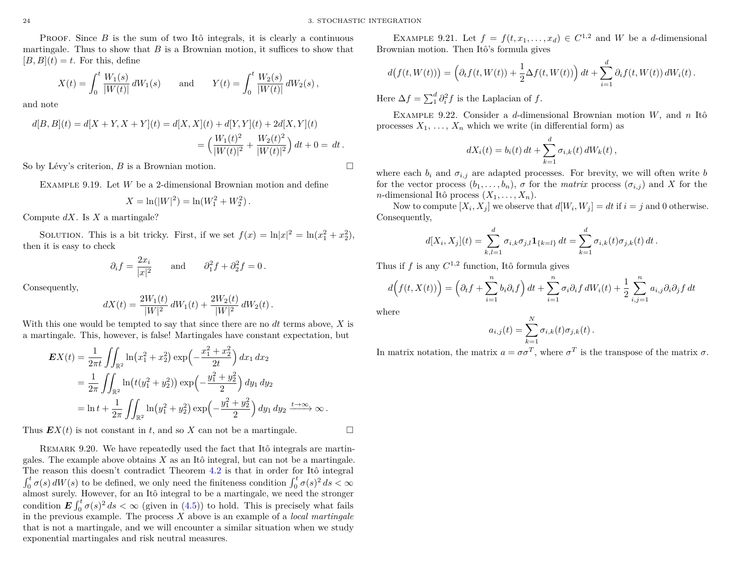PROOF. Since $B$ is the sum of two Itô integrals, it is clearly a continuous martingale. Thus to show that $B$ is a Brownian motion, it suffices to show that $[B, B](t) = t$. For this, define

$$X(t) = \int_0^t \frac{W_1(s)}{|W(t)|}\, dW_1(s) \qquad \text{and} \qquad Y(t) = \int_0^t \frac{W_2(s)}{|W(t)|}\, dW_2(s)\,,$$

and note

$$\begin{aligned} d[B,B](t) = d[X+Y, X+Y](t) &= d[X,X](t) + d[Y,Y](t) + 2d[X,Y](t) \\ &= \Big(\frac{W_1(t)^2}{|W(t)|^2} + \frac{W_2(t)^2}{|W(t)|^2}\Big)\, dt + 0 = dt\,. \end{aligned}$$

So by Lévy's criterion, $B$ is a Brownian motion. $\square$

EXAMPLE 9.19. Let $W$ be a 2-dimensional Brownian motion and define

$$X = \ln(|W|^2) = \ln(W_1^2 + W_2^2)\,.$$

Compute $dX$. Is $X$ a martingale?

SOLUTION. This is a bit tricky. First, if we set $f(x) = \ln|x|^2 = \ln(x_1^2 + x_2^2)$, then it is easy to check

$$\partial_i f = \frac{2x_i}{|x|^2} \qquad \text{and} \qquad \partial_1^2 f + \partial_2^2 f = 0\,.$$

Consequently,

$$dX(t) = \frac{2W_1(t)}{|W|^2}\, dW_1(t) + \frac{2W_2(t)}{|W|^2}\, dW_2(t)\,.$$

With this one would be tempted to say that since there are no $dt$ terms above, $X$ is a martingale. This, however, is false! Martingales have constant expectation, but

$$\begin{aligned} \boldsymbol{E} X(t) &= \frac{1}{2\pi t} \iint_{\mathbb{R}^2} \ln\big(x_1^2 + x_2^2\big) \exp\Big(-\frac{x_1^2 + x_2^2}{2t}\Big)\, dx_1\, dx_2 \\ &= \frac{1}{2\pi} \iint_{\mathbb{R}^2} \ln\big(t(y_1^2 + y_2^2)\big) \exp\Big(-\frac{y_1^2 + y_2^2}{2}\Big)\, dy_1\, dy_2 \\ &= \ln t + \frac{1}{2\pi} \iint_{\mathbb{R}^2} \ln\big(y_1^2 + y_2^2\big) \exp\Big(-\frac{y_1^2 + y_2^2}{2}\Big)\, dy_1\, dy_2 \xrightarrow{t \to \infty} \infty\,. \end{aligned}$$

Thus $\boldsymbol{E} X(t)$ is not constant in $t$, and so $X$ can not be a martingale. $\square$

REMARK 9.20. We have repeatedly used the fact that Itô integrals are martingales. The example above obtains $X$ as an Itô integral, but can not be a martingale. The reason this doesn't contradict Theorem 4.2 is that in order for Itô integral $\int_0^t \sigma(s)\, dW(s)$ to be defined, we only need the finiteness condition $\int_0^t \sigma(s)^2\, ds < \infty$ almost surely. However, for an Itô integral to be a martingale, we need the stronger condition $\boldsymbol{E} \int_0^t \sigma(s)^2\, ds < \infty$ (given in (4.5)) to hold. This is precisely what fails in the previous example. The process $X$ above is an example of a *local martingale* that is not a martingale, and we will encounter a similar situation when we study exponential martingales and risk neutral measures.

EXAMPLE 9.21. Let $f = f(t, x_1, \dots, x_d) \in C^{1,2}$ and $W$ be a $d$-dimensional Brownian motion. Then Itô's formula gives

$$d\big(f(t, W(t))\big) = \Big(\partial_t f(t, W(t)) + \frac{1}{2}\Delta f(t, W(t))\Big)\, dt + \sum_{i=1}^d \partial_i f(t, W(t))\, dW_i(t)\,.$$

Here $\Delta f = \sum_1^d \partial_i^2 f$ is the Laplacian of $f$.

EXAMPLE 9.22. Consider a $d$-dimensional Brownian motion $W$, and $n$ Itô processes $X_1, \dots, X_n$ which we write (in differential form) as

$$dX_i(t) = b_i(t)\, dt + \sum_{k=1}^d \sigma_{i,k}(t)\, dW_k(t)\,,$$

where each $b_i$ and $\sigma_{i,j}$ are adapted processes. For brevity, we will often write $b$ for the vector process $(b_1, \dots, b_n)$, $\sigma$ for the *matrix* process $(\sigma_{i,j})$ and $X$ for the $n$-dimensional Itô process $(X_1, \dots, X_n)$.

Now to compute $[X_i, X_j]$ we observe that $d[W_i, W_j] = dt$ if $i = j$ and 0 otherwise. Consequently,

$$d[X_i, X_j](t) = \sum_{k,l=1}^d \sigma_{i,k}\sigma_{j,l} \mathbf{1}_{\{k=l\}}\, dt = \sum_{k=1}^d \sigma_{i,k}(t)\sigma_{j,k}(t)\, dt\,.$$

Thus if $f$ is any $C^{1,2}$ function, Itô formula gives

$$d\Big(f(t, X(t))\Big) = \Big(\partial_t f + \sum_{i=1}^n b_i \partial_i f\Big)\, dt + \sum_{i=1}^n \sigma_i \partial_i f\, dW_i(t) + \frac{1}{2}\sum_{i,j=1}^n a_{i,j}\partial_i\partial_j f\, dt$$

where

$$a_{i,j}(t) = \sum_{k=1}^N \sigma_{i,k}(t)\sigma_{j,k}(t)\,.$$

In matrix notation, the matrix $a = \sigma\sigma^T$, where $\sigma^T$ is the transpose of the matrix $\sigma$.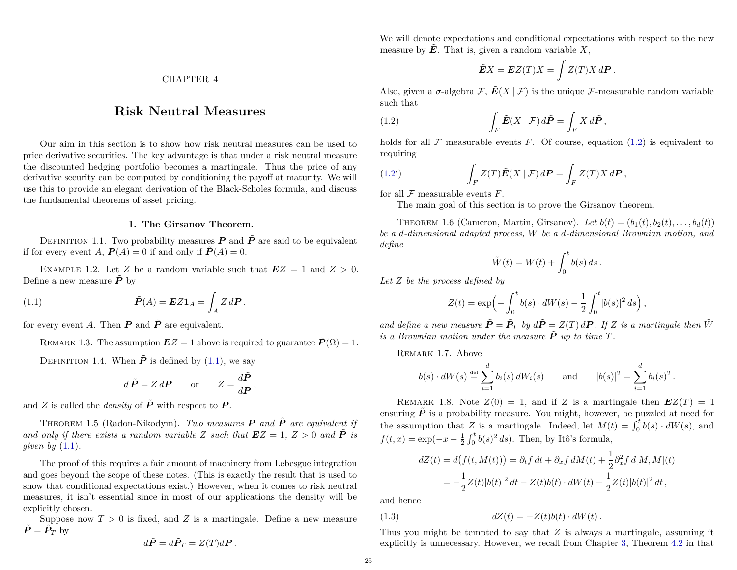# CHAPTER 4

# Risk Neutral Measures

Our aim in this section is to show how risk neutral measures can be used to price derivative securities. The key advantage is that under a risk neutral measure the discounted hedging portfolio becomes a martingale. Thus the price of any derivative security can be computed by conditioning the payoff at maturity. We will use this to provide an elegant derivation of the Black-Scholes formula, and discuss the fundamental theorems of asset pricing.

## 1. The Girsanov Theorem.

Definition 1.1. Two probability measures $\boldsymbol{P}$ and $\tilde{\boldsymbol{P}}$ are said to be equivalent if for every event $A$, $\boldsymbol{P}(A) = 0$ if and only if $\tilde{\boldsymbol{P}}(A) = 0$.

Example 1.2. Let $Z$ be a random variable such that $\boldsymbol{E}Z = 1$ and $Z > 0$. Define a new measure $\tilde{\boldsymbol{P}}$ by

$$\tilde{\boldsymbol{P}}(A) = \boldsymbol{E}Z\boldsymbol{1}_A = \int_A Z\,d\boldsymbol{P}\,. \tag{1.1}$$

for every event $A$. Then $\boldsymbol{P}$ and $\tilde{\boldsymbol{P}}$ are equivalent.

Remark 1.3. The assumption $\boldsymbol{E}Z = 1$ above is required to guarantee $\tilde{\boldsymbol{P}}(\Omega) = 1$.

Definition 1.4. When $\tilde{\boldsymbol{P}}$ is defined by (1.1), we say

$$d\,\tilde{\boldsymbol{P}} = Z\,d\boldsymbol{P} \qquad \text{or} \qquad Z = \frac{d\tilde{\boldsymbol{P}}}{d\boldsymbol{P}}\,,$$

and $Z$ is called the *density* of $\tilde{\boldsymbol{P}}$ with respect to $\boldsymbol{P}$.

Theorem 1.5 (Radon-Nikodym). *Two measures $\boldsymbol{P}$ and $\tilde{\boldsymbol{P}}$ are equivalent if and only if there exists a random variable $Z$ such that $\boldsymbol{E}Z = 1$, $Z > 0$ and $\tilde{\boldsymbol{P}}$ is given by (1.1).*

The proof of this requires a fair amount of machinery from Lebesgue integration and goes beyond the scope of these notes. (This is exactly the result that is used to show that conditional expectations exist.) However, when it comes to risk neutral measures, it isn't essential since in most of our applications the density will be explicitly chosen.

Suppose now $T > 0$ is fixed, and $Z$ is a martingale. Define a new measure $\tilde{\boldsymbol{P}} = \tilde{\boldsymbol{P}}_T$ by

$$d\tilde{\boldsymbol{P}} = d\tilde{\boldsymbol{P}}_T = Z(T)d\boldsymbol{P}\,.$$

We will denote expectations and conditional expectations with respect to the new measure by $\tilde{\boldsymbol{E}}$. That is, given a random variable $X$,

$$\tilde{\boldsymbol{E}}X = \boldsymbol{E}Z(T)X = \int Z(T)X\,d\boldsymbol{P}\,.$$

Also, given a $\sigma$-algebra $\mathcal{F}$, $\tilde{\boldsymbol{E}}(X \mid \mathcal{F})$ is the unique $\mathcal{F}$-measurable random variable such that

$$\int_F \tilde{\boldsymbol{E}}(X \mid \mathcal{F})\,d\tilde{\boldsymbol{P}} = \int_F X\,d\tilde{\boldsymbol{P}}\,, \tag{1.2}$$

holds for all $\mathcal{F}$ measurable events $F$. Of course, equation (1.2) is equivalent to requiring

$$\int_F Z(T)\tilde{\boldsymbol{E}}(X \mid \mathcal{F})\,d\boldsymbol{P} = \int_F Z(T)X\,d\boldsymbol{P}\,, \tag{1.2$'$}$$

for all $\mathcal{F}$ measurable events $F$.

The main goal of this section is to prove the Girsanov theorem.

Theorem 1.6 (Cameron, Martin, Girsanov). *Let $b(t) = (b_1(t), b_2(t), \dots, b_d(t))$ be a $d$-dimensional adapted process, $W$ be a $d$-dimensional Brownian motion, and define*

$$\tilde{W}(t) = W(t) + \int_0^t b(s)\,ds\,.$$

*Let $Z$ be the process defined by*

$$Z(t) = \exp\Big(-\int_0^t b(s)\cdot dW(s) - \frac{1}{2}\int_0^t |b(s)|^2\,ds\Big)\,,$$

*and define a new measure $\tilde{\boldsymbol{P}} = \tilde{\boldsymbol{P}}_T$ by $d\tilde{\boldsymbol{P}} = Z(T)\,d\boldsymbol{P}$. If $Z$ is a martingale then $\tilde{W}$ is a Brownian motion under the measure $\tilde{\boldsymbol{P}}$ up to time $T$.*

Remark 1.7. Above

$$b(s)\cdot dW(s) \stackrel{\text{def}}{=} \sum_{i=1}^d b_i(s)\,dW_i(s) \qquad \text{and} \qquad |b(s)|^2 = \sum_{i=1}^d b_i(s)^2\,.$$

Remark 1.8. Note $Z(0) = 1$, and if $Z$ is a martingale then $\boldsymbol{E}Z(T) = 1$ ensuring $\tilde{\boldsymbol{P}}$ is a probability measure. You might, however, be puzzled at need for the assumption that $Z$ is a martingale. Indeed, let $M(t) = \int_0^t b(s)\cdot dW(s)$, and $f(t,x) = \exp(-x - \frac{1}{2}\int_0^t b(s)^2\,ds)$. Then, by Itô's formula,

$$\begin{aligned}
dZ(t) = d\big(f(t, M(t))\big) &= \partial_t f\,dt + \partial_x f\,dM(t) + \frac{1}{2}\partial_x^2 f\,d[M,M](t)\\
&= -\frac{1}{2}Z(t)|b(t)|^2\,dt - Z(t)b(t)\cdot dW(t) + \frac{1}{2}Z(t)|b(t)|^2\,dt\,,
\end{aligned}$$

and hence

$$dZ(t) = -Z(t)b(t)\cdot dW(t)\,. \tag{1.3}$$

Thus you might be tempted to say that $Z$ is always a martingale, assuming it explicitly is unnecessary. However, we recall from Chapter 3, Theorem 4.2 in that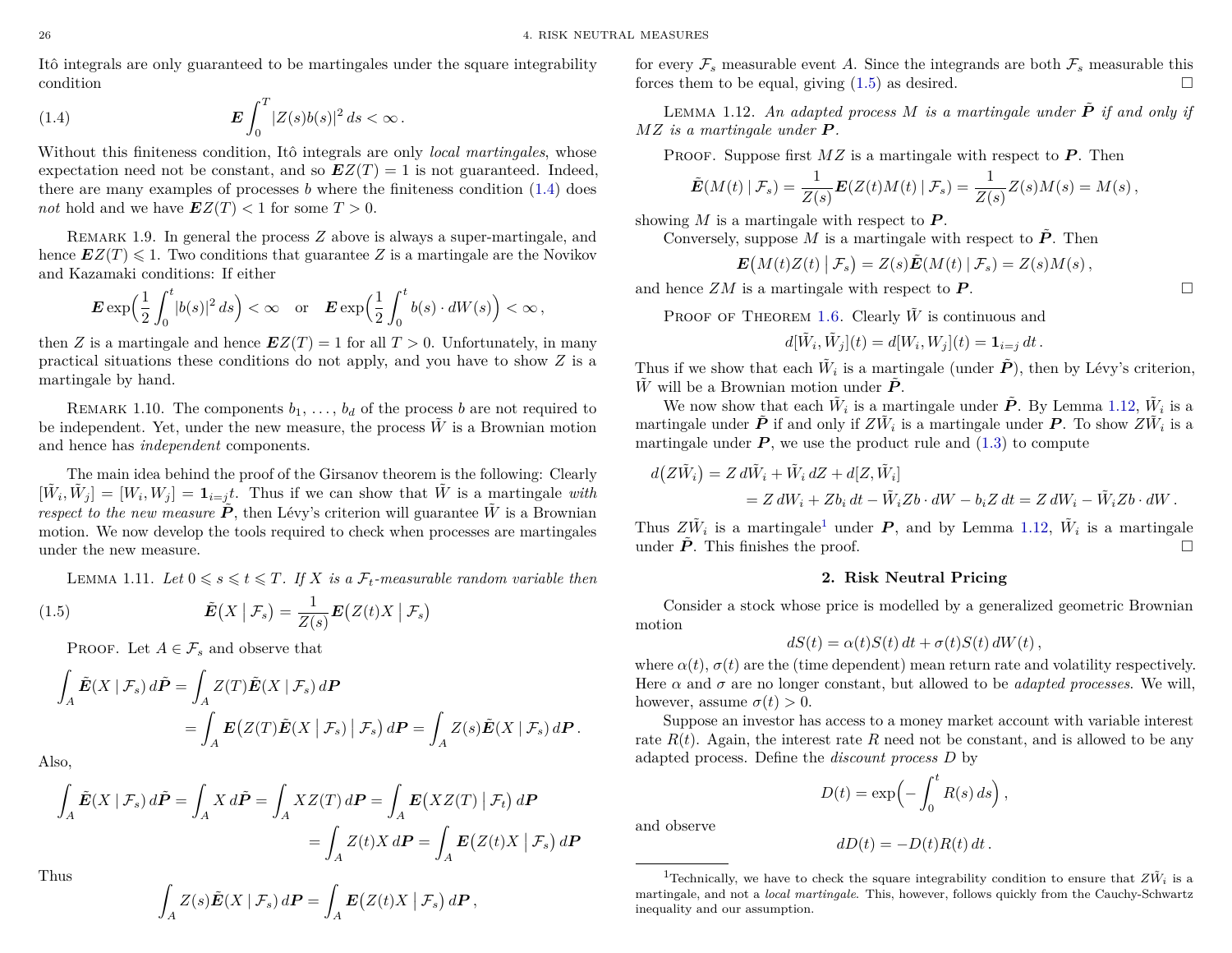Itô integrals are only guaranteed to be martingales under the square integrability condition

$$\boldsymbol{E}\int_0^T |Z(s)b(s)|^2\,ds < \infty\,. \tag{1.4}$$

Without this finiteness condition, Itô integrals are only *local martingales*, whose expectation need not be constant, and so $\boldsymbol{E}Z(T) = 1$ is not guaranteed. Indeed, there are many examples of processes $b$ where the finiteness condition (1.4) does *not* hold and we have $\boldsymbol{E}Z(T) < 1$ for some $T > 0$.

Remark 1.9. In general the process $Z$ above is always a super-martingale, and hence $\boldsymbol{E}Z(T) \leqslant 1$. Two conditions that guarantee $Z$ is a martingale are the Novikov and Kazamaki conditions: If either

$$\boldsymbol{E}\exp\Big(\frac{1}{2}\int_0^t |b(s)|^2\,ds\Big) < \infty \quad\text{or}\quad \boldsymbol{E}\exp\Big(\frac{1}{2}\int_0^t b(s)\cdot dW(s)\Big) < \infty\,,$$

then $Z$ is a martingale and hence $\boldsymbol{E}Z(T) = 1$ for all $T > 0$. Unfortunately, in many practical situations these conditions do not apply, and you have to show $Z$ is a martingale by hand.

Remark 1.10. The components $b_1, \dots, b_d$ of the process $b$ are not required to be independent. Yet, under the new measure, the process $\tilde W$ is a Brownian motion and hence has *independent* components.

The main idea behind the proof of the Girsanov theorem is the following: Clearly $[\tilde W_i, \tilde W_j] = [W_i, W_j] = \mathbf{1}_{i=j}t$. Thus if we can show that $\tilde W$ is a martingale *with respect to the new measure* $\tilde{\boldsymbol{P}}$, then Lévy's criterion will guarantee $\tilde W$ is a Brownian motion. We now develop the tools required to check when processes are martingales under the new measure.

Lemma 1.11. *Let $0 \leqslant s \leqslant t \leqslant T$. If $X$ is a $\mathcal{F}_t$-measurable random variable then*

$$\tilde{\boldsymbol{E}}\big(X \bigm| \mathcal{F}_s\big) = \frac{1}{Z(s)}\boldsymbol{E}\big(Z(t)X \bigm| \mathcal{F}_s\big) \tag{1.5}$$

Proof. Let $A \in \mathcal{F}_s$ and observe that

$$\begin{aligned}\int_A \tilde{\boldsymbol{E}}(X \mid \mathcal{F}_s)\,d\tilde{\boldsymbol{P}} &= \int_A Z(T)\tilde{\boldsymbol{E}}(X \mid \mathcal{F}_s)\,d\boldsymbol{P}\\ &= \int_A \boldsymbol{E}\big(Z(T)\tilde{\boldsymbol{E}}(X \bigm| \mathcal{F}_s) \bigm| \mathcal{F}_s\big)\,d\boldsymbol{P} = \int_A Z(s)\tilde{\boldsymbol{E}}(X \mid \mathcal{F}_s)\,d\boldsymbol{P}\,.\end{aligned}$$

Also,

$$\begin{aligned}\int_A \tilde{\boldsymbol{E}}(X \mid \mathcal{F}_s)\,d\tilde{\boldsymbol{P}} &= \int_A X\,d\tilde{\boldsymbol{P}} = \int_A XZ(T)\,d\boldsymbol{P} = \int_A \boldsymbol{E}\big(XZ(T) \bigm| \mathcal{F}_t\big)\,d\boldsymbol{P}\\ &= \int_A Z(t)X\,d\boldsymbol{P} = \int_A \boldsymbol{E}\big(Z(t)X \bigm| \mathcal{F}_s\big)\,d\boldsymbol{P}\end{aligned}$$

Thus

$$\int_A Z(s)\tilde{\boldsymbol{E}}(X \mid \mathcal{F}_s)\,d\boldsymbol{P} = \int_A \boldsymbol{E}\big(Z(t)X \bigm| \mathcal{F}_s\big)\,d\boldsymbol{P}\,,$$

for every $\mathcal{F}_s$ measurable event $A$. Since the integrands are both $\mathcal{F}_s$ measurable this forces them to be equal, giving (1.5) as desired. □

Lemma 1.12. *An adapted process $M$ is a martingale under $\tilde{\boldsymbol{P}}$ if and only if $MZ$ is a martingale under $\boldsymbol{P}$.*

Proof. Suppose first $MZ$ is a martingale with respect to $\boldsymbol{P}$. Then

$$\tilde{\boldsymbol{E}}(M(t) \mid \mathcal{F}_s) = \frac{1}{Z(s)}\boldsymbol{E}(Z(t)M(t) \mid \mathcal{F}_s) = \frac{1}{Z(s)}Z(s)M(s) = M(s)\,,$$

showing $M$ is a martingale with respect to $\boldsymbol{P}$.

Conversely, suppose $M$ is a martingale with respect to $\tilde{\boldsymbol{P}}$. Then

$$\boldsymbol{E}\big(M(t)Z(t) \bigm| \mathcal{F}_s\big) = Z(s)\tilde{\boldsymbol{E}}(M(t) \mid \mathcal{F}_s) = Z(s)M(s)\,,$$

and hence $ZM$ is a martingale with respect to $\boldsymbol{P}$. □

Proof of Theorem 1.6. Clearly $\tilde W$ is continuous and

$$d[\tilde W_i, \tilde W_j](t) = d[W_i, W_j](t) = \mathbf{1}_{i=j}\,dt\,.$$

Thus if we show that each $\tilde W_i$ is a martingale (under $\tilde{\boldsymbol{P}}$), then by Lévy's criterion, $\tilde W$ will be a Brownian motion under $\tilde{\boldsymbol{P}}$.

We now show that each $\tilde W_i$ is a martingale under $\tilde{\boldsymbol{P}}$. By Lemma 1.12, $\tilde W_i$ is a martingale under $\tilde{\boldsymbol{P}}$ if and only if $Z\tilde W_i$ is a martingale under $\boldsymbol{P}$. To show $Z\tilde W_i$ is a martingale under $\boldsymbol{P}$, we use the product rule and (1.3) to compute

$$\begin{aligned}d\big(Z\tilde W_i\big) &= Z\,d\tilde W_i + \tilde W_i\,dZ + d[Z, \tilde W_i]\\ &= Z\,dW_i + Zb_i\,dt - \tilde W_i Zb\cdot dW - b_i Z\,dt = Z\,dW_i - \tilde W_i Zb\cdot dW\,.\end{aligned}$$

Thus $Z\tilde W_i$ is a martingale[1] under $\boldsymbol{P}$, and by Lemma 1.12, $\tilde W_i$ is a martingale under $\tilde{\boldsymbol{P}}$. This finishes the proof. □

## 2. Risk Neutral Pricing

Consider a stock whose price is modelled by a generalized geometric Brownian motion

$$dS(t) = \alpha(t)S(t)\,dt + \sigma(t)S(t)\,dW(t)\,,$$

where $\alpha(t)$, $\sigma(t)$ are the (time dependent) mean return rate and volatility respectively. Here $\alpha$ and $\sigma$ are no longer constant, but allowed to be *adapted processes*. We will, however, assume $\sigma(t) > 0$.

Suppose an investor has access to a money market account with variable interest rate $R(t)$. Again, the interest rate $R$ need not be constant, and is allowed to be any adapted process. Define the *discount process* $D$ by

$$D(t) = \exp\Big(-\int_0^t R(s)\,ds\Big)\,,$$

and observe

$$dD(t) = -D(t)R(t)\,dt\,.$$

---

[1] Technically, we have to check the square integrability condition to ensure that $Z\tilde W_i$ is a martingale, and not a *local martingale*. This, however, follows quickly from the Cauchy-Schwartz inequality and our assumption.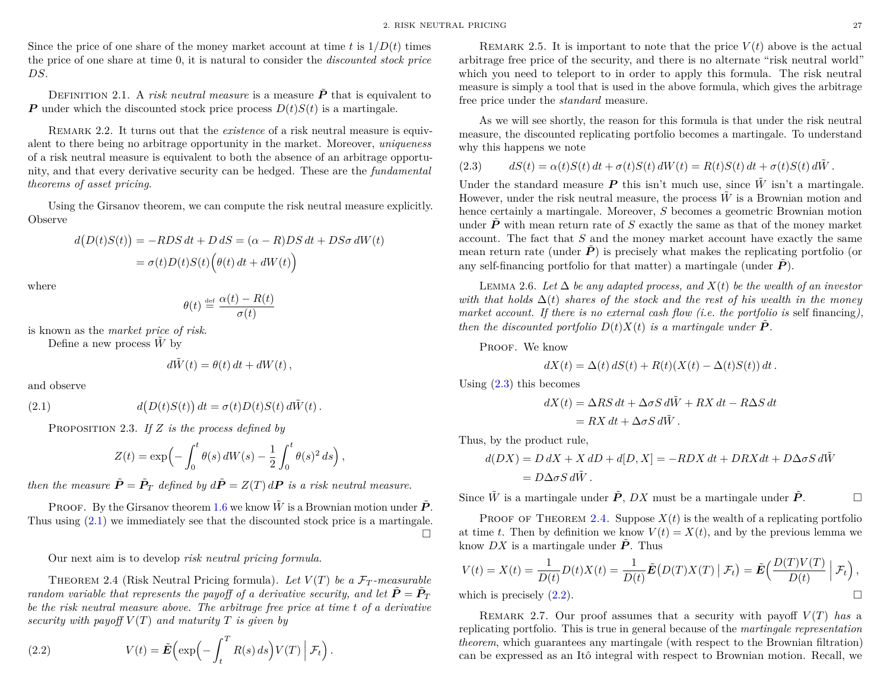Since the price of one share of the money market account at time $t$ is $1/D(t)$ times the price of one share at time 0, it is natural to consider the *discounted stock price* $DS$.

Definition 2.1. A *risk neutral measure* is a measure $\tilde{\boldsymbol{P}}$ that is equivalent to $\boldsymbol{P}$ under which the discounted stock price process $D(t)S(t)$ is a martingale.

Remark 2.2. It turns out that the *existence* of a risk neutral measure is equivalent to there being no arbitrage opportunity in the market. Moreover, *uniqueness* of a risk neutral measure is equivalent to both the absence of an arbitrage opportunity, and that every derivative security can be hedged. These are the *fundamental theorems of asset pricing*.

Using the Girsanov theorem, we can compute the risk neutral measure explicitly. Observe

$$\begin{aligned} d\big(D(t)S(t)\big) &= -RDS\,dt + D\,dS = (\alpha - R)DS\,dt + DS\sigma\,dW(t) \\ &= \sigma(t)D(t)S(t)\Big(\theta(t)\,dt + dW(t)\Big) \end{aligned}$$

where

$$\theta(t) \stackrel{\text{def}}{=} \frac{\alpha(t) - R(t)}{\sigma(t)}$$

is known as the *market price of risk*.

Define a new process $\tilde{W}$ by

$$d\tilde{W}(t) = \theta(t)\,dt + dW(t)\,,$$

and observe

$$d\big(D(t)S(t)\big)\,dt = \sigma(t)D(t)S(t)\,d\tilde{W}(t)\,. \tag{2.1}$$

Proposition 2.3. *If $Z$ is the process defined by*

$$Z(t) = \exp\Big(-\int_0^t \theta(s)\,dW(s) - \frac{1}{2}\int_0^t \theta(s)^2\,ds\Big)\,,$$

*then the measure $\tilde{\boldsymbol{P}} = \tilde{\boldsymbol{P}}_T$ defined by $d\tilde{\boldsymbol{P}} = Z(T)\,d\boldsymbol{P}$ is a risk neutral measure.*

Proof. By the Girsanov theorem 1.6 we know $\tilde{W}$ is a Brownian motion under $\tilde{\boldsymbol{P}}$. Thus using (2.1) we immediately see that the discounted stock price is a martingale. □

Our next aim is to develop *risk neutral pricing formula*.

Theorem 2.4 (Risk Neutral Pricing formula). *Let $V(T)$ be a $\mathcal{F}_T$-measurable random variable that represents the payoff of a derivative security, and let $\tilde{\boldsymbol{P}} = \tilde{\boldsymbol{P}}_T$ be the risk neutral measure above. The arbitrage free price at time $t$ of a derivative security with payoff $V(T)$ and maturity $T$ is given by*

$$V(t) = \tilde{\boldsymbol{E}}\Big(\exp\Big(-\int_t^T R(s)\,ds\Big)V(T)\;\Big|\;\mathcal{F}_t\Big)\,. \tag{2.2}$$

Remark 2.5. It is important to note that the price $V(t)$ above is the actual arbitrage free price of the security, and there is no alternate "risk neutral world" which you need to teleport to in order to apply this formula. The risk neutral measure is simply a tool that is used in the above formula, which gives the arbitrage free price under the *standard* measure.

As we will see shortly, the reason for this formula is that under the risk neutral measure, the discounted replicating portfolio becomes a martingale. To understand why this happens we note

$$dS(t) = \alpha(t)S(t)\,dt + \sigma(t)S(t)\,dW(t) = R(t)S(t)\,dt + \sigma(t)S(t)\,d\tilde{W}\,. \tag{2.3}$$

Under the standard measure $\boldsymbol{P}$ this isn't much use, since $\tilde{W}$ isn't a martingale. However, under the risk neutral measure, the process $\tilde{W}$ is a Brownian motion and hence certainly a martingale. Moreover, $S$ becomes a geometric Brownian motion under $\tilde{\boldsymbol{P}}$ with mean return rate of $S$ exactly the same as that of the money market account. The fact that $S$ and the money market account have exactly the same mean return rate (under $\tilde{\boldsymbol{P}}$) is precisely what makes the replicating portfolio (or any self-financing portfolio for that matter) a martingale (under $\tilde{\boldsymbol{P}}$).

Lemma 2.6. *Let $\Delta$ be any adapted process, and $X(t)$ be the wealth of an investor with that holds $\Delta(t)$ shares of the stock and the rest of his wealth in the money market account. If there is no external cash flow (i.e. the portfolio is* self financing*), then the discounted portfolio $D(t)X(t)$ is a martingale under $\tilde{\boldsymbol{P}}$.*

Proof. We know

$$dX(t) = \Delta(t)\,dS(t) + R(t)(X(t) - \Delta(t)S(t))\,dt\,.$$

Using (2.3) this becomes

$$\begin{aligned} dX(t) &= \Delta RS\,dt + \Delta\sigma S\,d\tilde{W} + RX\,dt - R\Delta S\,dt \\ &= RX\,dt + \Delta\sigma S\,d\tilde{W}\,. \end{aligned}$$

Thus, by the product rule,

$$\begin{aligned} d(DX) &= D\,dX + X\,dD + d[D,X] = -RDX\,dt + DRX dt + D\Delta\sigma S\,d\tilde{W} \\ &= D\Delta\sigma S\,d\tilde{W}\,. \end{aligned}$$

Since $\tilde{W}$ is a martingale under $\tilde{\boldsymbol{P}}$, $DX$ must be a martingale under $\tilde{\boldsymbol{P}}$. □

Proof of Theorem 2.4. Suppose $X(t)$ is the wealth of a replicating portfolio at time $t$. Then by definition we know $V(t) = X(t)$, and by the previous lemma we know $DX$ is a martingale under $\tilde{\boldsymbol{P}}$. Thus

$$V(t) = X(t) = \frac{1}{D(t)}D(t)X(t) = \frac{1}{D(t)}\tilde{\boldsymbol{E}}\big(D(T)X(T)\;\big|\;\mathcal{F}_t\big) = \tilde{\boldsymbol{E}}\Big(\frac{D(T)V(T)}{D(t)}\;\Big|\;\mathcal{F}_t\Big)\,,$$

which is precisely (2.2). □

Remark 2.7. Our proof assumes that a security with payoff $V(T)$ *has* a replicating portfolio. This is true in general because of the *martingale representation theorem*, which guarantees any martingale (with respect to the Brownian filtration) can be expressed as an Itô integral with respect to Brownian motion. Recall, we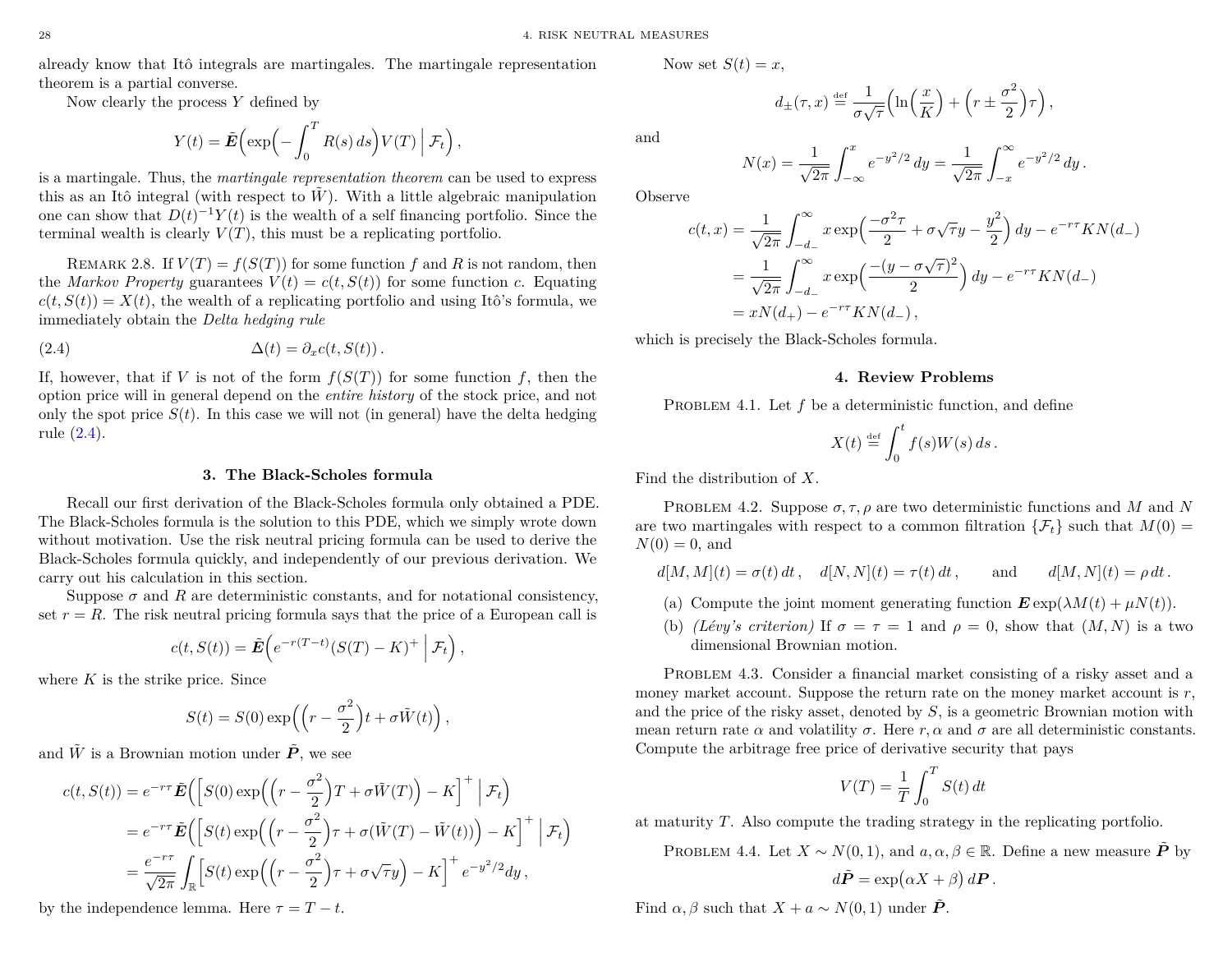already know that Itô integrals are martingales. The martingale representation theorem is a partial converse.

Now clearly the process $Y$ defined by

$$Y(t) = \tilde{\boldsymbol{E}}\Big(\exp\Big(-\int_0^T R(s)\,ds\Big)V(T) \Bigm| \mathcal{F}_t\Big)\,,$$

is a martingale. Thus, the *martingale representation theorem* can be used to express this as an Itô integral (with respect to $\tilde{W}$). With a little algebraic manipulation one can show that $D(t)^{-1}Y(t)$ is the wealth of a self financing portfolio. Since the terminal wealth is clearly $V(T)$, this must be a replicating portfolio.

Remark 2.8. If $V(T) = f(S(T))$ for some function $f$ and $R$ is not random, then the *Markov Property* guarantees $V(t) = c(t, S(t))$ for some function $c$. Equating $c(t, S(t)) = X(t)$, the wealth of a replicating portfolio and using Itô's formula, we immediately obtain the *Delta hedging rule*

$$\Delta(t) = \partial_x c(t, S(t))\,. \tag{2.4}$$

If, however, that if $V$ is not of the form $f(S(T))$ for some function $f$, then the option price will in general depend on the *entire history* of the stock price, and not only the spot price $S(t)$. In this case we will not (in general) have the delta hedging rule (2.4).

## 3. The Black-Scholes formula

Recall our first derivation of the Black-Scholes formula only obtained a PDE. The Black-Scholes formula is the solution to this PDE, which we simply wrote down without motivation. Use the risk neutral pricing formula can be used to derive the Black-Scholes formula quickly, and independently of our previous derivation. We carry out his calculation in this section.

Suppose $\sigma$ and $R$ are deterministic constants, and for notational consistency, set $r = R$. The risk neutral pricing formula says that the price of a European call is

$$c(t, S(t)) = \tilde{\boldsymbol{E}}\Big(e^{-r(T-t)}(S(T) - K)^+ \Bigm| \mathcal{F}_t\Big)\,,$$

where $K$ is the strike price. Since

$$S(t) = S(0)\exp\Big(\Big(r - \frac{\sigma^2}{2}\Big)t + \sigma\tilde{W}(t)\Big)\,,$$

and $\tilde{W}$ is a Brownian motion under $\tilde{\boldsymbol{P}}$, we see

$$\begin{aligned}
c(t, S(t)) &= e^{-r\tau}\tilde{\boldsymbol{E}}\Big(\Big[S(0)\exp\Big(\Big(r - \frac{\sigma^2}{2}\Big)T + \sigma\tilde{W}(T)\Big) - K\Big]^+ \Bigm| \mathcal{F}_t\Big) \\
&= e^{-r\tau}\tilde{\boldsymbol{E}}\Big(\Big[S(t)\exp\Big(\Big(r - \frac{\sigma^2}{2}\Big)\tau + \sigma(\tilde{W}(T) - \tilde{W}(t))\Big) - K\Big]^+ \Bigm| \mathcal{F}_t\Big) \\
&= \frac{e^{-r\tau}}{\sqrt{2\pi}}\int_{\mathbb{R}}\Big[S(t)\exp\Big(\Big(r - \frac{\sigma^2}{2}\Big)\tau + \sigma\sqrt{\tau}y\Big) - K\Big]^+ e^{-y^2/2}dy\,,
\end{aligned}$$

by the independence lemma. Here $\tau = T - t$.

Now set $S(t) = x$,

$$d_\pm(\tau, x) \stackrel{\text{def}}{=} \frac{1}{\sigma\sqrt{\tau}}\Big(\ln\Big(\frac{x}{K}\Big) + \Big(r \pm \frac{\sigma^2}{2}\Big)\tau\Big)\,,$$

and

$$N(x) = \frac{1}{\sqrt{2\pi}}\int_{-\infty}^{x} e^{-y^2/2}\,dy = \frac{1}{\sqrt{2\pi}}\int_{-x}^{\infty} e^{-y^2/2}\,dy\,.$$

Observe

$$\begin{aligned}
c(t, x) &= \frac{1}{\sqrt{2\pi}}\int_{-d_-}^{\infty} x\exp\Big(\frac{-\sigma^2\tau}{2} + \sigma\sqrt{\tau}y - \frac{y^2}{2}\Big)\,dy - e^{-r\tau}KN(d_-) \\
&= \frac{1}{\sqrt{2\pi}}\int_{-d_-}^{\infty} x\exp\Big(\frac{-(y - \sigma\sqrt{\tau})^2}{2}\Big)\,dy - e^{-r\tau}KN(d_-) \\
&= xN(d_+) - e^{-r\tau}KN(d_-)\,,
\end{aligned}$$

which is precisely the Black-Scholes formula.

## 4. Review Problems

Problem 4.1. Let $f$ be a deterministic function, and define

$$X(t) \stackrel{\text{def}}{=} \int_0^t f(s)W(s)\,ds\,.$$

Find the distribution of $X$.

Problem 4.2. Suppose $\sigma, \tau, \rho$ are two deterministic functions and $M$ and $N$ are two martingales with respect to a common filtration $\{\mathcal{F}_t\}$ such that $M(0) = N(0) = 0$, and

$$d[M, M](t) = \sigma(t)\,dt\,, \quad d[N, N](t) = \tau(t)\,dt\,, \qquad \text{and} \qquad d[M, N](t) = \rho\,dt\,.$$

(a) Compute the joint moment generating function $\boldsymbol{E}\exp(\lambda M(t) + \mu N(t))$.

(b) *(Lévy's criterion)* If $\sigma = \tau = 1$ and $\rho = 0$, show that $(M, N)$ is a two dimensional Brownian motion.

Problem 4.3. Consider a financial market consisting of a risky asset and a money market account. Suppose the return rate on the money market account is $r$, and the price of the risky asset, denoted by $S$, is a geometric Brownian motion with mean return rate $\alpha$ and volatility $\sigma$. Here $r, \alpha$ and $\sigma$ are all deterministic constants. Compute the arbitrage free price of derivative security that pays

$$V(T) = \frac{1}{T}\int_0^T S(t)\,dt$$

at maturity $T$. Also compute the trading strategy in the replicating portfolio.

Problem 4.4. Let $X \sim N(0, 1)$, and $a, \alpha, \beta \in \mathbb{R}$. Define a new measure $\tilde{\boldsymbol{P}}$ by

$$d\tilde{\boldsymbol{P}} = \exp\big(\alpha X + \beta\big)\,d\boldsymbol{P}\,.$$

Find $\alpha, \beta$ such that $X + a \sim N(0, 1)$ under $\tilde{\boldsymbol{P}}$.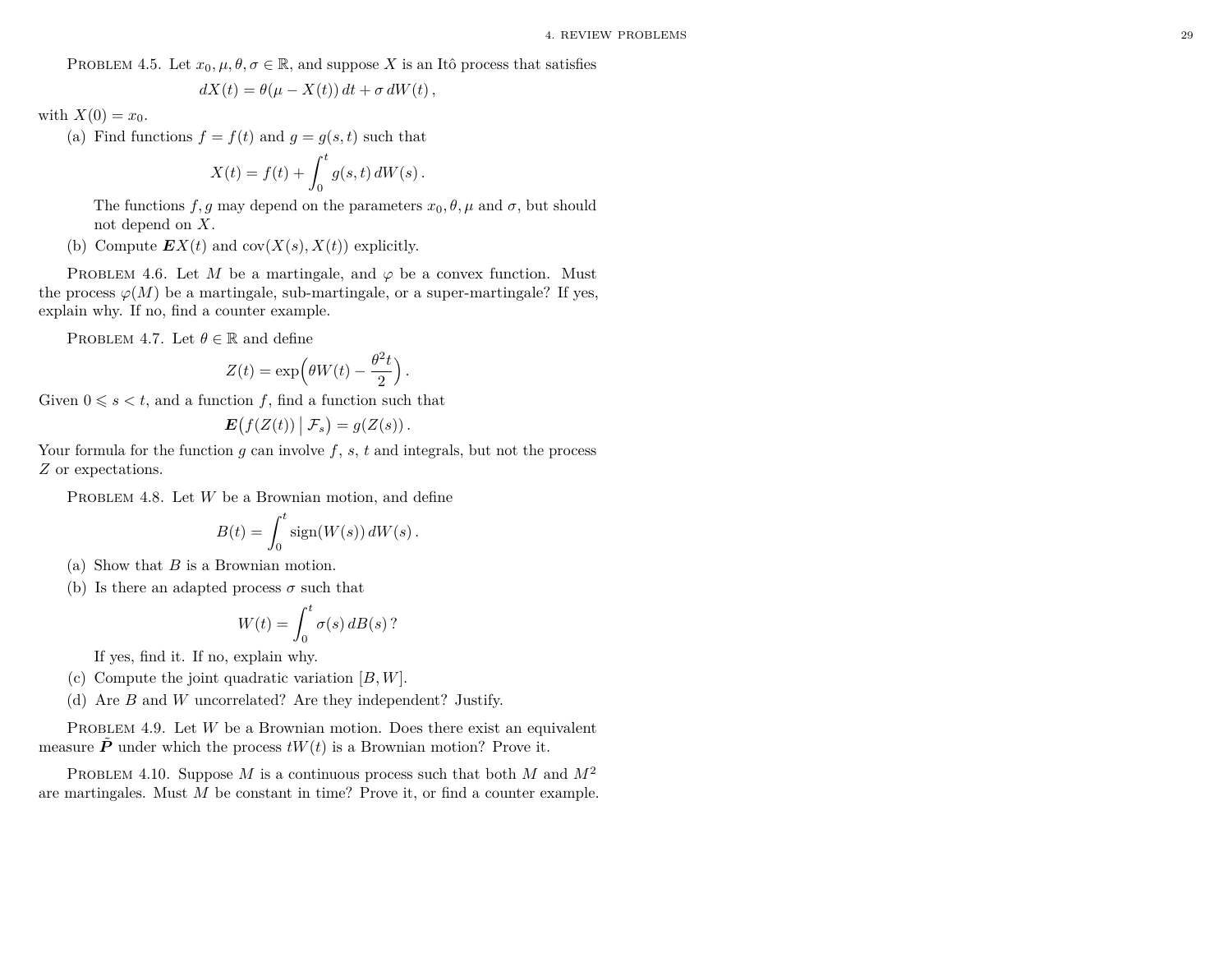Problem 4.5. Let $x_0, \mu, \theta, \sigma \in \mathbb{R}$, and suppose $X$ is an Itô process that satisfies

$$dX(t) = \theta(\mu - X(t))\,dt + \sigma\,dW(t)\,,$$

with $X(0) = x_0$.

(a) Find functions $f = f(t)$ and $g = g(s,t)$ such that

$$X(t) = f(t) + \int_0^t g(s,t)\,dW(s)\,.$$

The functions $f, g$ may depend on the parameters $x_0, \theta, \mu$ and $\sigma$, but should not depend on $X$.

(b) Compute $\boldsymbol{E}X(t)$ and $\operatorname{cov}(X(s), X(t))$ explicitly.

Problem 4.6. Let $M$ be a martingale, and $\varphi$ be a convex function. Must the process $\varphi(M)$ be a martingale, sub-martingale, or a super-martingale? If yes, explain why. If no, find a counter example.

Problem 4.7. Let $\theta \in \mathbb{R}$ and define

$$Z(t) = \exp\Big(\theta W(t) - \frac{\theta^2 t}{2}\Big)\,.$$

Given $0 \leqslant s < t$, and a function $f$, find a function such that

$$\boldsymbol{E}\big(f(Z(t)) \bigm| \mathcal{F}_s\big) = g(Z(s))\,.$$

Your formula for the function $g$ can involve $f$, $s$, $t$ and integrals, but not the process $Z$ or expectations.

Problem 4.8. Let $W$ be a Brownian motion, and define

$$B(t) = \int_0^t \operatorname{sign}(W(s))\,dW(s)\,.$$

(a) Show that $B$ is a Brownian motion.

(b) Is there an adapted process $\sigma$ such that

$$W(t) = \int_0^t \sigma(s)\,dB(s)\,?$$

If yes, find it. If no, explain why.

(c) Compute the joint quadratic variation $[B, W]$.

(d) Are $B$ and $W$ uncorrelated? Are they independent? Justify.

Problem 4.9. Let $W$ be a Brownian motion. Does there exist an equivalent measure $\tilde{\boldsymbol{P}}$ under which the process $tW(t)$ is a Brownian motion? Prove it.

Problem 4.10. Suppose $M$ is a continuous process such that both $M$ and $M^2$ are martingales. Must $M$ be constant in time? Prove it, or find a counter example.